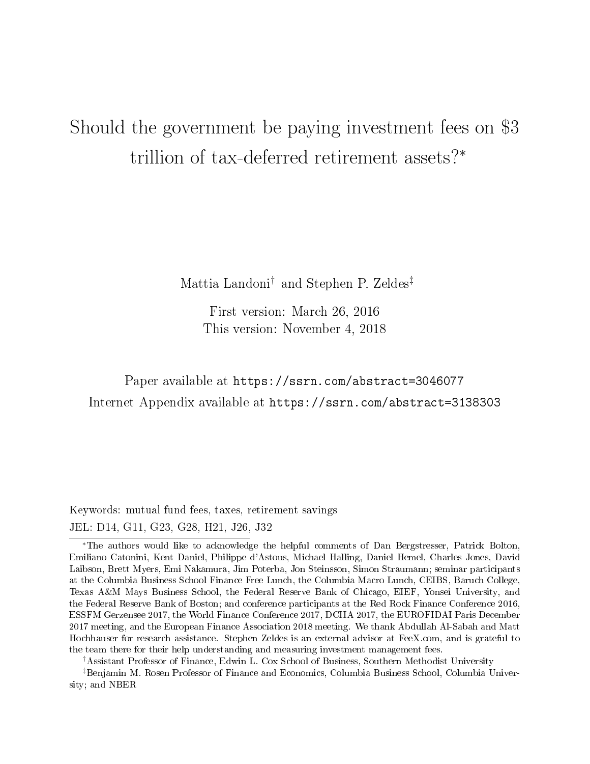# Should the government be paying investment fees on $3 trillion of tax-deferred retirement assets?[*]

Mattia Landoni[†] and Stephen P. Zeldes[‡]

First version: March 26, 2016
This version: November 4, 2018

Paper available at https://ssrn.com/abstract=3046077
Internet Appendix available at https://ssrn.com/abstract=3138303

Keywords: mutual fund fees, taxes, retirement savings
JEL: D14, G11, G23, G28, H21, J26, J32

[*] The authors would like to acknowledge the helpful comments of Dan Bergstresser, Patrick Bolton, Emiliano Catonini, Kent Daniel, Philippe d'Astous, Michael Halling, Daniel Hemel, Charles Jones, David Laibson, Brett Myers, Emi Nakamura, Jim Poterba, Jon Steinsson, Simon Straumann; seminar participants at the Columbia Business School Finance Free Lunch, the Columbia Macro Lunch, CEIBS, Baruch College, Texas A&M Mays Business School, the Federal Reserve Bank of Chicago, EIEF, Yonsei University, and the Federal Reserve Bank of Boston; and conference participants at the Red Rock Finance Conference 2016, ESSFM Gerzensee 2017, the World Finance Conference 2017, DCIIA 2017, the EUROFIDAI Paris December 2017 meeting, and the European Finance Association 2018 meeting. We thank Abdullah Al-Sabah and Matt Hochhauser for research assistance. Stephen Zeldes is an external advisor at FeeX.com, and is grateful to the team there for their help understanding and measuring investment management fees.

[†] Assistant Professor of Finance, Edwin L. Cox School of Business, Southern Methodist University

[‡] Benjamin M. Rosen Professor of Finance and Economics, Columbia Business School, Columbia University; and NBER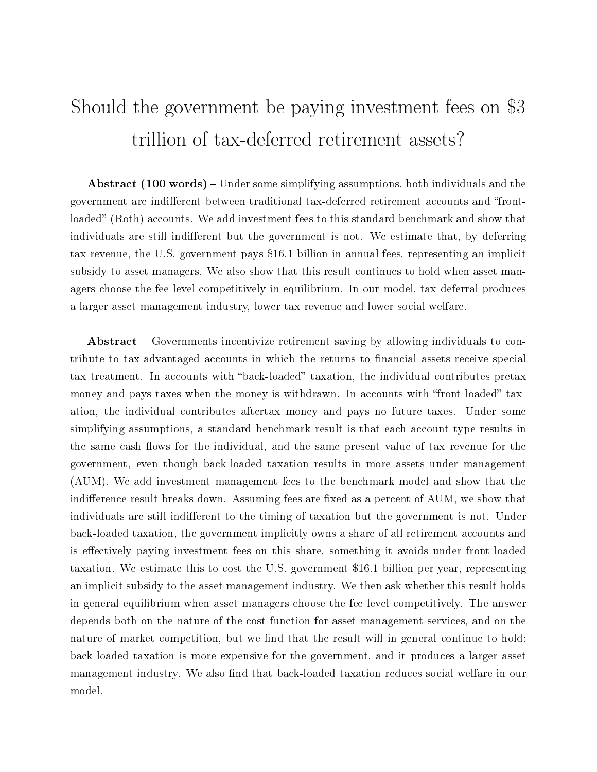# Should the government be paying investment fees on $3 trillion of tax-deferred retirement assets?

**Abstract (100 words)** – Under some simplifying assumptions, both individuals and the government are indifferent between traditional tax-deferred retirement accounts and "front-loaded" (Roth) accounts. We add investment fees to this standard benchmark and show that individuals are still indifferent but the government is not. We estimate that, by deferring tax revenue, the U.S. government pays $16.1 billion in annual fees, representing an implicit subsidy to asset managers. We also show that this result continues to hold when asset managers choose the fee level competitively in equilibrium. In our model, tax deferral produces a larger asset management industry, lower tax revenue and lower social welfare.

**Abstract** – Governments incentivize retirement saving by allowing individuals to contribute to tax-advantaged accounts in which the returns to financial assets receive special tax treatment. In accounts with "back-loaded" taxation, the individual contributes pretax money and pays taxes when the money is withdrawn. In accounts with "front-loaded" taxation, the individual contributes aftertax money and pays no future taxes. Under some simplifying assumptions, a standard benchmark result is that each account type results in the same cash flows for the individual, and the same present value of tax revenue for the government, even though back-loaded taxation results in more assets under management (AUM). We add investment management fees to the benchmark model and show that the indifference result breaks down. Assuming fees are fixed as a percent of AUM, we show that individuals are still indifferent to the timing of taxation but the government is not. Under back-loaded taxation, the government implicitly owns a share of all retirement accounts and is effectively paying investment fees on this share, something it avoids under front-loaded taxation. We estimate this to cost the U.S. government $16.1 billion per year, representing an implicit subsidy to the asset management industry. We then ask whether this result holds in general equilibrium when asset managers choose the fee level competitively. The answer depends both on the nature of the cost function for asset management services, and on the nature of market competition, but we find that the result will in general continue to hold: back-loaded taxation is more expensive for the government, and it produces a larger asset management industry. We also find that back-loaded taxation reduces social welfare in our model.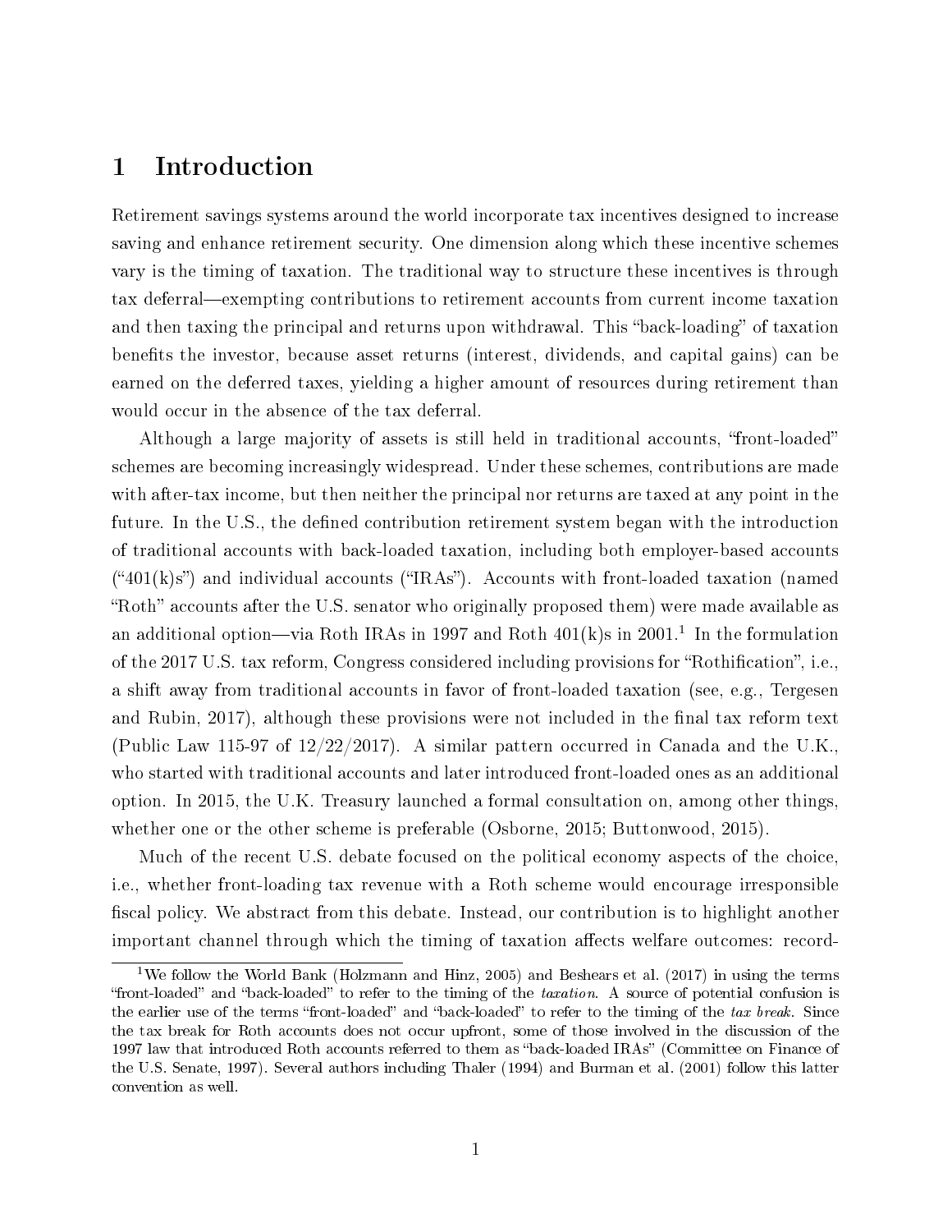# 1 Introduction

Retirement savings systems around the world incorporate tax incentives designed to increase saving and enhance retirement security. One dimension along which these incentive schemes vary is the timing of taxation. The traditional way to structure these incentives is through tax deferral—exempting contributions to retirement accounts from current income taxation and then taxing the principal and returns upon withdrawal. This "back-loading" of taxation benefits the investor, because asset returns (interest, dividends, and capital gains) can be earned on the deferred taxes, yielding a higher amount of resources during retirement than would occur in the absence of the tax deferral.

Although a large majority of assets is still held in traditional accounts, "front-loaded" schemes are becoming increasingly widespread. Under these schemes, contributions are made with after-tax income, but then neither the principal nor returns are taxed at any point in the future. In the U.S., the defined contribution retirement system began with the introduction of traditional accounts with back-loaded taxation, including both employer-based accounts ("401(k)s") and individual accounts ("IRAs"). Accounts with front-loaded taxation (named "Roth" accounts after the U.S. senator who originally proposed them) were made available as an additional option—via Roth IRAs in 1997 and Roth 401(k)s in 2001.[1] In the formulation of the 2017 U.S. tax reform, Congress considered including provisions for "Rothification", i.e., a shift away from traditional accounts in favor of front-loaded taxation (see, e.g., Tergesen and Rubin, 2017), although these provisions were not included in the final tax reform text (Public Law 115-97 of 12/22/2017). A similar pattern occurred in Canada and the U.K., who started with traditional accounts and later introduced front-loaded ones as an additional option. In 2015, the U.K. Treasury launched a formal consultation on, among other things, whether one or the other scheme is preferable (Osborne, 2015; Buttonwood, 2015).

Much of the recent U.S. debate focused on the political economy aspects of the choice, i.e., whether front-loading tax revenue with a Roth scheme would encourage irresponsible fiscal policy. We abstract from this debate. Instead, our contribution is to highlight another important channel through which the timing of taxation affects welfare outcomes: record-

[1] We follow the World Bank (Holzmann and Hinz, 2005) and Beshears et al. (2017) in using the terms "front-loaded" and "back-loaded" to refer to the timing of the *taxation*. A source of potential confusion is the earlier use of the terms "front-loaded" and "back-loaded" to refer to the timing of the *tax break*. Since the tax break for Roth accounts does not occur upfront, some of those involved in the discussion of the 1997 law that introduced Roth accounts referred to them as "back-loaded IRAs" (Committee on Finance of the U.S. Senate, 1997). Several authors including Thaler (1994) and Burman et al. (2001) follow this latter convention as well.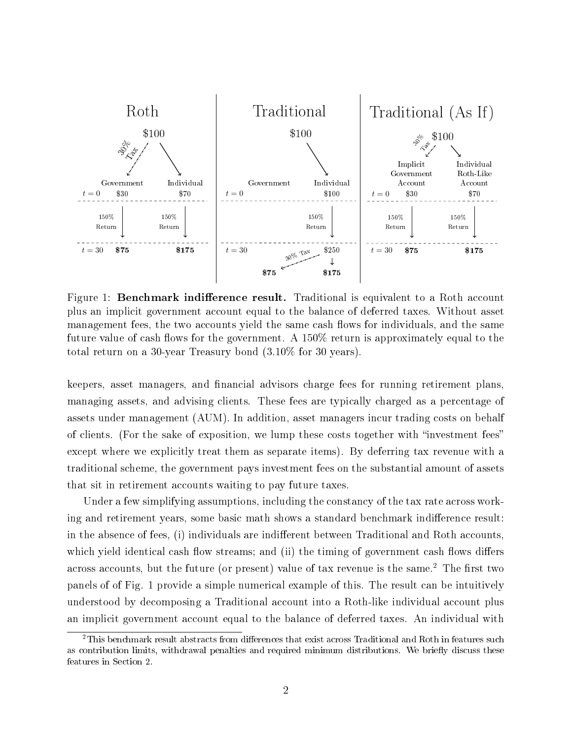| Roth | | | Traditional | | | Traditional (As If) | | |
|---|---|---|---|---|---|---|---|---|
| | $100 (30% Tax) | | | $100 | | | $100 (30% Tax) | |
| | Government | Individual | | Government | Individual | | Implicit Government Account | Individual Roth-Like Account |
| $t = 0$ | $30 | $70 | $t = 0$ | | $100 | $t = 0$ | $30 | $70 |
| | 150% Return | 150% Return | | | 150% Return | | 150% Return | 150% Return |
| $t = 30$ | **$75** | **$175** | $t = 30$ | | $250 (30% Tax) | $t = 30$ | **$75** | **$175** |
| | | | | **$75** | **$175** | | | |

Figure 1: **Benchmark indifference result.** Traditional is equivalent to a Roth account plus an implicit government account equal to the balance of deferred taxes. Without asset management fees, the two accounts yield the same cash flows for individuals, and the same future value of cash flows for the government. A 150% return is approximately equal to the total return on a 30-year Treasury bond (3.10% for 30 years).

keepers, asset managers, and financial advisors charge fees for running retirement plans, managing assets, and advising clients. These fees are typically charged as a percentage of assets under management (AUM). In addition, asset managers incur trading costs on behalf of clients. (For the sake of exposition, we lump these costs together with "investment fees" except where we explicitly treat them as separate items). By deferring tax revenue with a traditional scheme, the government pays investment fees on the substantial amount of assets that sit in retirement accounts waiting to pay future taxes.

Under a few simplifying assumptions, including the constancy of the tax rate across working and retirement years, some basic math shows a standard benchmark indifference result: in the absence of fees, (i) individuals are indifferent between Traditional and Roth accounts, which yield identical cash flow streams; and (ii) the timing of government cash flows differs across accounts, but the future (or present) value of tax revenue is the same.[2] The first two panels of of Fig. 1 provide a simple numerical example of this. The result can be intuitively understood by decomposing a Traditional account into a Roth-like individual account plus an implicit government account equal to the balance of deferred taxes. An individual with

[2] This benchmark result abstracts from differences that exist across Traditional and Roth in features such as contribution limits, withdrawal penalties and required minimum distributions. We briefly discuss these features in Section 2.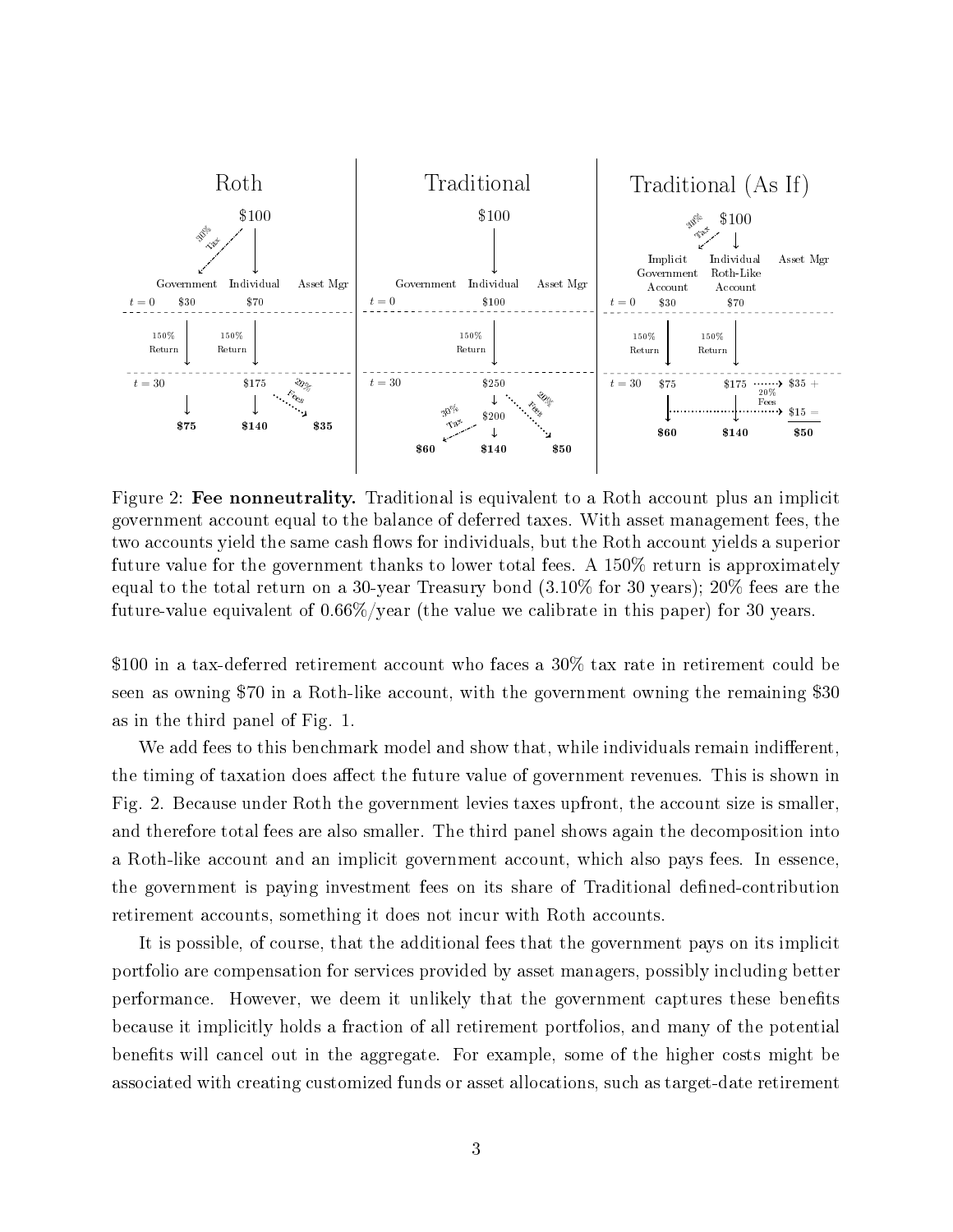Figure 2: **Fee nonneutrality.** Traditional is equivalent to a Roth account plus an implicit government account equal to the balance of deferred taxes. With asset management fees, the two accounts yield the same cash flows for individuals, but the Roth account yields a superior future value for the government thanks to lower total fees. A 150% return is approximately equal to the total return on a 30-year Treasury bond (3.10% for 30 years); 20% fees are the future-value equivalent of 0.66%/year (the value we calibrate in this paper) for 30 years.

$100 in a tax-deferred retirement account who faces a 30% tax rate in retirement could be seen as owning $70 in a Roth-like account, with the government owning the remaining $30 as in the third panel of Fig. 1.

We add fees to this benchmark model and show that, while individuals remain indifferent, the timing of taxation does affect the future value of government revenues. This is shown in Fig. 2. Because under Roth the government levies taxes upfront, the account size is smaller, and therefore total fees are also smaller. The third panel shows again the decomposition into a Roth-like account and an implicit government account, which also pays fees. In essence, the government is paying investment fees on its share of Traditional defined-contribution retirement accounts, something it does not incur with Roth accounts.

It is possible, of course, that the additional fees that the government pays on its implicit portfolio are compensation for services provided by asset managers, possibly including better performance. However, we deem it unlikely that the government captures these benefits because it implicitly holds a fraction of all retirement portfolios, and many of the potential benefits will cancel out in the aggregate. For example, some of the higher costs might be associated with creating customized funds or asset allocations, such as target-date retirement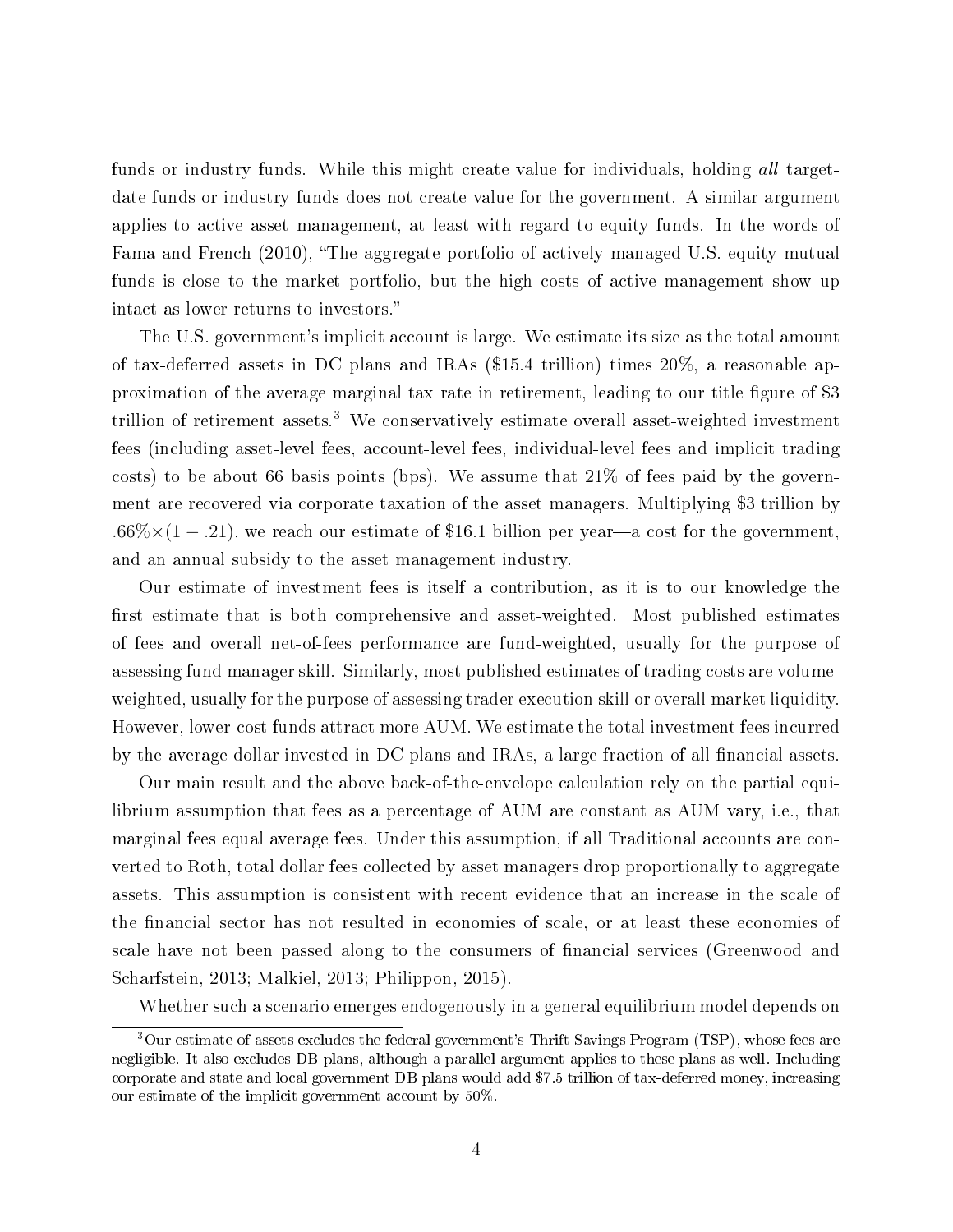funds or industry funds. While this might create value for individuals, holding *all* target-date funds or industry funds does not create value for the government. A similar argument applies to active asset management, at least with regard to equity funds. In the words of Fama and French (2010), "The aggregate portfolio of actively managed U.S. equity mutual funds is close to the market portfolio, but the high costs of active management show up intact as lower returns to investors."

The U.S. government's implicit account is large. We estimate its size as the total amount of tax-deferred assets in DC plans and IRAs ($15.4 trillion) times 20%, a reasonable approximation of the average marginal tax rate in retirement, leading to our title figure of $3 trillion of retirement assets.[3] We conservatively estimate overall asset-weighted investment fees (including asset-level fees, account-level fees, individual-level fees and implicit trading costs) to be about 66 basis points (bps). We assume that 21% of fees paid by the government are recovered via corporate taxation of the asset managers. Multiplying $3 trillion by $.66\% \times (1 - .21)$, we reach our estimate of $16.1 billion per year—a cost for the government, and an annual subsidy to the asset management industry.

Our estimate of investment fees is itself a contribution, as it is to our knowledge the first estimate that is both comprehensive and asset-weighted. Most published estimates of fees and overall net-of-fees performance are fund-weighted, usually for the purpose of assessing fund manager skill. Similarly, most published estimates of trading costs are volume-weighted, usually for the purpose of assessing trader execution skill or overall market liquidity. However, lower-cost funds attract more AUM. We estimate the total investment fees incurred by the average dollar invested in DC plans and IRAs, a large fraction of all financial assets.

Our main result and the above back-of-the-envelope calculation rely on the partial equilibrium assumption that fees as a percentage of AUM are constant as AUM vary, i.e., that marginal fees equal average fees. Under this assumption, if all Traditional accounts are converted to Roth, total dollar fees collected by asset managers drop proportionally to aggregate assets. This assumption is consistent with recent evidence that an increase in the scale of the financial sector has not resulted in economies of scale, or at least these economies of scale have not been passed along to the consumers of financial services (Greenwood and Scharfstein, 2013; Malkiel, 2013; Philippon, 2015).

Whether such a scenario emerges endogenously in a general equilibrium model depends on

[3] Our estimate of assets excludes the federal government's Thrift Savings Program (TSP), whose fees are negligible. It also excludes DB plans, although a parallel argument applies to these plans as well. Including corporate and state and local government DB plans would add $7.5 trillion of tax-deferred money, increasing our estimate of the implicit government account by 50%.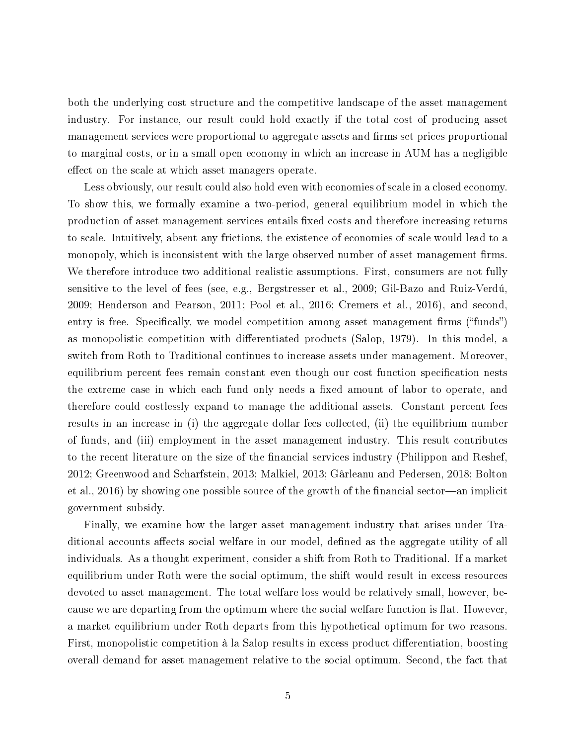both the underlying cost structure and the competitive landscape of the asset management industry. For instance, our result could hold exactly if the total cost of producing asset management services were proportional to aggregate assets and firms set prices proportional to marginal costs, or in a small open economy in which an increase in AUM has a negligible effect on the scale at which asset managers operate.

Less obviously, our result could also hold even with economies of scale in a closed economy. To show this, we formally examine a two-period, general equilibrium model in which the production of asset management services entails fixed costs and therefore increasing returns to scale. Intuitively, absent any frictions, the existence of economies of scale would lead to a monopoly, which is inconsistent with the large observed number of asset management firms. We therefore introduce two additional realistic assumptions. First, consumers are not fully sensitive to the level of fees (see, e.g., Bergstresser et al., 2009; Gil-Bazo and Ruiz-Verdú, 2009; Henderson and Pearson, 2011; Pool et al., 2016; Cremers et al., 2016), and second, entry is free. Specifically, we model competition among asset management firms ("funds") as monopolistic competition with differentiated products (Salop, 1979). In this model, a switch from Roth to Traditional continues to increase assets under management. Moreover, equilibrium percent fees remain constant even though our cost function specification nests the extreme case in which each fund only needs a fixed amount of labor to operate, and therefore could costlessly expand to manage the additional assets. Constant percent fees results in an increase in (i) the aggregate dollar fees collected, (ii) the equilibrium number of funds, and (iii) employment in the asset management industry. This result contributes to the recent literature on the size of the financial services industry (Philippon and Reshef, 2012; Greenwood and Scharfstein, 2013; Malkiel, 2013; Gârleanu and Pedersen, 2018; Bolton et al., 2016) by showing one possible source of the growth of the financial sector—an implicit government subsidy.

Finally, we examine how the larger asset management industry that arises under Traditional accounts affects social welfare in our model, defined as the aggregate utility of all individuals. As a thought experiment, consider a shift from Roth to Traditional. If a market equilibrium under Roth were the social optimum, the shift would result in excess resources devoted to asset management. The total welfare loss would be relatively small, however, because we are departing from the optimum where the social welfare function is flat. However, a market equilibrium under Roth departs from this hypothetical optimum for two reasons. First, monopolistic competition à la Salop results in excess product differentiation, boosting overall demand for asset management relative to the social optimum. Second, the fact that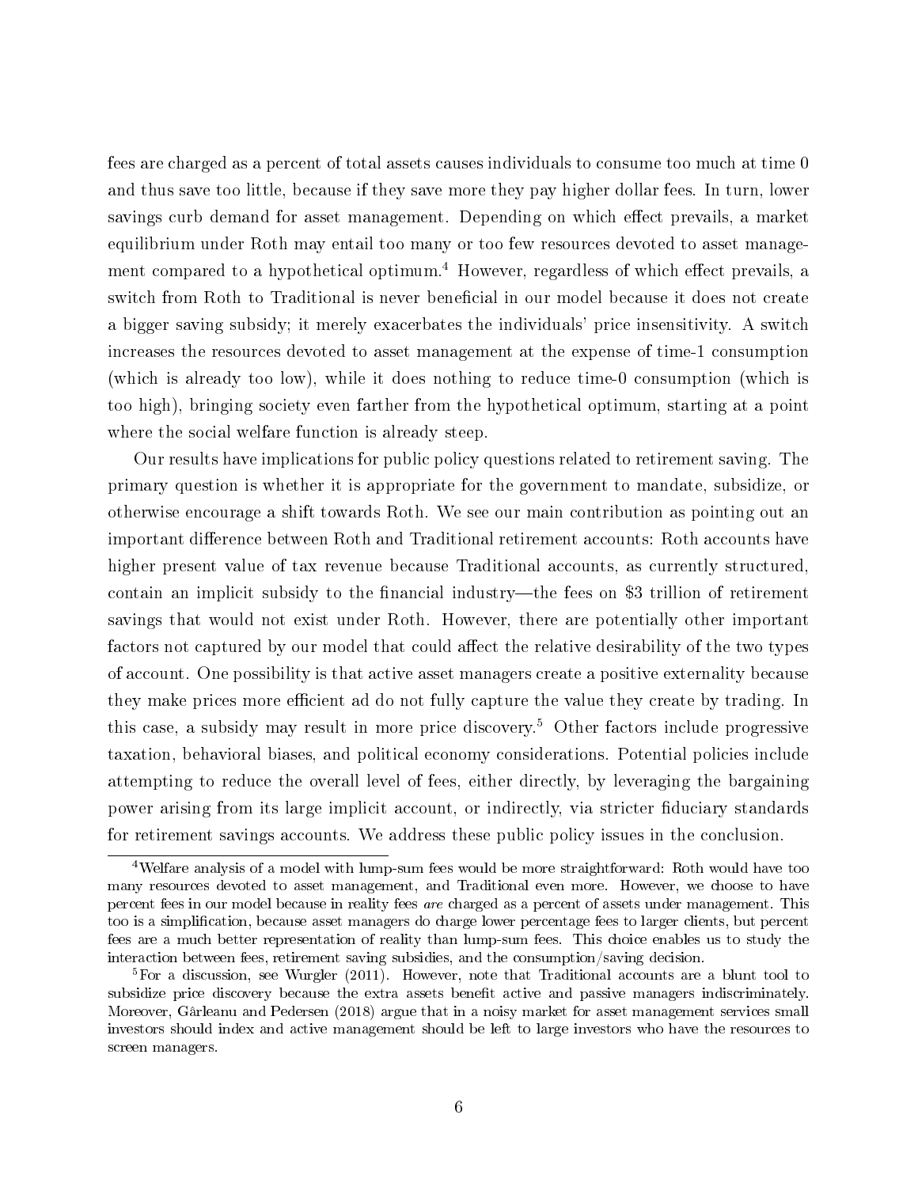fees are charged as a percent of total assets causes individuals to consume too much at time 0 and thus save too little, because if they save more they pay higher dollar fees. In turn, lower savings curb demand for asset management. Depending on which effect prevails, a market equilibrium under Roth may entail too many or too few resources devoted to asset management compared to a hypothetical optimum.[4] However, regardless of which effect prevails, a switch from Roth to Traditional is never beneficial in our model because it does not create a bigger saving subsidy; it merely exacerbates the individuals' price insensitivity. A switch increases the resources devoted to asset management at the expense of time-1 consumption (which is already too low), while it does nothing to reduce time-0 consumption (which is too high), bringing society even farther from the hypothetical optimum, starting at a point where the social welfare function is already steep.

Our results have implications for public policy questions related to retirement saving. The primary question is whether it is appropriate for the government to mandate, subsidize, or otherwise encourage a shift towards Roth. We see our main contribution as pointing out an important difference between Roth and Traditional retirement accounts: Roth accounts have higher present value of tax revenue because Traditional accounts, as currently structured, contain an implicit subsidy to the financial industry—the fees on \$3 trillion of retirement savings that would not exist under Roth. However, there are potentially other important factors not captured by our model that could affect the relative desirability of the two types of account. One possibility is that active asset managers create a positive externality because they make prices more efficient ad do not fully capture the value they create by trading. In this case, a subsidy may result in more price discovery.[5] Other factors include progressive taxation, behavioral biases, and political economy considerations. Potential policies include attempting to reduce the overall level of fees, either directly, by leveraging the bargaining power arising from its large implicit account, or indirectly, via stricter fiduciary standards for retirement savings accounts. We address these public policy issues in the conclusion.

[4] Welfare analysis of a model with lump-sum fees would be more straightforward: Roth would have too many resources devoted to asset management, and Traditional even more. However, we choose to have percent fees in our model because in reality fees *are* charged as a percent of assets under management. This too is a simplification, because asset managers do charge lower percentage fees to larger clients, but percent fees are a much better representation of reality than lump-sum fees. This choice enables us to study the interaction between fees, retirement saving subsidies, and the consumption/saving decision.

[5] For a discussion, see Wurgler (2011). However, note that Traditional accounts are a blunt tool to subsidize price discovery because the extra assets benefit active and passive managers indiscriminately. Moreover, Gârleanu and Pedersen (2018) argue that in a noisy market for asset management services small investors should index and active management should be left to large investors who have the resources to screen managers.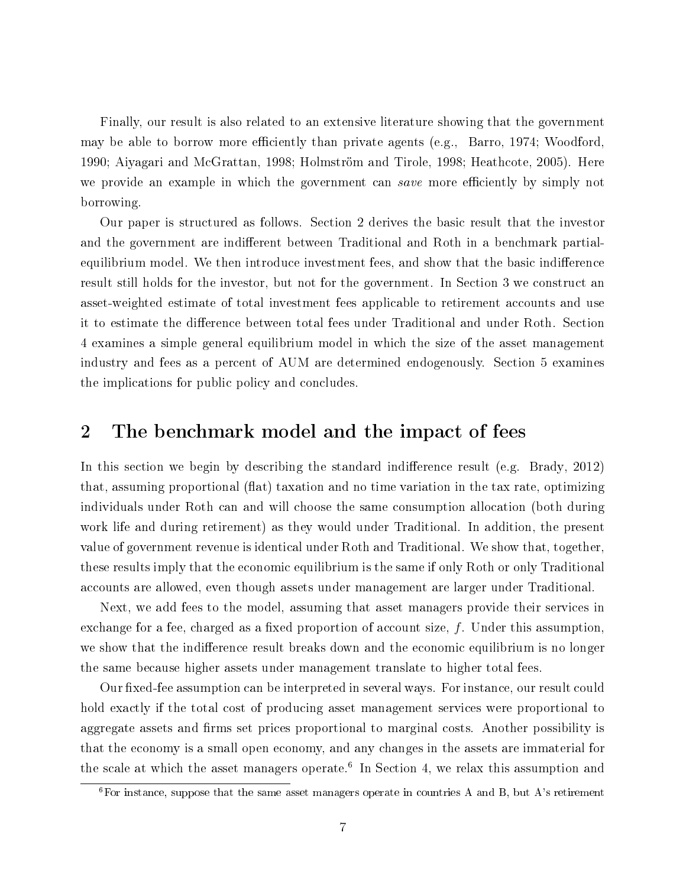Finally, our result is also related to an extensive literature showing that the government may be able to borrow more efficiently than private agents (e.g., Barro, 1974; Woodford, 1990; Aiyagari and McGrattan, 1998; Holmström and Tirole, 1998; Heathcote, 2005). Here we provide an example in which the government can *save* more efficiently by simply not borrowing.

Our paper is structured as follows. Section 2 derives the basic result that the investor and the government are indifferent between Traditional and Roth in a benchmark partial-equilibrium model. We then introduce investment fees, and show that the basic indifference result still holds for the investor, but not for the government. In Section 3 we construct an asset-weighted estimate of total investment fees applicable to retirement accounts and use it to estimate the difference between total fees under Traditional and under Roth. Section 4 examines a simple general equilibrium model in which the size of the asset management industry and fees as a percent of AUM are determined endogenously. Section 5 examines the implications for public policy and concludes.

## 2 The benchmark model and the impact of fees

In this section we begin by describing the standard indifference result (e.g. Brady, 2012) that, assuming proportional (flat) taxation and no time variation in the tax rate, optimizing individuals under Roth can and will choose the same consumption allocation (both during work life and during retirement) as they would under Traditional. In addition, the present value of government revenue is identical under Roth and Traditional. We show that, together, these results imply that the economic equilibrium is the same if only Roth or only Traditional accounts are allowed, even though assets under management are larger under Traditional.

Next, we add fees to the model, assuming that asset managers provide their services in exchange for a fee, charged as a fixed proportion of account size, $f$. Under this assumption, we show that the indifference result breaks down and the economic equilibrium is no longer the same because higher assets under management translate to higher total fees.

Our fixed-fee assumption can be interpreted in several ways. For instance, our result could hold exactly if the total cost of producing asset management services were proportional to aggregate assets and firms set prices proportional to marginal costs. Another possibility is that the economy is a small open economy, and any changes in the assets are immaterial for the scale at which the asset managers operate.[6] In Section 4, we relax this assumption and

[6] For instance, suppose that the same asset managers operate in countries A and B, but A's retirement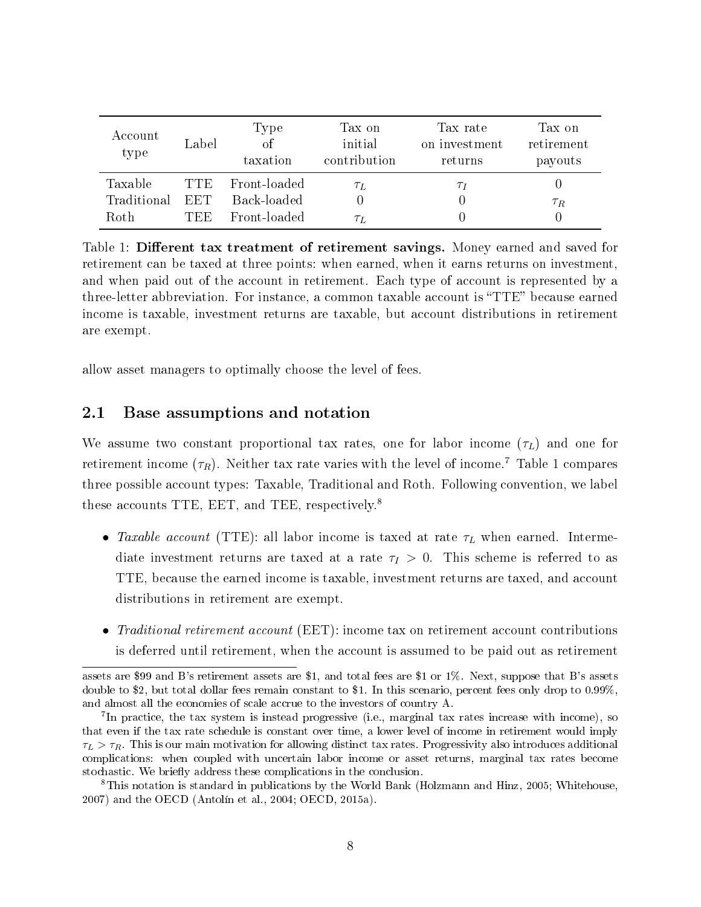| Account type | Label | Type of taxation | Tax on initial contribution | Tax rate on investment returns | Tax on retirement payouts |
|---|---|---|---|---|---|
| Taxable | TTE | Front-loaded | $\tau_L$ | $\tau_I$ | 0 |
| Traditional | EET | Back-loaded | 0 | 0 | $\tau_R$ |
| Roth | TEE | Front-loaded | $\tau_L$ | 0 | 0 |

Table 1: **Different tax treatment of retirement savings.** Money earned and saved for retirement can be taxed at three points: when earned, when it earns returns on investment, and when paid out of the account in retirement. Each type of account is represented by a three-letter abbreviation. For instance, a common taxable account is "TTE" because earned income is taxable, investment returns are taxable, but account distributions in retirement are exempt.

allow asset managers to optimally choose the level of fees.

## 2.1 Base assumptions and notation

We assume two constant proportional tax rates, one for labor income ($\tau_L$) and one for retirement income ($\tau_R$). Neither tax rate varies with the level of income.[7] Table 1 compares three possible account types: Taxable, Traditional and Roth. Following convention, we label these accounts TTE, EET, and TEE, respectively.[8]

- *Taxable account* (TTE): all labor income is taxed at rate $\tau_L$ when earned. Intermediate investment returns are taxed at a rate $\tau_I > 0$. This scheme is referred to as TTE, because the earned income is taxable, investment returns are taxed, and account distributions in retirement are exempt.
- *Traditional retirement account* (EET): income tax on retirement account contributions is deferred until retirement, when the account is assumed to be paid out as retirement

assets are \$99 and B's retirement assets are \$1, and total fees are \$1 or 1%. Next, suppose that B's assets double to \$2, but total dollar fees remain constant to \$1. In this scenario, percent fees only drop to 0.99%, and almost all the economies of scale accrue to the investors of country A.

[7]In practice, the tax system is instead progressive (i.e., marginal tax rates increase with income), so that even if the tax rate schedule is constant over time, a lower level of income in retirement would imply $\tau_L > \tau_R$. This is our main motivation for allowing distinct tax rates. Progressivity also introduces additional complications: when coupled with uncertain labor income or asset returns, marginal tax rates become stochastic. We briefly address these complications in the conclusion.

[8]This notation is standard in publications by the World Bank (Holzmann and Hinz, 2005; Whitehouse, 2007) and the OECD (Antolín et al., 2004; OECD, 2015a).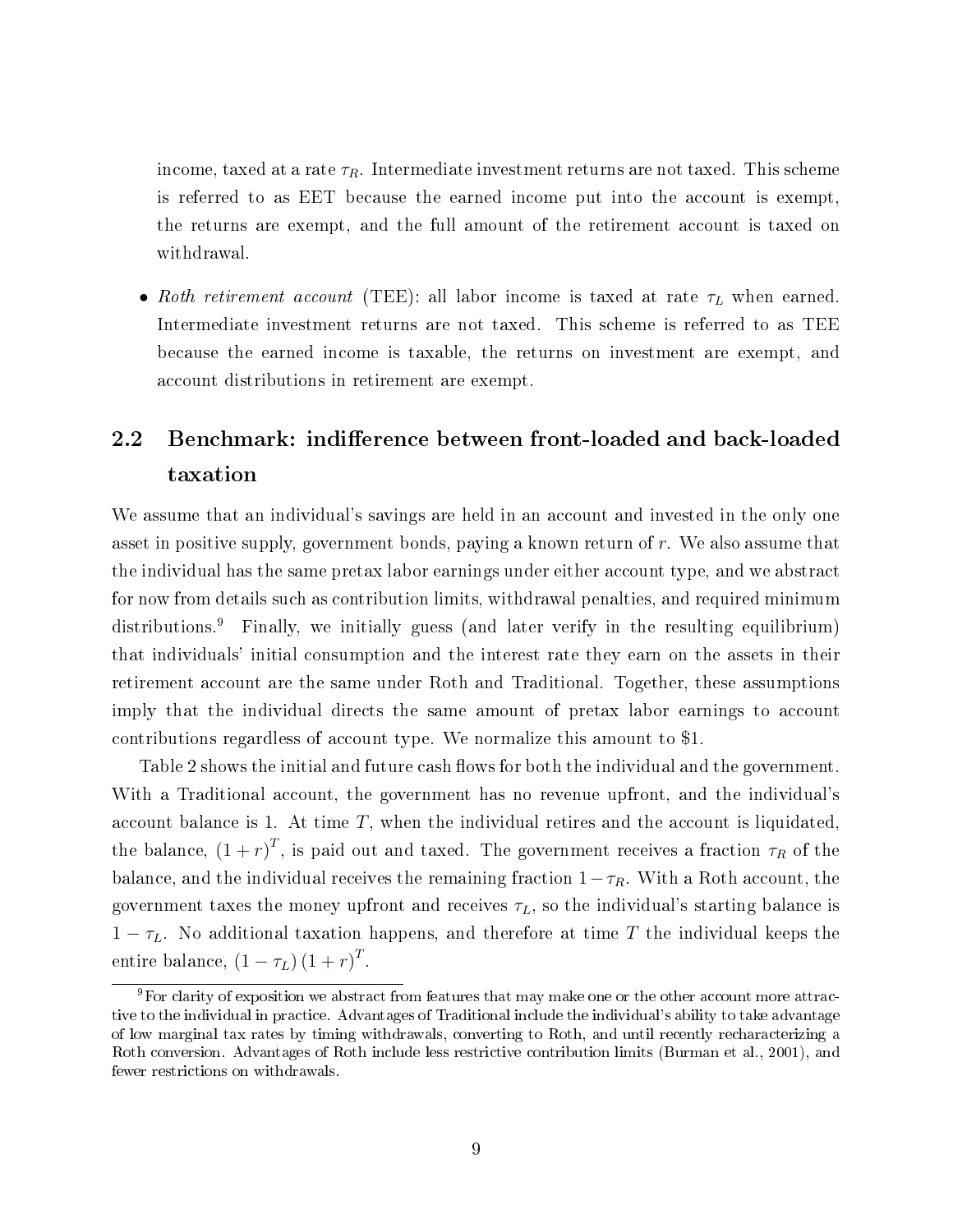income, taxed at a rate $\tau_R$. Intermediate investment returns are not taxed. This scheme is referred to as EET because the earned income put into the account is exempt, the returns are exempt, and the full amount of the retirement account is taxed on withdrawal.

- *Roth retirement account* (TEE): all labor income is taxed at rate $\tau_L$ when earned. Intermediate investment returns are not taxed. This scheme is referred to as TEE because the earned income is taxable, the returns on investment are exempt, and account distributions in retirement are exempt.

## 2.2 Benchmark: indifference between front-loaded and back-loaded taxation

We assume that an individual's savings are held in an account and invested in the only one asset in positive supply, government bonds, paying a known return of $r$. We also assume that the individual has the same pretax labor earnings under either account type, and we abstract for now from details such as contribution limits, withdrawal penalties, and required minimum distributions.[9] Finally, we initially guess (and later verify in the resulting equilibrium) that individuals' initial consumption and the interest rate they earn on the assets in their retirement account are the same under Roth and Traditional. Together, these assumptions imply that the individual directs the same amount of pretax labor earnings to account contributions regardless of account type. We normalize this amount to \$1.

Table 2 shows the initial and future cash flows for both the individual and the government. With a Traditional account, the government has no revenue upfront, and the individual's account balance is 1. At time $T$, when the individual retires and the account is liquidated, the balance, $(1+r)^T$, is paid out and taxed. The government receives a fraction $\tau_R$ of the balance, and the individual receives the remaining fraction $1-\tau_R$. With a Roth account, the government taxes the money upfront and receives $\tau_L$, so the individual's starting balance is $1-\tau_L$. No additional taxation happens, and therefore at time $T$ the individual keeps the entire balance, $(1-\tau_L)(1+r)^T$.

[9] For clarity of exposition we abstract from features that may make one or the other account more attractive to the individual in practice. Advantages of Traditional include the individual's ability to take advantage of low marginal tax rates by timing withdrawals, converting to Roth, and until recently recharacterizing a Roth conversion. Advantages of Roth include less restrictive contribution limits (Burman et al., 2001), and fewer restrictions on withdrawals.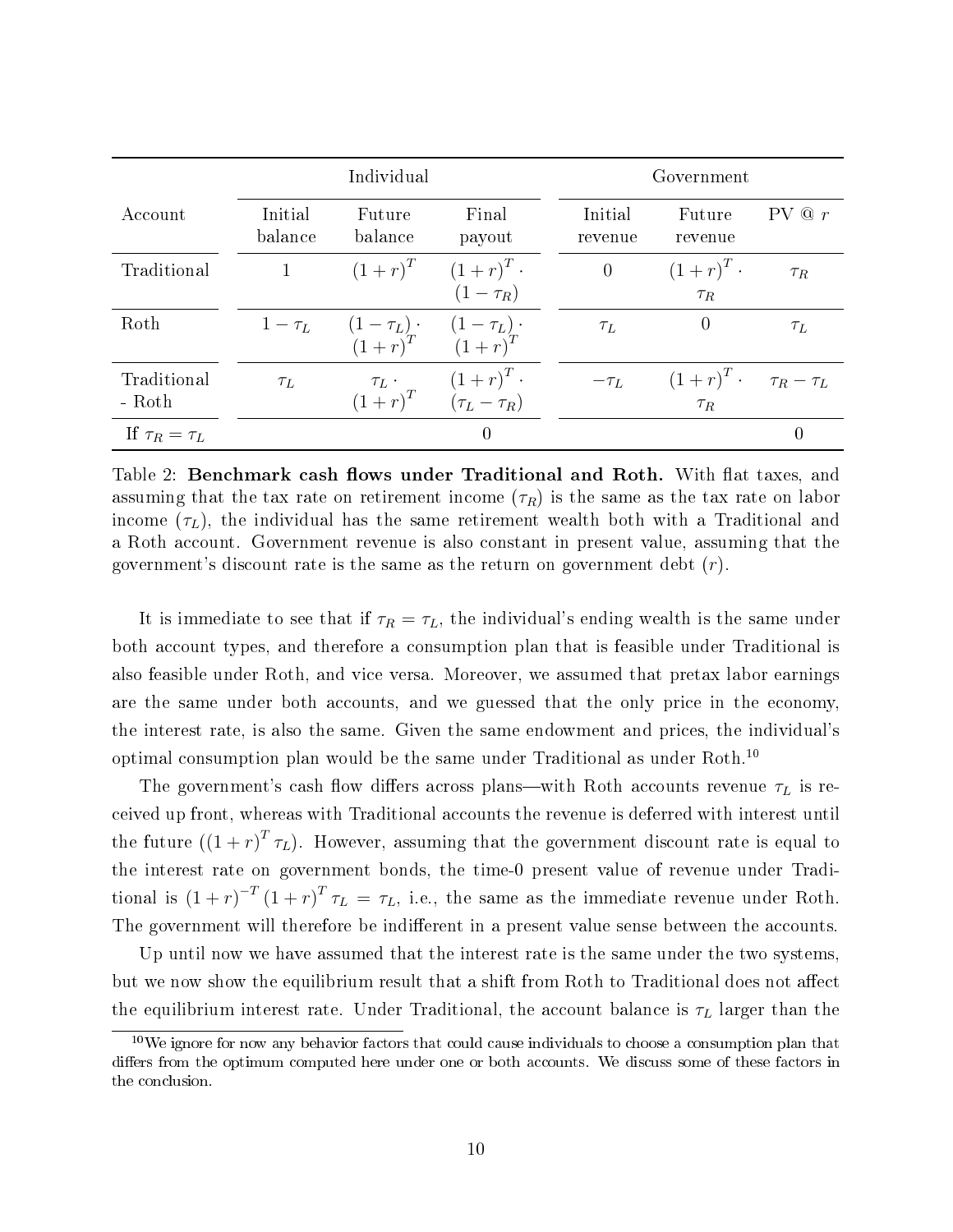| | Individual | | | Government | | |
|---|---|---|---|---|---|---|
| Account | Initial balance | Future balance | Final payout | Initial revenue | Future revenue | PV @ $r$ |
| Traditional | 1 | $(1+r)^T$ | $(1+r)^T \cdot (1-\tau_R)$ | 0 | $(1+r)^T \cdot \tau_R$ | $\tau_R$ |
| Roth | $1-\tau_L$ | $(1-\tau_L) \cdot (1+r)^T$ | $(1-\tau_L) \cdot (1+r)^T$ | $\tau_L$ | 0 | $\tau_L$ |
| Traditional - Roth | $\tau_L$ | $\tau_L \cdot (1+r)^T$ | $(1+r)^T \cdot (\tau_L - \tau_R)$ | $-\tau_L$ | $(1+r)^T \cdot \tau_R$ | $\tau_R - \tau_L$ |
| If $\tau_R = \tau_L$ | | | 0 | | | 0 |

Table 2: **Benchmark cash flows under Traditional and Roth.** With flat taxes, and assuming that the tax rate on retirement income ($\tau_R$) is the same as the tax rate on labor income ($\tau_L$), the individual has the same retirement wealth both with a Traditional and a Roth account. Government revenue is also constant in present value, assuming that the government's discount rate is the same as the return on government debt ($r$).

It is immediate to see that if $\tau_R = \tau_L$, the individual's ending wealth is the same under both account types, and therefore a consumption plan that is feasible under Traditional is also feasible under Roth, and vice versa. Moreover, we assumed that pretax labor earnings are the same under both accounts, and we guessed that the only price in the economy, the interest rate, is also the same. Given the same endowment and prices, the individual's optimal consumption plan would be the same under Traditional as under Roth.[10]

The government's cash flow differs across plans—with Roth accounts revenue $\tau_L$ is received up front, whereas with Traditional accounts the revenue is deferred with interest until the future ($(1+r)^T \tau_L$). However, assuming that the government discount rate is equal to the interest rate on government bonds, the time-0 present value of revenue under Traditional is $(1+r)^{-T}(1+r)^T \tau_L = \tau_L$, i.e., the same as the immediate revenue under Roth. The government will therefore be indifferent in a present value sense between the accounts.

Up until now we have assumed that the interest rate is the same under the two systems, but we now show the equilibrium result that a shift from Roth to Traditional does not affect the equilibrium interest rate. Under Traditional, the account balance is $\tau_L$ larger than the

[10] We ignore for now any behavior factors that could cause individuals to choose a consumption plan that differs from the optimum computed here under one or both accounts. We discuss some of these factors in the conclusion.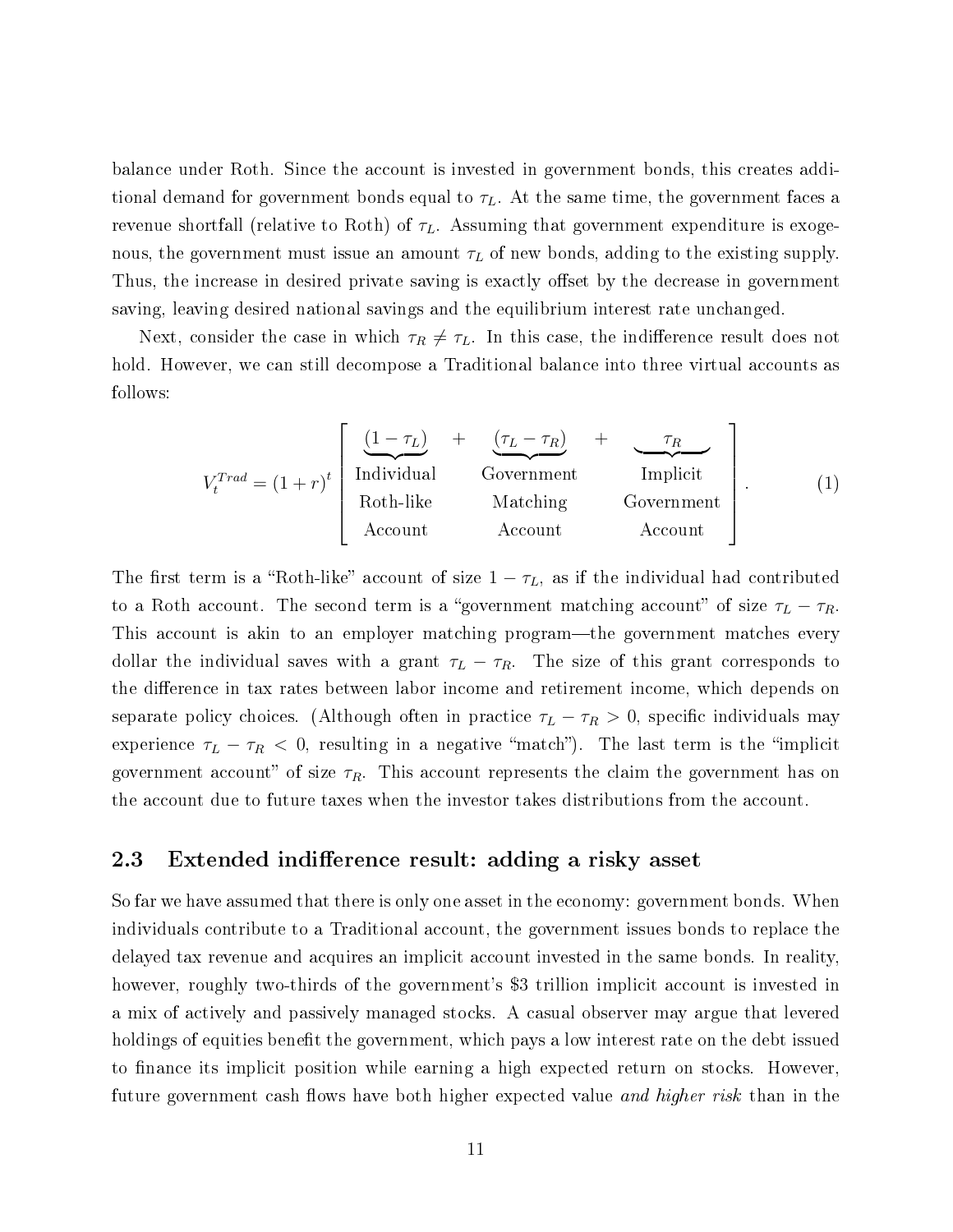balance under Roth. Since the account is invested in government bonds, this creates additional demand for government bonds equal to $\tau_L$. At the same time, the government faces a revenue shortfall (relative to Roth) of $\tau_L$. Assuming that government expenditure is exogenous, the government must issue an amount $\tau_L$ of new bonds, adding to the existing supply. Thus, the increase in desired private saving is exactly offset by the decrease in government saving, leaving desired national savings and the equilibrium interest rate unchanged.

Next, consider the case in which $\tau_R \neq \tau_L$. In this case, the indifference result does not hold. However, we can still decompose a Traditional balance into three virtual accounts as follows:

$$V_t^{Trad} = (1+r)^t \left[ \underbrace{(1-\tau_L)}_{\substack{\text{Individual} \\ \text{Roth-like} \\ \text{Account}}} + \underbrace{(\tau_L - \tau_R)}_{\substack{\text{Government} \\ \text{Matching} \\ \text{Account}}} + \underbrace{\tau_R}_{\substack{\text{Implicit} \\ \text{Government} \\ \text{Account}}} \right]. \tag{1}$$

The first term is a "Roth-like" account of size $1 - \tau_L$, as if the individual had contributed to a Roth account. The second term is a "government matching account" of size $\tau_L - \tau_R$. This account is akin to an employer matching program—the government matches every dollar the individual saves with a grant $\tau_L - \tau_R$. The size of this grant corresponds to the difference in tax rates between labor income and retirement income, which depends on separate policy choices. (Although often in practice $\tau_L - \tau_R > 0$, specific individuals may experience $\tau_L - \tau_R < 0$, resulting in a negative "match"). The last term is the "implicit government account" of size $\tau_R$. This account represents the claim the government has on the account due to future taxes when the investor takes distributions from the account.

## 2.3 Extended indifference result: adding a risky asset

So far we have assumed that there is only one asset in the economy: government bonds. When individuals contribute to a Traditional account, the government issues bonds to replace the delayed tax revenue and acquires an implicit account invested in the same bonds. In reality, however, roughly two-thirds of the government's $3 trillion implicit account is invested in a mix of actively and passively managed stocks. A casual observer may argue that levered holdings of equities benefit the government, which pays a low interest rate on the debt issued to finance its implicit position while earning a high expected return on stocks. However, future government cash flows have both higher expected value *and higher risk* than in the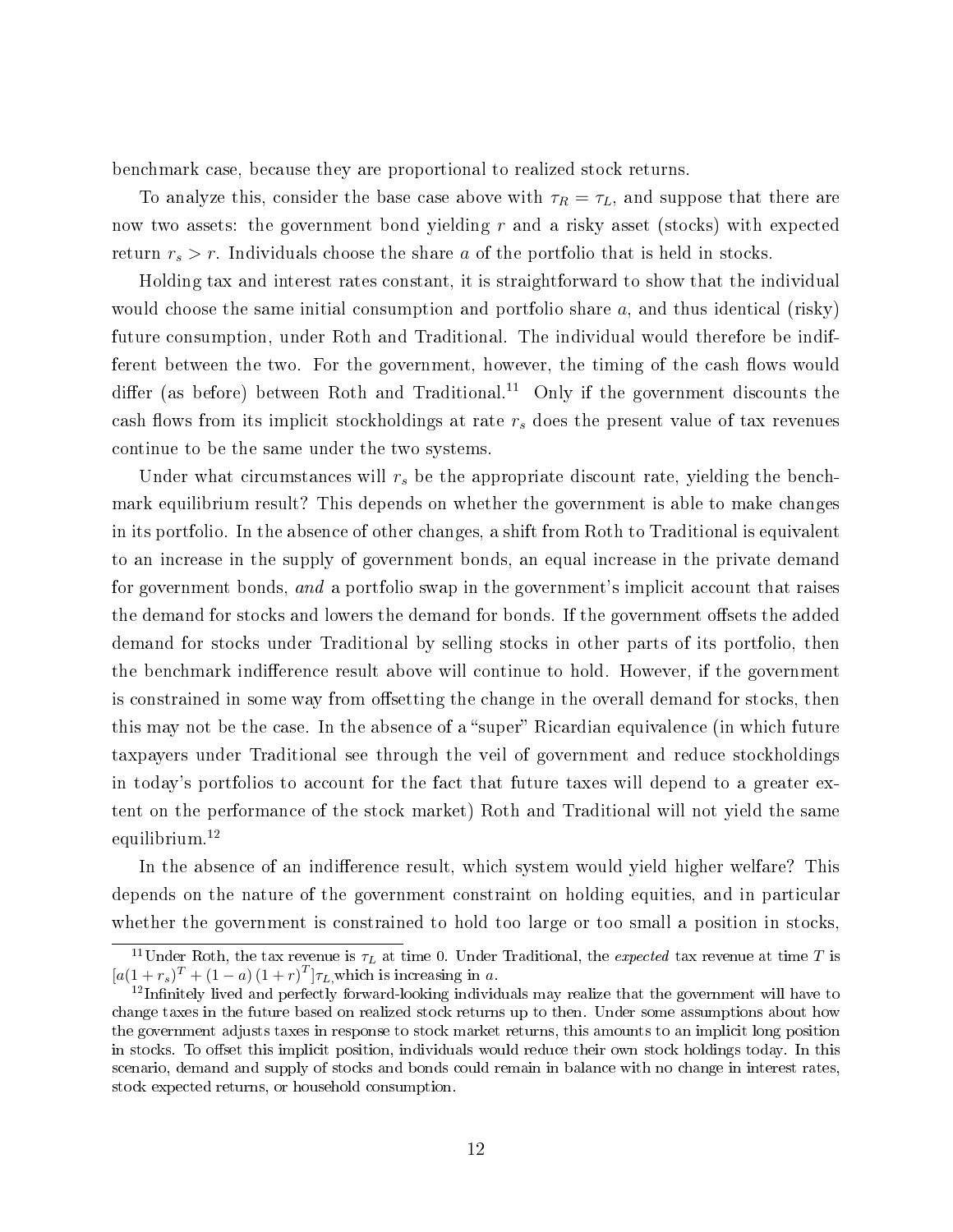benchmark case, because they are proportional to realized stock returns.

To analyze this, consider the base case above with $\tau_R = \tau_L$, and suppose that there are now two assets: the government bond yielding $r$ and a risky asset (stocks) with expected return $r_s > r$. Individuals choose the share $a$ of the portfolio that is held in stocks.

Holding tax and interest rates constant, it is straightforward to show that the individual would choose the same initial consumption and portfolio share $a$, and thus identical (risky) future consumption, under Roth and Traditional. The individual would therefore be indifferent between the two. For the government, however, the timing of the cash flows would differ (as before) between Roth and Traditional.[11] Only if the government discounts the cash flows from its implicit stockholdings at rate $r_s$ does the present value of tax revenues continue to be the same under the two systems.

Under what circumstances will $r_s$ be the appropriate discount rate, yielding the benchmark equilibrium result? This depends on whether the government is able to make changes in its portfolio. In the absence of other changes, a shift from Roth to Traditional is equivalent to an increase in the supply of government bonds, an equal increase in the private demand for government bonds, *and* a portfolio swap in the government's implicit account that raises the demand for stocks and lowers the demand for bonds. If the government offsets the added demand for stocks under Traditional by selling stocks in other parts of its portfolio, then the benchmark indifference result above will continue to hold. However, if the government is constrained in some way from offsetting the change in the overall demand for stocks, then this may not be the case. In the absence of a "super" Ricardian equivalence (in which future taxpayers under Traditional see through the veil of government and reduce stockholdings in today's portfolios to account for the fact that future taxes will depend to a greater extent on the performance of the stock market) Roth and Traditional will not yield the same equilibrium.[12]

In the absence of an indifference result, which system would yield higher welfare? This depends on the nature of the government constraint on holding equities, and in particular whether the government is constrained to hold too large or too small a position in stocks,

[11] Under Roth, the tax revenue is $\tau_L$ at time 0. Under Traditional, the *expected* tax revenue at time $T$ is $[a(1+r_s)^T + (1-a)(1+r)^T]\tau_L$, which is increasing in $a$.

[12] Infinitely lived and perfectly forward-looking individuals may realize that the government will have to change taxes in the future based on realized stock returns up to then. Under some assumptions about how the government adjusts taxes in response to stock market returns, this amounts to an implicit long position in stocks. To offset this implicit position, individuals would reduce their own stock holdings today. In this scenario, demand and supply of stocks and bonds could remain in balance with no change in interest rates, stock expected returns, or household consumption.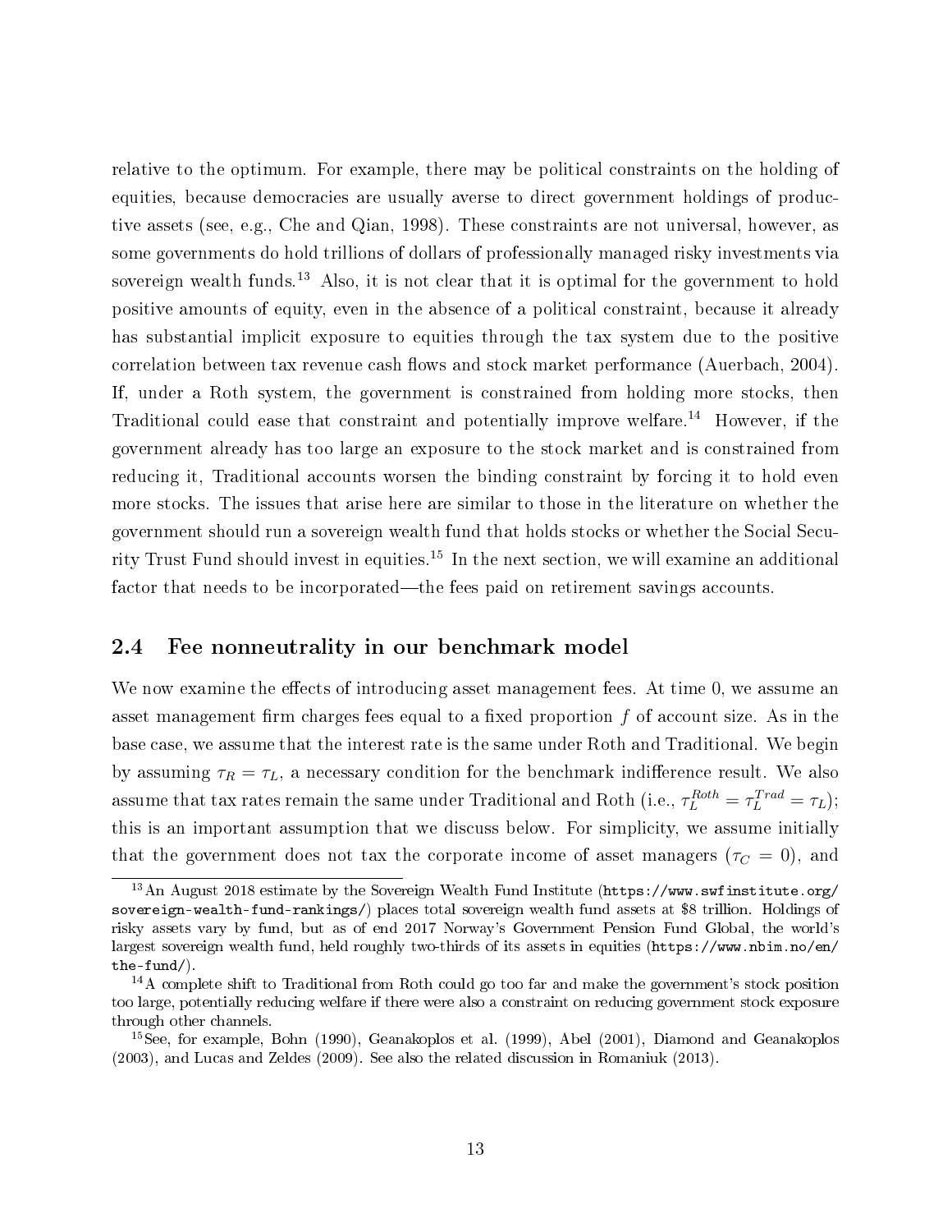relative to the optimum. For example, there may be political constraints on the holding of equities, because democracies are usually averse to direct government holdings of productive assets (see, e.g., Che and Qian, 1998). These constraints are not universal, however, as some governments do hold trillions of dollars of professionally managed risky investments via sovereign wealth funds.[13] Also, it is not clear that it is optimal for the government to hold positive amounts of equity, even in the absence of a political constraint, because it already has substantial implicit exposure to equities through the tax system due to the positive correlation between tax revenue cash flows and stock market performance (Auerbach, 2004). If, under a Roth system, the government is constrained from holding more stocks, then Traditional could ease that constraint and potentially improve welfare.[14] However, if the government already has too large an exposure to the stock market and is constrained from reducing it, Traditional accounts worsen the binding constraint by forcing it to hold even more stocks. The issues that arise here are similar to those in the literature on whether the government should run a sovereign wealth fund that holds stocks or whether the Social Security Trust Fund should invest in equities.[15] In the next section, we will examine an additional factor that needs to be incorporated—the fees paid on retirement savings accounts.

## 2.4 Fee nonneutrality in our benchmark model

We now examine the effects of introducing asset management fees. At time 0, we assume an asset management firm charges fees equal to a fixed proportion $f$ of account size. As in the base case, we assume that the interest rate is the same under Roth and Traditional. We begin by assuming $\tau_R = \tau_L$, a necessary condition for the benchmark indifference result. We also assume that tax rates remain the same under Traditional and Roth (i.e., $\tau_L^{Roth} = \tau_L^{Trad} = \tau_L$); this is an important assumption that we discuss below. For simplicity, we assume initially that the government does not tax the corporate income of asset managers ($\tau_C = 0$), and

[13] An August 2018 estimate by the Sovereign Wealth Fund Institute (https://www.swfinstitute.org/sovereign-wealth-fund-rankings/) places total sovereign wealth fund assets at $8 trillion. Holdings of risky assets vary by fund, but as of end 2017 Norway's Government Pension Fund Global, the world's largest sovereign wealth fund, held roughly two-thirds of its assets in equities (https://www.nbim.no/en/the-fund/).

[14] A complete shift to Traditional from Roth could go too far and make the government's stock position too large, potentially reducing welfare if there were also a constraint on reducing government stock exposure through other channels.

[15] See, for example, Bohn (1990), Geanakoplos et al. (1999), Abel (2001), Diamond and Geanakoplos (2003), and Lucas and Zeldes (2009). See also the related discussion in Romaniuk (2013).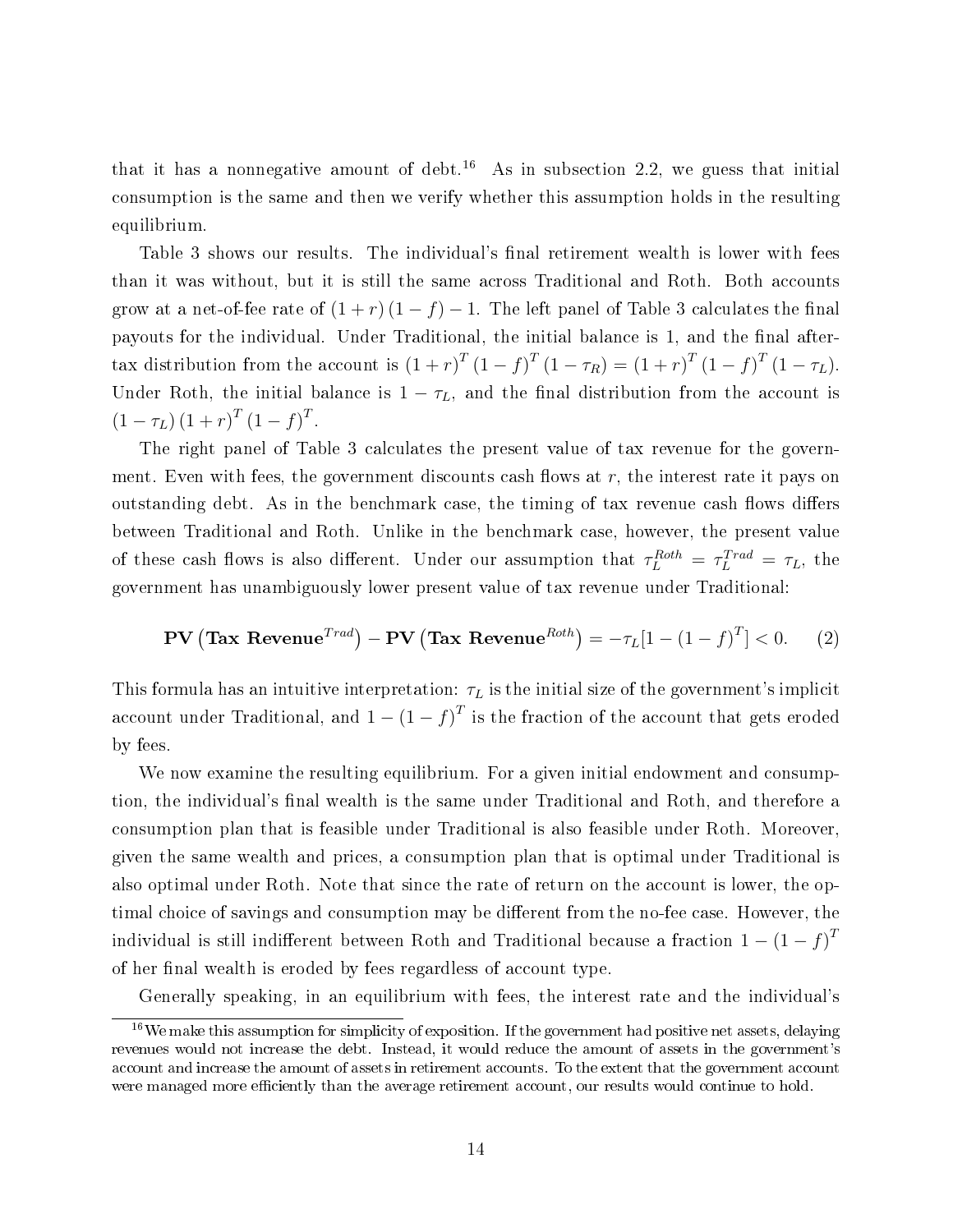that it has a nonnegative amount of debt.[16] As in subsection 2.2, we guess that initial consumption is the same and then we verify whether this assumption holds in the resulting equilibrium.

Table 3 shows our results. The individual's final retirement wealth is lower with fees than it was without, but it is still the same across Traditional and Roth. Both accounts grow at a net-of-fee rate of $(1+r)(1-f)-1$. The left panel of Table 3 calculates the final payouts for the individual. Under Traditional, the initial balance is 1, and the final after-tax distribution from the account is $(1+r)^T(1-f)^T(1-\tau_R) = (1+r)^T(1-f)^T(1-\tau_L)$. Under Roth, the initial balance is $1-\tau_L$, and the final distribution from the account is $(1-\tau_L)(1+r)^T(1-f)^T$.

The right panel of Table 3 calculates the present value of tax revenue for the government. Even with fees, the government discounts cash flows at $r$, the interest rate it pays on outstanding debt. As in the benchmark case, the timing of tax revenue cash flows differs between Traditional and Roth. Unlike in the benchmark case, however, the present value of these cash flows is also different. Under our assumption that $\tau_L^{Roth} = \tau_L^{Trad} = \tau_L$, the government has unambiguously lower present value of tax revenue under Traditional:

$$\mathbf{PV}\left(\mathbf{Tax\ Revenue}^{Trad}\right) - \mathbf{PV}\left(\mathbf{Tax\ Revenue}^{Roth}\right) = -\tau_L[1-(1-f)^T] < 0. \qquad (2)$$

This formula has an intuitive interpretation: $\tau_L$ is the initial size of the government's implicit account under Traditional, and $1-(1-f)^T$ is the fraction of the account that gets eroded by fees.

We now examine the resulting equilibrium. For a given initial endowment and consumption, the individual's final wealth is the same under Traditional and Roth, and therefore a consumption plan that is feasible under Traditional is also feasible under Roth. Moreover, given the same wealth and prices, a consumption plan that is optimal under Traditional is also optimal under Roth. Note that since the rate of return on the account is lower, the optimal choice of savings and consumption may be different from the no-fee case. However, the individual is still indifferent between Roth and Traditional because a fraction $1-(1-f)^T$ of her final wealth is eroded by fees regardless of account type.

Generally speaking, in an equilibrium with fees, the interest rate and the individual's

[16] We make this assumption for simplicity of exposition. If the government had positive net assets, delaying revenues would not increase the debt. Instead, it would reduce the amount of assets in the government's account and increase the amount of assets in retirement accounts. To the extent that the government account were managed more efficiently than the average retirement account, our results would continue to hold.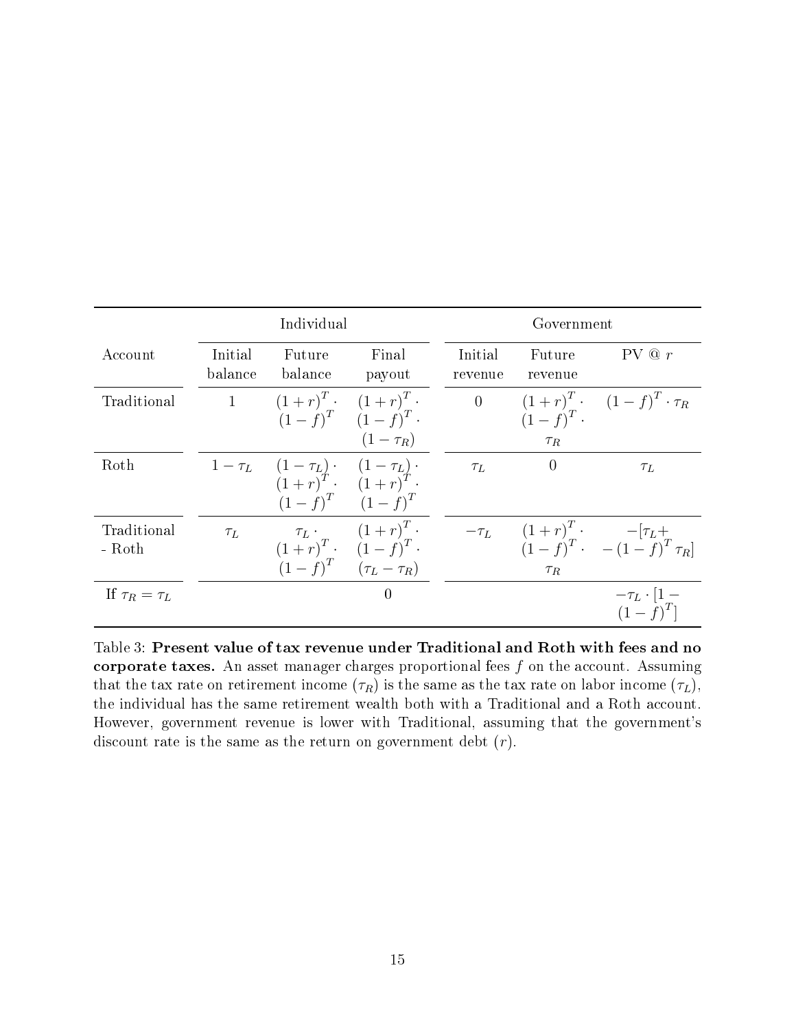| | Individual | | | Government | | |
|---|---|---|---|---|---|---|
| Account | Initial balance | Future balance | Final payout | Initial revenue | Future revenue | PV @ $r$ |
| Traditional | 1 | $(1+r)^T \cdot (1-f)^T$ | $(1+r)^T \cdot (1-f)^T \cdot (1-\tau_R)$ | 0 | $(1+r)^T \cdot (1-f)^T \cdot \tau_R$ | $(1-f)^T \cdot \tau_R$ |
| Roth | $1-\tau_L$ | $(1-\tau_L) \cdot (1+r)^T \cdot (1-f)^T$ | $(1-\tau_L) \cdot (1+r)^T \cdot (1-f)^T$ | $\tau_L$ | 0 | $\tau_L$ |
| Traditional - Roth | $\tau_L$ | $\tau_L \cdot (1+r)^T \cdot (1-f)^T$ | $(1+r)^T \cdot (1-f)^T \cdot (\tau_L - \tau_R)$ | $-\tau_L$ | $(1+r)^T \cdot (1-f)^T \cdot \tau_R$ | $-[\tau_L + -(1-f)^T \tau_R]$ |
| If $\tau_R = \tau_L$ | | | 0 | | | $-\tau_L \cdot [1-(1-f)^T]$ |

Table 3: **Present value of tax revenue under Traditional and Roth with fees and no corporate taxes.** An asset manager charges proportional fees $f$ on the account. Assuming that the tax rate on retirement income ($\tau_R$) is the same as the tax rate on labor income ($\tau_L$), the individual has the same retirement wealth both with a Traditional and a Roth account. However, government revenue is lower with Traditional, assuming that the government's discount rate is the same as the return on government debt ($r$).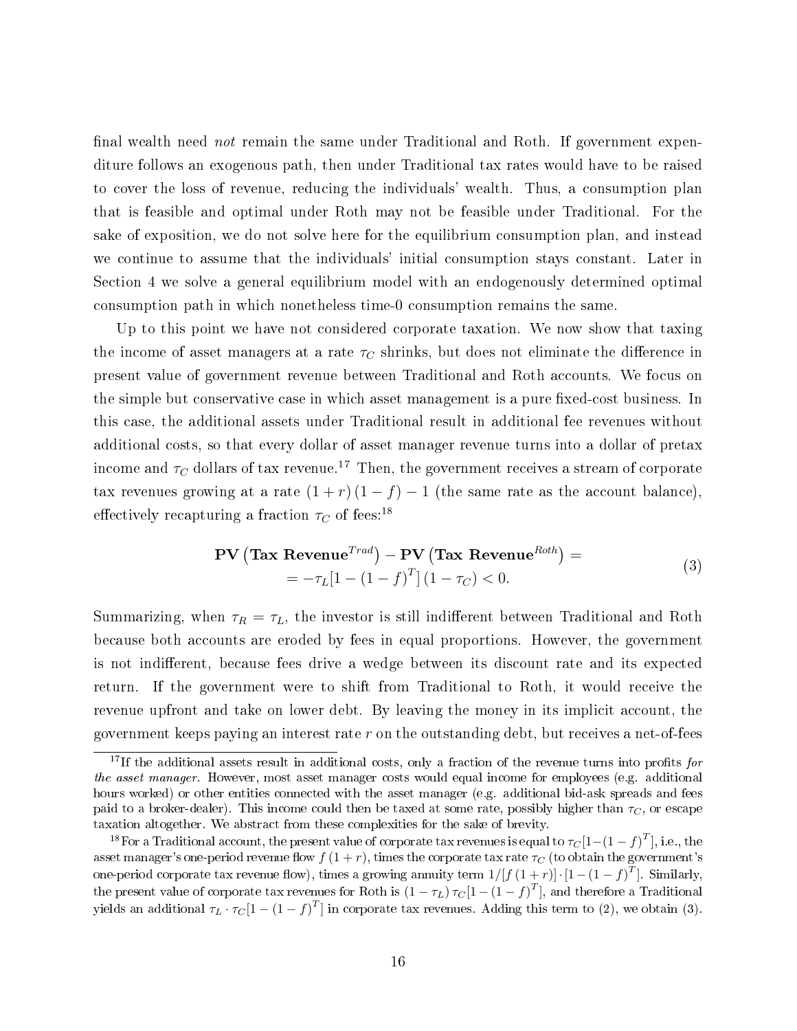final wealth need *not* remain the same under Traditional and Roth. If government expenditure follows an exogenous path, then under Traditional tax rates would have to be raised to cover the loss of revenue, reducing the individuals' wealth. Thus, a consumption plan that is feasible and optimal under Roth may not be feasible under Traditional. For the sake of exposition, we do not solve here for the equilibrium consumption plan, and instead we continue to assume that the individuals' initial consumption stays constant. Later in Section 4 we solve a general equilibrium model with an endogenously determined optimal consumption path in which nonetheless time-0 consumption remains the same.

Up to this point we have not considered corporate taxation. We now show that taxing the income of asset managers at a rate $\tau_C$ shrinks, but does not eliminate the difference in present value of government revenue between Traditional and Roth accounts. We focus on the simple but conservative case in which asset management is a pure fixed-cost business. In this case, the additional assets under Traditional result in additional fee revenues without additional costs, so that every dollar of asset manager revenue turns into a dollar of pretax income and $\tau_C$ dollars of tax revenue.[17] Then, the government receives a stream of corporate tax revenues growing at a rate $(1+r)(1-f)-1$ (the same rate as the account balance), effectively recapturing a fraction $\tau_C$ of fees:[18]

$$\begin{aligned}\mathbf{PV}\left(\mathbf{Tax\ Revenue}^{Trad}\right) - \mathbf{PV}\left(\mathbf{Tax\ Revenue}^{Roth}\right) = \\ = -\tau_L[1-(1-f)^T]\,(1-\tau_C) < 0.\end{aligned} \tag{3}$$

Summarizing, when $\tau_R = \tau_L$, the investor is still indifferent between Traditional and Roth because both accounts are eroded by fees in equal proportions. However, the government is not indifferent, because fees drive a wedge between its discount rate and its expected return. If the government were to shift from Traditional to Roth, it would receive the revenue upfront and take on lower debt. By leaving the money in its implicit account, the government keeps paying an interest rate $r$ on the outstanding debt, but receives a net-of-fees

[17] If the additional assets result in additional costs, only a fraction of the revenue turns into profits *for the asset manager*. However, most asset manager costs would equal income for employees (e.g. additional hours worked) or other entities connected with the asset manager (e.g. additional bid-ask spreads and fees paid to a broker-dealer). This income could then be taxed at some rate, possibly higher than $\tau_C$, or escape taxation altogether. We abstract from these complexities for the sake of brevity.

[18] For a Traditional account, the present value of corporate tax revenues is equal to $\tau_C[1-(1-f)^T]$, i.e., the asset manager's one-period revenue flow $f(1+r)$, times the corporate tax rate $\tau_C$ (to obtain the government's one-period corporate tax revenue flow), times a growing annuity term $1/[f(1+r)] \cdot [1-(1-f)^T]$. Similarly, the present value of corporate tax revenues for Roth is $(1-\tau_L)\,\tau_C[1-(1-f)^T]$, and therefore a Traditional yields an additional $\tau_L \cdot \tau_C[1-(1-f)^T]$ in corporate tax revenues. Adding this term to (2), we obtain (3).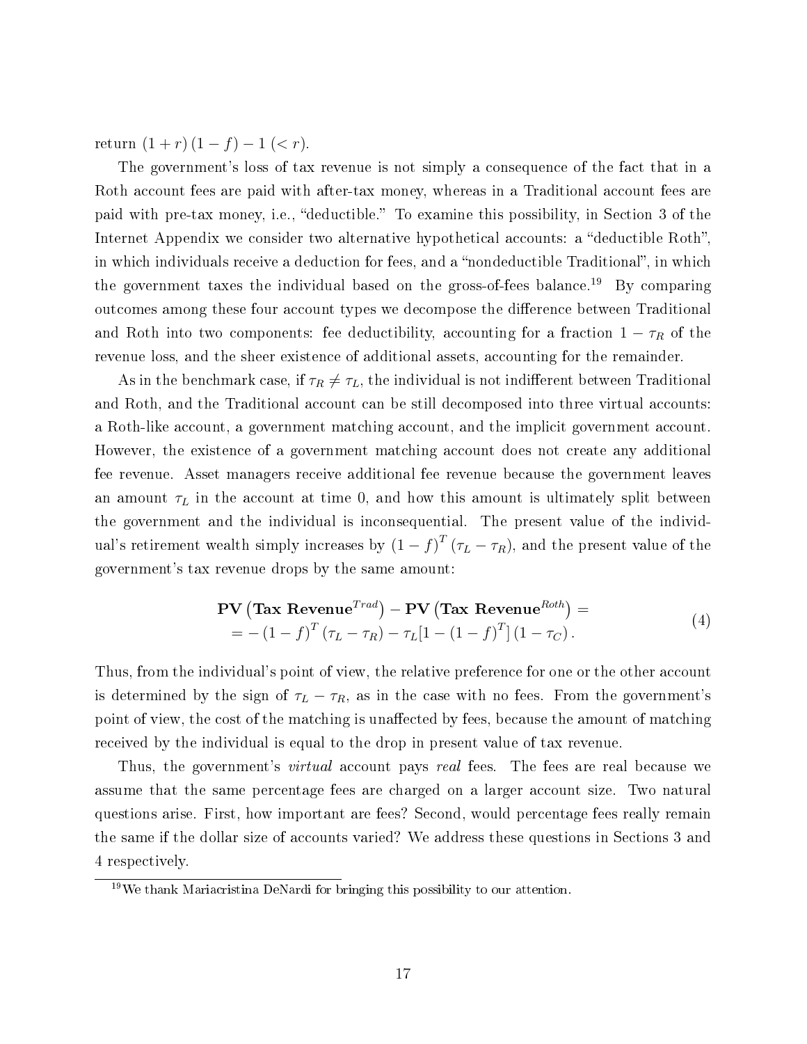return $(1+r)(1-f)-1$ $(<r)$.

The government's loss of tax revenue is not simply a consequence of the fact that in a Roth account fees are paid with after-tax money, whereas in a Traditional account fees are paid with pre-tax money, i.e., "deductible." To examine this possibility, in Section 3 of the Internet Appendix we consider two alternative hypothetical accounts: a "deductible Roth", in which individuals receive a deduction for fees, and a "nondeductible Traditional", in which the government taxes the individual based on the gross-of-fees balance.[19] By comparing outcomes among these four account types we decompose the difference between Traditional and Roth into two components: fee deductibility, accounting for a fraction $1-\tau_R$ of the revenue loss, and the sheer existence of additional assets, accounting for the remainder.

As in the benchmark case, if $\tau_R \neq \tau_L$, the individual is not indifferent between Traditional and Roth, and the Traditional account can be still decomposed into three virtual accounts: a Roth-like account, a government matching account, and the implicit government account. However, the existence of a government matching account does not create any additional fee revenue. Asset managers receive additional fee revenue because the government leaves an amount $\tau_L$ in the account at time 0, and how this amount is ultimately split between the government and the individual is inconsequential. The present value of the individual's retirement wealth simply increases by $(1-f)^T(\tau_L-\tau_R)$, and the present value of the government's tax revenue drops by the same amount:

$$\begin{aligned}\mathbf{PV}\left(\mathbf{Tax\ Revenue}^{Trad}\right) - \mathbf{PV}\left(\mathbf{Tax\ Revenue}^{Roth}\right) = \\ = -(1-f)^T(\tau_L-\tau_R) - \tau_L[1-(1-f)^T](1-\tau_C).\end{aligned} \tag{4}$$

Thus, from the individual's point of view, the relative preference for one or the other account is determined by the sign of $\tau_L - \tau_R$, as in the case with no fees. From the government's point of view, the cost of the matching is unaffected by fees, because the amount of matching received by the individual is equal to the drop in present value of tax revenue.

Thus, the government's *virtual* account pays *real* fees. The fees are real because we assume that the same percentage fees are charged on a larger account size. Two natural questions arise. First, how important are fees? Second, would percentage fees really remain the same if the dollar size of accounts varied? We address these questions in Sections 3 and 4 respectively.

[19] We thank Mariacristina DeNardi for bringing this possibility to our attention.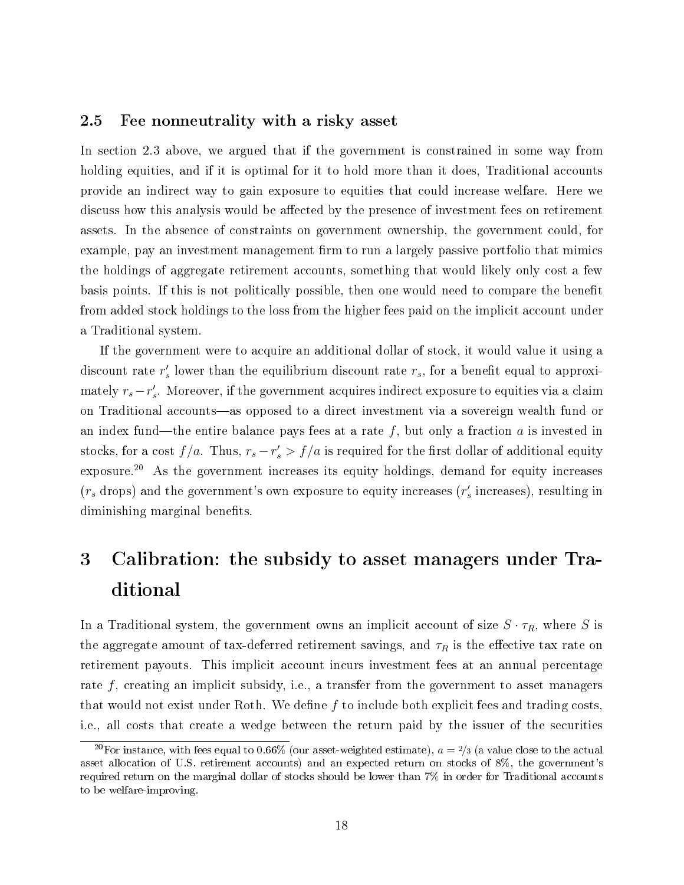### 2.5 Fee nonneutrality with a risky asset

In section 2.3 above, we argued that if the government is constrained in some way from holding equities, and if it is optimal for it to hold more than it does, Traditional accounts provide an indirect way to gain exposure to equities that could increase welfare. Here we discuss how this analysis would be affected by the presence of investment fees on retirement assets. In the absence of constraints on government ownership, the government could, for example, pay an investment management firm to run a largely passive portfolio that mimics the holdings of aggregate retirement accounts, something that would likely only cost a few basis points. If this is not politically possible, then one would need to compare the benefit from added stock holdings to the loss from the higher fees paid on the implicit account under a Traditional system.

If the government were to acquire an additional dollar of stock, it would value it using a discount rate $r_s'$ lower than the equilibrium discount rate $r_s$, for a benefit equal to approximately $r_s - r_s'$. Moreover, if the government acquires indirect exposure to equities via a claim on Traditional accounts—as opposed to a direct investment via a sovereign wealth fund or an index fund—the entire balance pays fees at a rate $f$, but only a fraction $a$ is invested in stocks, for a cost $f/a$. Thus, $r_s - r_s' > f/a$ is required for the first dollar of additional equity exposure.[20] As the government increases its equity holdings, demand for equity increases ($r_s$ drops) and the government's own exposure to equity increases ($r_s'$ increases), resulting in diminishing marginal benefits.

# 3 Calibration: the subsidy to asset managers under Traditional

In a Traditional system, the government owns an implicit account of size $S \cdot \tau_R$, where $S$ is the aggregate amount of tax-deferred retirement savings, and $\tau_R$ is the effective tax rate on retirement payouts. This implicit account incurs investment fees at an annual percentage rate $f$, creating an implicit subsidy, i.e., a transfer from the government to asset managers that would not exist under Roth. We define $f$ to include both explicit fees and trading costs, i.e., all costs that create a wedge between the return paid by the issuer of the securities

[20] For instance, with fees equal to 0.66% (our asset-weighted estimate), $a = 2/3$ (a value close to the actual asset allocation of U.S. retirement accounts) and an expected return on stocks of 8%, the government's required return on the marginal dollar of stocks should be lower than 7% in order for Traditional accounts to be welfare-improving.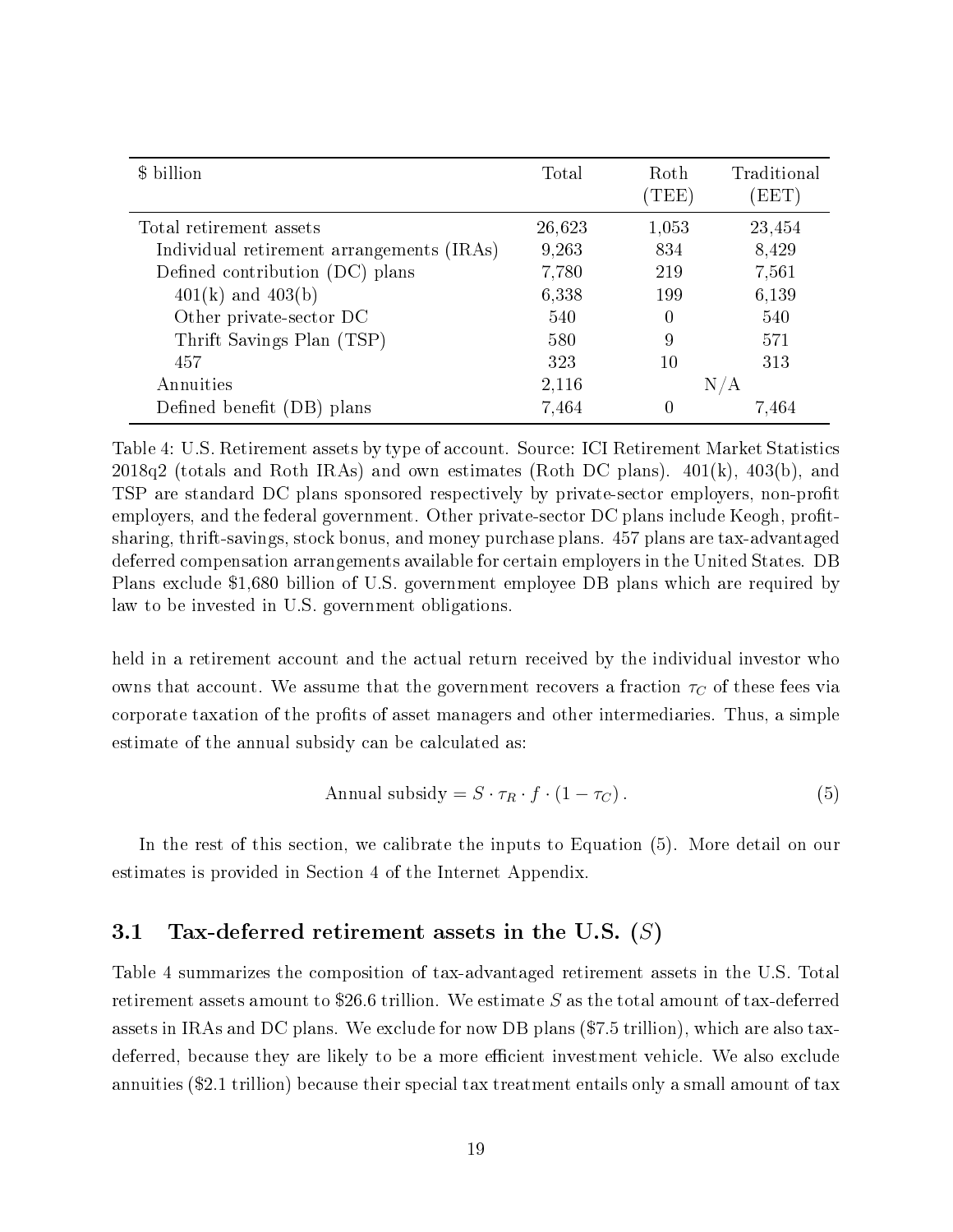| \$ billion | Total | Roth (TEE) | Traditional (EET) |
|---|---|---|---|
| Total retirement assets | 26,623 | 1,053 | 23,454 |
| Individual retirement arrangements (IRAs) | 9,263 | 834 | 8,429 |
| Defined contribution (DC) plans | 7,780 | 219 | 7,561 |
| 401(k) and 403(b) | 6,338 | 199 | 6,139 |
| Other private-sector DC | 540 | 0 | 540 |
| Thrift Savings Plan (TSP) | 580 | 9 | 571 |
| 457 | 323 | 10 | 313 |
| Annuities | 2,116 | N/A | |
| Defined benefit (DB) plans | 7,464 | 0 | 7,464 |

Table 4: U.S. Retirement assets by type of account. Source: ICI Retirement Market Statistics 2018q2 (totals and Roth IRAs) and own estimates (Roth DC plans). 401(k), 403(b), and TSP are standard DC plans sponsored respectively by private-sector employers, non-profit employers, and the federal government. Other private-sector DC plans include Keogh, profit-sharing, thrift-savings, stock bonus, and money purchase plans. 457 plans are tax-advantaged deferred compensation arrangements available for certain employers in the United States. DB Plans exclude \$1,680 billion of U.S. government employee DB plans which are required by law to be invested in U.S. government obligations.

held in a retirement account and the actual return received by the individual investor who owns that account. We assume that the government recovers a fraction $\tau_C$ of these fees via corporate taxation of the profits of asset managers and other intermediaries. Thus, a simple estimate of the annual subsidy can be calculated as:

$$\text{Annual subsidy} = S \cdot \tau_R \cdot f \cdot (1 - \tau_C) . \tag{5}$$

In the rest of this section, we calibrate the inputs to Equation (5). More detail on our estimates is provided in Section 4 of the Internet Appendix.

## 3.1 Tax-deferred retirement assets in the U.S. ($S$)

Table 4 summarizes the composition of tax-advantaged retirement assets in the U.S. Total retirement assets amount to \$26.6 trillion. We estimate $S$ as the total amount of tax-deferred assets in IRAs and DC plans. We exclude for now DB plans (\$7.5 trillion), which are also tax-deferred, because they are likely to be a more efficient investment vehicle. We also exclude annuities (\$2.1 trillion) because their special tax treatment entails only a small amount of tax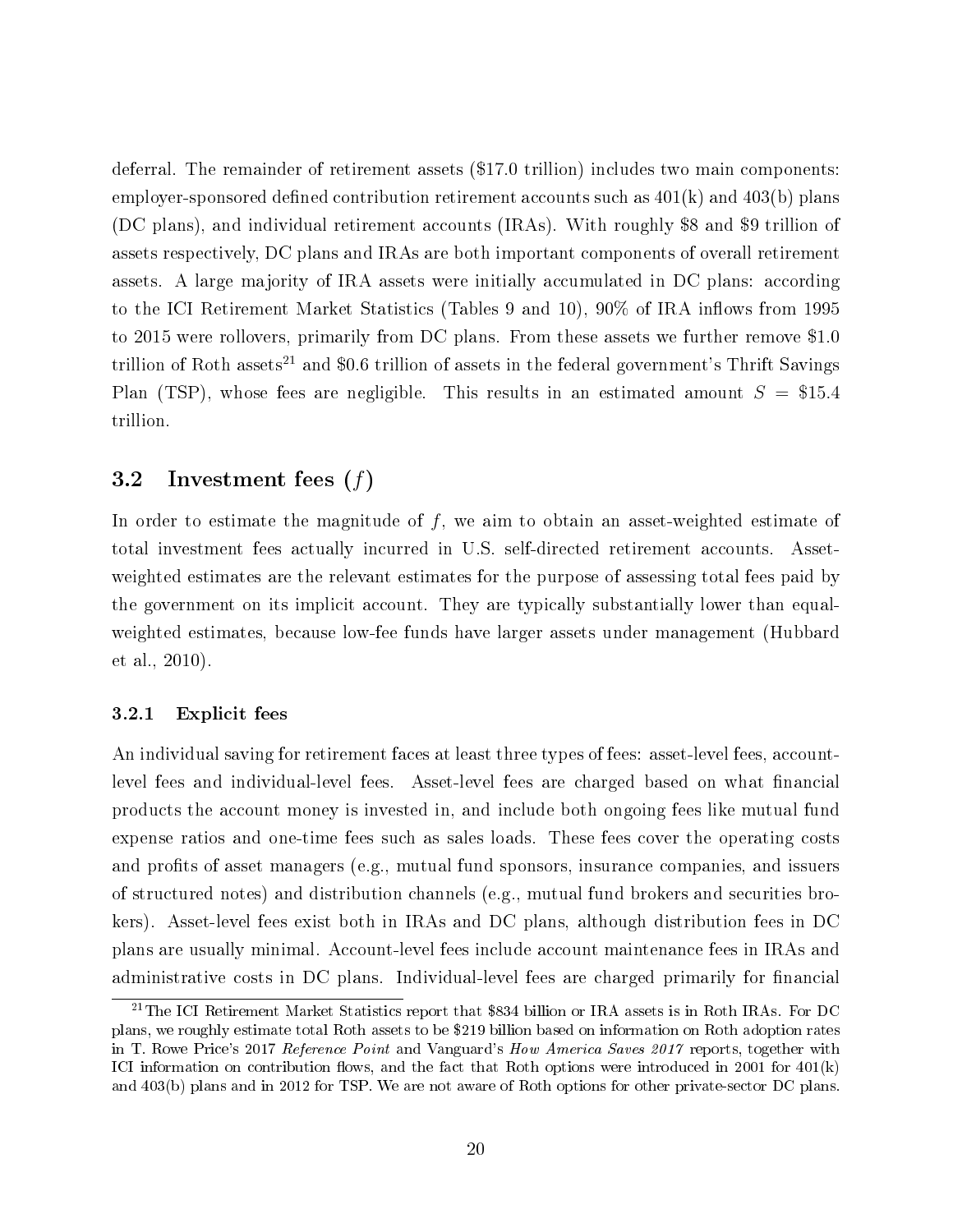deferral. The remainder of retirement assets ($17.0 trillion) includes two main components: employer-sponsored defined contribution retirement accounts such as 401(k) and 403(b) plans (DC plans), and individual retirement accounts (IRAs). With roughly $8 and $9 trillion of assets respectively, DC plans and IRAs are both important components of overall retirement assets. A large majority of IRA assets were initially accumulated in DC plans: according to the ICI Retirement Market Statistics (Tables 9 and 10), 90% of IRA inflows from 1995 to 2015 were rollovers, primarily from DC plans. From these assets we further remove $1.0 trillion of Roth assets[21] and $0.6 trillion of assets in the federal government's Thrift Savings Plan (TSP), whose fees are negligible. This results in an estimated amount $S$ = $15.4 trillion.

## 3.2 Investment fees ($f$)

In order to estimate the magnitude of $f$, we aim to obtain an asset-weighted estimate of total investment fees actually incurred in U.S. self-directed retirement accounts. Asset-weighted estimates are the relevant estimates for the purpose of assessing total fees paid by the government on its implicit account. They are typically substantially lower than equal-weighted estimates, because low-fee funds have larger assets under management (Hubbard et al., 2010).

### 3.2.1 Explicit fees

An individual saving for retirement faces at least three types of fees: asset-level fees, account-level fees and individual-level fees. Asset-level fees are charged based on what financial products the account money is invested in, and include both ongoing fees like mutual fund expense ratios and one-time fees such as sales loads. These fees cover the operating costs and profits of asset managers (e.g., mutual fund sponsors, insurance companies, and issuers of structured notes) and distribution channels (e.g., mutual fund brokers and securities brokers). Asset-level fees exist both in IRAs and DC plans, although distribution fees in DC plans are usually minimal. Account-level fees include account maintenance fees in IRAs and administrative costs in DC plans. Individual-level fees are charged primarily for financial

[21] The ICI Retirement Market Statistics report that $834 billion or IRA assets is in Roth IRAs. For DC plans, we roughly estimate total Roth assets to be $219 billion based on information on Roth adoption rates in T. Rowe Price's 2017 *Reference Point* and Vanguard's *How America Saves 2017* reports, together with ICI information on contribution flows, and the fact that Roth options were introduced in 2001 for 401(k) and 403(b) plans and in 2012 for TSP. We are not aware of Roth options for other private-sector DC plans.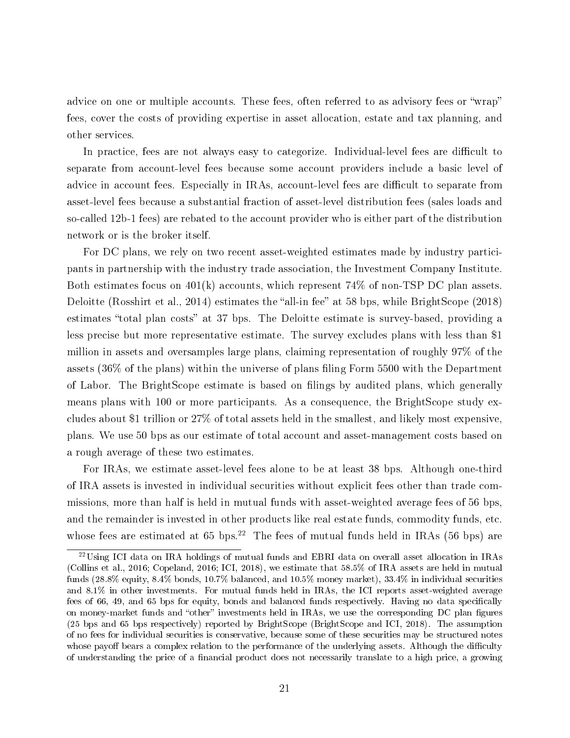advice on one or multiple accounts. These fees, often referred to as advisory fees or "wrap" fees, cover the costs of providing expertise in asset allocation, estate and tax planning, and other services.

In practice, fees are not always easy to categorize. Individual-level fees are difficult to separate from account-level fees because some account providers include a basic level of advice in account fees. Especially in IRAs, account-level fees are difficult to separate from asset-level fees because a substantial fraction of asset-level distribution fees (sales loads and so-called 12b-1 fees) are rebated to the account provider who is either part of the distribution network or is the broker itself.

For DC plans, we rely on two recent asset-weighted estimates made by industry participants in partnership with the industry trade association, the Investment Company Institute. Both estimates focus on 401(k) accounts, which represent 74% of non-TSP DC plan assets. Deloitte (Rosshirt et al., 2014) estimates the "all-in fee" at 58 bps, while BrightScope (2018) estimates "total plan costs" at 37 bps. The Deloitte estimate is survey-based, providing a less precise but more representative estimate. The survey excludes plans with less than $1 million in assets and oversamples large plans, claiming representation of roughly 97% of the assets (36% of the plans) within the universe of plans filing Form 5500 with the Department of Labor. The BrightScope estimate is based on filings by audited plans, which generally means plans with 100 or more participants. As a consequence, the BrightScope study excludes about $1 trillion or 27% of total assets held in the smallest, and likely most expensive, plans. We use 50 bps as our estimate of total account and asset-management costs based on a rough average of these two estimates.

For IRAs, we estimate asset-level fees alone to be at least 38 bps. Although one-third of IRA assets is invested in individual securities without explicit fees other than trade commissions, more than half is held in mutual funds with asset-weighted average fees of 56 bps, and the remainder is invested in other products like real estate funds, commodity funds, etc. whose fees are estimated at 65 bps.[22] The fees of mutual funds held in IRAs (56 bps) are

[22] Using ICI data on IRA holdings of mutual funds and EBRI data on overall asset allocation in IRAs (Collins et al., 2016; Copeland, 2016; ICI, 2018), we estimate that 58.5% of IRA assets are held in mutual funds (28.8% equity, 8.4% bonds, 10.7% balanced, and 10.5% money market), 33.4% in individual securities and 8.1% in other investments. For mutual funds held in IRAs, the ICI reports asset-weighted average fees of 66, 49, and 65 bps for equity, bonds and balanced funds respectively. Having no data specifically on money-market funds and "other" investments held in IRAs, we use the corresponding DC plan figures (25 bps and 65 bps respectively) reported by BrightScope (BrightScope and ICI, 2018). The assumption of no fees for individual securities is conservative, because some of these securities may be structured notes whose payoff bears a complex relation to the performance of the underlying assets. Although the difficulty of understanding the price of a financial product does not necessarily translate to a high price, a growing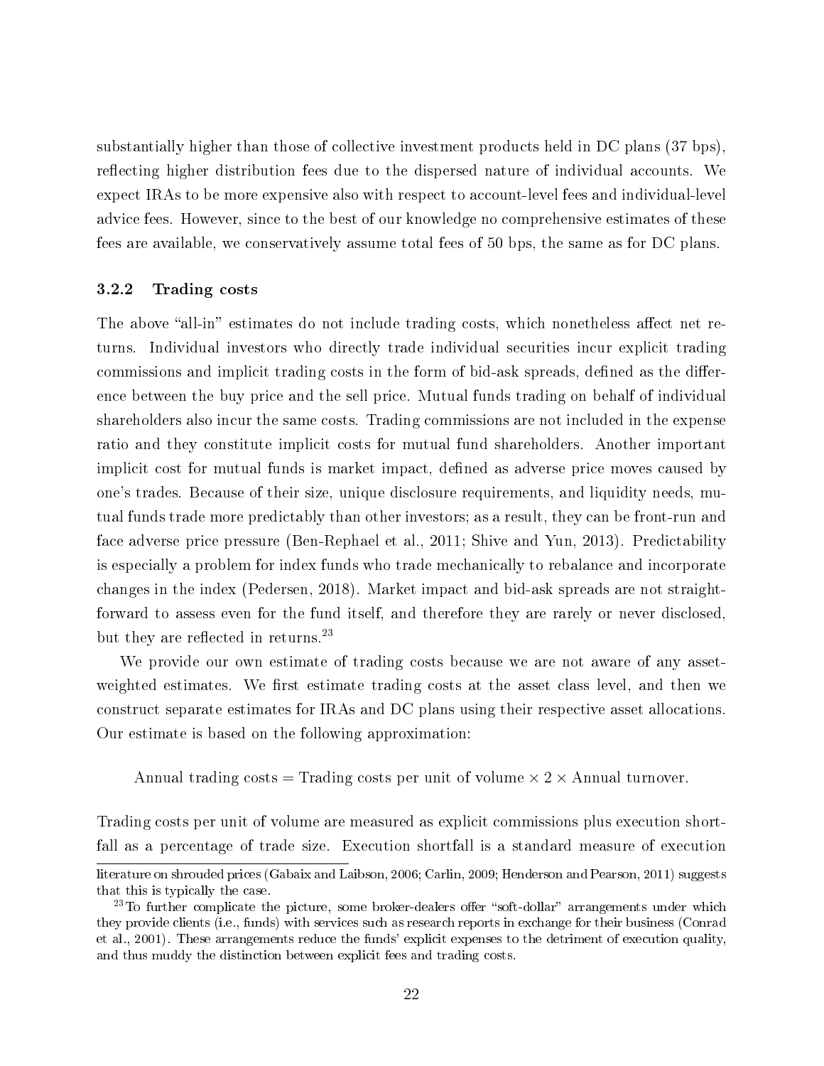substantially higher than those of collective investment products held in DC plans (37 bps), reflecting higher distribution fees due to the dispersed nature of individual accounts. We expect IRAs to be more expensive also with respect to account-level fees and individual-level advice fees. However, since to the best of our knowledge no comprehensive estimates of these fees are available, we conservatively assume total fees of 50 bps, the same as for DC plans.

### 3.2.2 Trading costs

The above "all-in" estimates do not include trading costs, which nonetheless affect net returns. Individual investors who directly trade individual securities incur explicit trading commissions and implicit trading costs in the form of bid-ask spreads, defined as the difference between the buy price and the sell price. Mutual funds trading on behalf of individual shareholders also incur the same costs. Trading commissions are not included in the expense ratio and they constitute implicit costs for mutual fund shareholders. Another important implicit cost for mutual funds is market impact, defined as adverse price moves caused by one's trades. Because of their size, unique disclosure requirements, and liquidity needs, mutual funds trade more predictably than other investors; as a result, they can be front-run and face adverse price pressure (Ben-Rephael et al., 2011; Shive and Yun, 2013). Predictability is especially a problem for index funds who trade mechanically to rebalance and incorporate changes in the index (Pedersen, 2018). Market impact and bid-ask spreads are not straightforward to assess even for the fund itself, and therefore they are rarely or never disclosed, but they are reflected in returns.[23]

We provide our own estimate of trading costs because we are not aware of any asset-weighted estimates. We first estimate trading costs at the asset class level, and then we construct separate estimates for IRAs and DC plans using their respective asset allocations. Our estimate is based on the following approximation:

$$\text{Annual trading costs} = \text{Trading costs per unit of volume} \times 2 \times \text{Annual turnover}.$$

Trading costs per unit of volume are measured as explicit commissions plus execution shortfall as a percentage of trade size. Execution shortfall is a standard measure of execution

literature on shrouded prices (Gabaix and Laibson, 2006; Carlin, 2009; Henderson and Pearson, 2011) suggests that this is typically the case.

[23] To further complicate the picture, some broker-dealers offer "soft-dollar" arrangements under which they provide clients (i.e., funds) with services such as research reports in exchange for their business (Conrad et al., 2001). These arrangements reduce the funds' explicit expenses to the detriment of execution quality, and thus muddy the distinction between explicit fees and trading costs.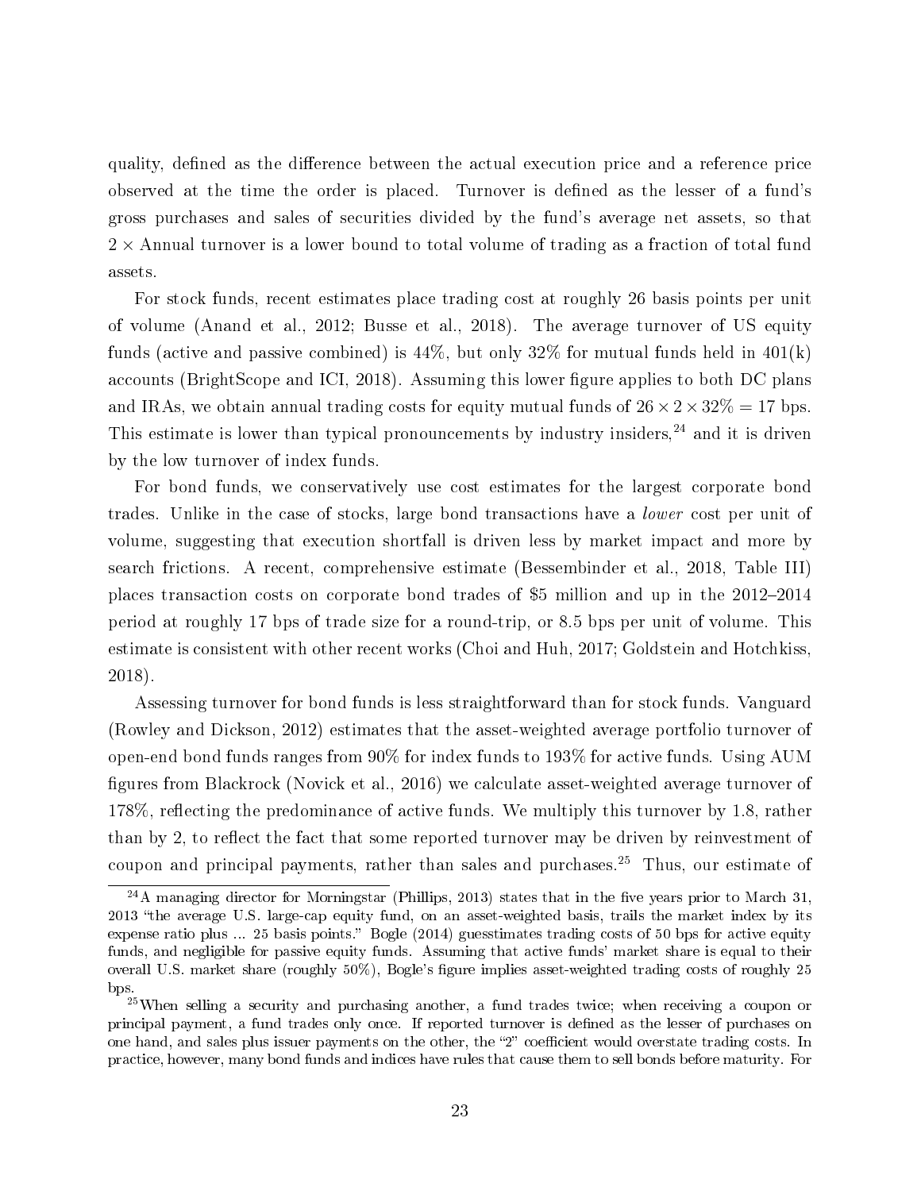quality, defined as the difference between the actual execution price and a reference price observed at the time the order is placed. Turnover is defined as the lesser of a fund's gross purchases and sales of securities divided by the fund's average net assets, so that $2 \times$ Annual turnover is a lower bound to total volume of trading as a fraction of total fund assets.

For stock funds, recent estimates place trading cost at roughly 26 basis points per unit of volume (Anand et al., 2012; Busse et al., 2018). The average turnover of US equity funds (active and passive combined) is 44%, but only 32% for mutual funds held in 401(k) accounts (BrightScope and ICI, 2018). Assuming this lower figure applies to both DC plans and IRAs, we obtain annual trading costs for equity mutual funds of $26 \times 2 \times 32\% = 17$ bps. This estimate is lower than typical pronouncements by industry insiders,[24] and it is driven by the low turnover of index funds.

For bond funds, we conservatively use cost estimates for the largest corporate bond trades. Unlike in the case of stocks, large bond transactions have a *lower* cost per unit of volume, suggesting that execution shortfall is driven less by market impact and more by search frictions. A recent, comprehensive estimate (Bessembinder et al., 2018, Table III) places transaction costs on corporate bond trades of \$5 million and up in the 2012–2014 period at roughly 17 bps of trade size for a round-trip, or 8.5 bps per unit of volume. This estimate is consistent with other recent works (Choi and Huh, 2017; Goldstein and Hotchkiss, 2018).

Assessing turnover for bond funds is less straightforward than for stock funds. Vanguard (Rowley and Dickson, 2012) estimates that the asset-weighted average portfolio turnover of open-end bond funds ranges from 90% for index funds to 193% for active funds. Using AUM figures from Blackrock (Novick et al., 2016) we calculate asset-weighted average turnover of 178%, reflecting the predominance of active funds. We multiply this turnover by 1.8, rather than by 2, to reflect the fact that some reported turnover may be driven by reinvestment of coupon and principal payments, rather than sales and purchases.[25] Thus, our estimate of

[24] A managing director for Morningstar (Phillips, 2013) states that in the five years prior to March 31, 2013 "the average U.S. large-cap equity fund, on an asset-weighted basis, trails the market index by its expense ratio plus ... 25 basis points." Bogle (2014) guesstimates trading costs of 50 bps for active equity funds, and negligible for passive equity funds. Assuming that active funds' market share is equal to their overall U.S. market share (roughly 50%), Bogle's figure implies asset-weighted trading costs of roughly 25 bps.

[25] When selling a security and purchasing another, a fund trades twice; when receiving a coupon or principal payment, a fund trades only once. If reported turnover is defined as the lesser of purchases on one hand, and sales plus issuer payments on the other, the "2" coefficient would overstate trading costs. In practice, however, many bond funds and indices have rules that cause them to sell bonds before maturity. For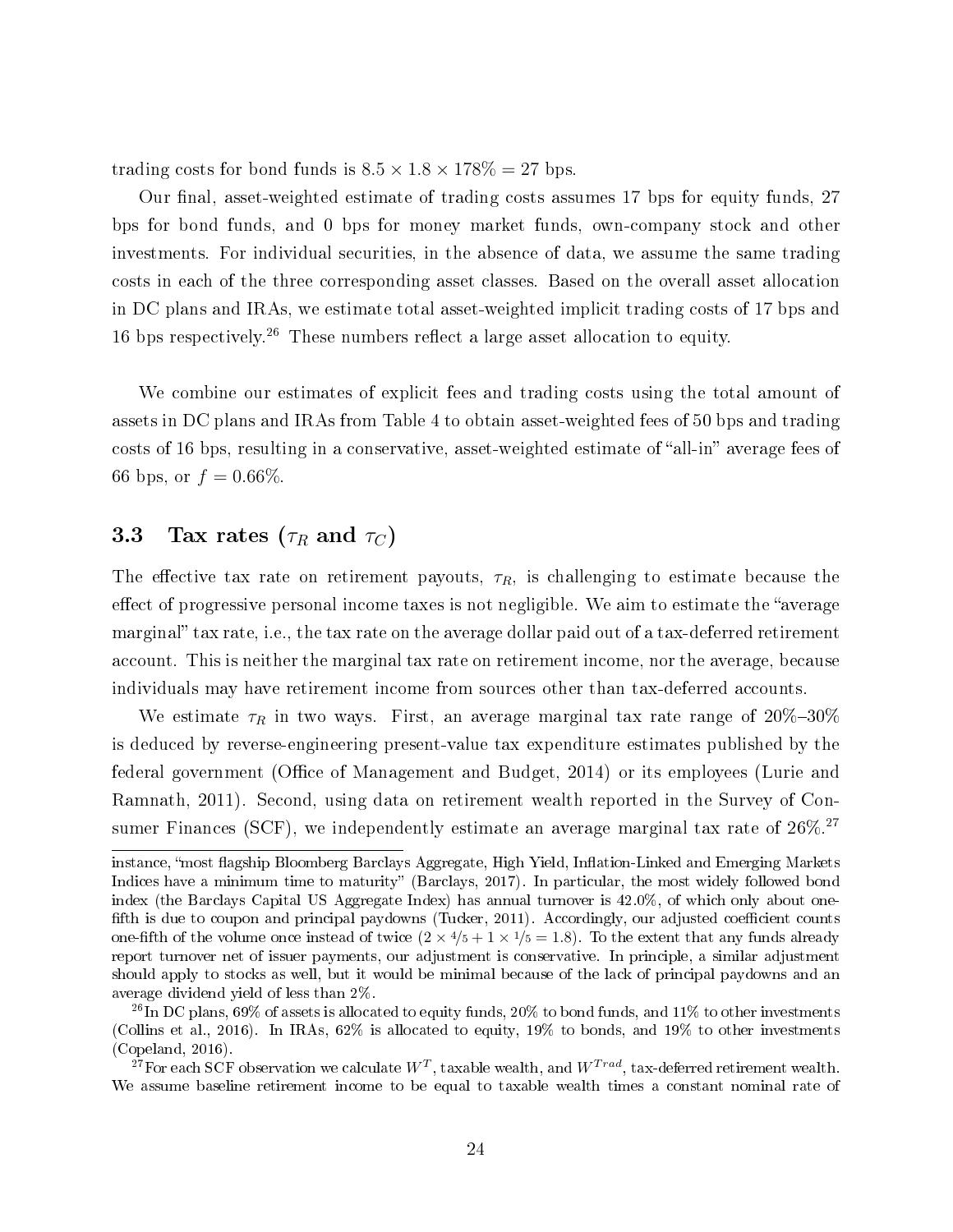trading costs for bond funds is $8.5 \times 1.8 \times 178\% = 27$ bps.

Our final, asset-weighted estimate of trading costs assumes 17 bps for equity funds, 27 bps for bond funds, and 0 bps for money market funds, own-company stock and other investments. For individual securities, in the absence of data, we assume the same trading costs in each of the three corresponding asset classes. Based on the overall asset allocation in DC plans and IRAs, we estimate total asset-weighted implicit trading costs of 17 bps and 16 bps respectively.[26] These numbers reflect a large asset allocation to equity.

We combine our estimates of explicit fees and trading costs using the total amount of assets in DC plans and IRAs from Table 4 to obtain asset-weighted fees of 50 bps and trading costs of 16 bps, resulting in a conservative, asset-weighted estimate of "all-in" average fees of 66 bps, or $f = 0.66\%$.

### 3.3 Tax rates ($\tau_R$ and $\tau_C$)

The effective tax rate on retirement payouts, $\tau_R$, is challenging to estimate because the effect of progressive personal income taxes is not negligible. We aim to estimate the "average marginal" tax rate, i.e., the tax rate on the average dollar paid out of a tax-deferred retirement account. This is neither the marginal tax rate on retirement income, nor the average, because individuals may have retirement income from sources other than tax-deferred accounts.

We estimate $\tau_R$ in two ways. First, an average marginal tax rate range of 20%–30% is deduced by reverse-engineering present-value tax expenditure estimates published by the federal government (Office of Management and Budget, 2014) or its employees (Lurie and Ramnath, 2011). Second, using data on retirement wealth reported in the Survey of Consumer Finances (SCF), we independently estimate an average marginal tax rate of 26%.[27]

---

instance, "most flagship Bloomberg Barclays Aggregate, High Yield, Inflation-Linked and Emerging Markets Indices have a minimum time to maturity" (Barclays, 2017). In particular, the most widely followed bond index (the Barclays Capital US Aggregate Index) has annual turnover is 42.0%, of which only about one-fifth is due to coupon and principal paydowns (Tucker, 2011). Accordingly, our adjusted coefficient counts one-fifth of the volume once instead of twice ($2 \times 4/5 + 1 \times 1/5 = 1.8$). To the extent that any funds already report turnover net of issuer payments, our adjustment is conservative. In principle, a similar adjustment should apply to stocks as well, but it would be minimal because of the lack of principal paydowns and an average dividend yield of less than 2%.

[26] In DC plans, 69% of assets is allocated to equity funds, 20% to bond funds, and 11% to other investments (Collins et al., 2016). In IRAs, 62% is allocated to equity, 19% to bonds, and 19% to other investments (Copeland, 2016).

[27] For each SCF observation we calculate $W^T$, taxable wealth, and $W^{Trad}$, tax-deferred retirement wealth. We assume baseline retirement income to be equal to taxable wealth times a constant nominal rate of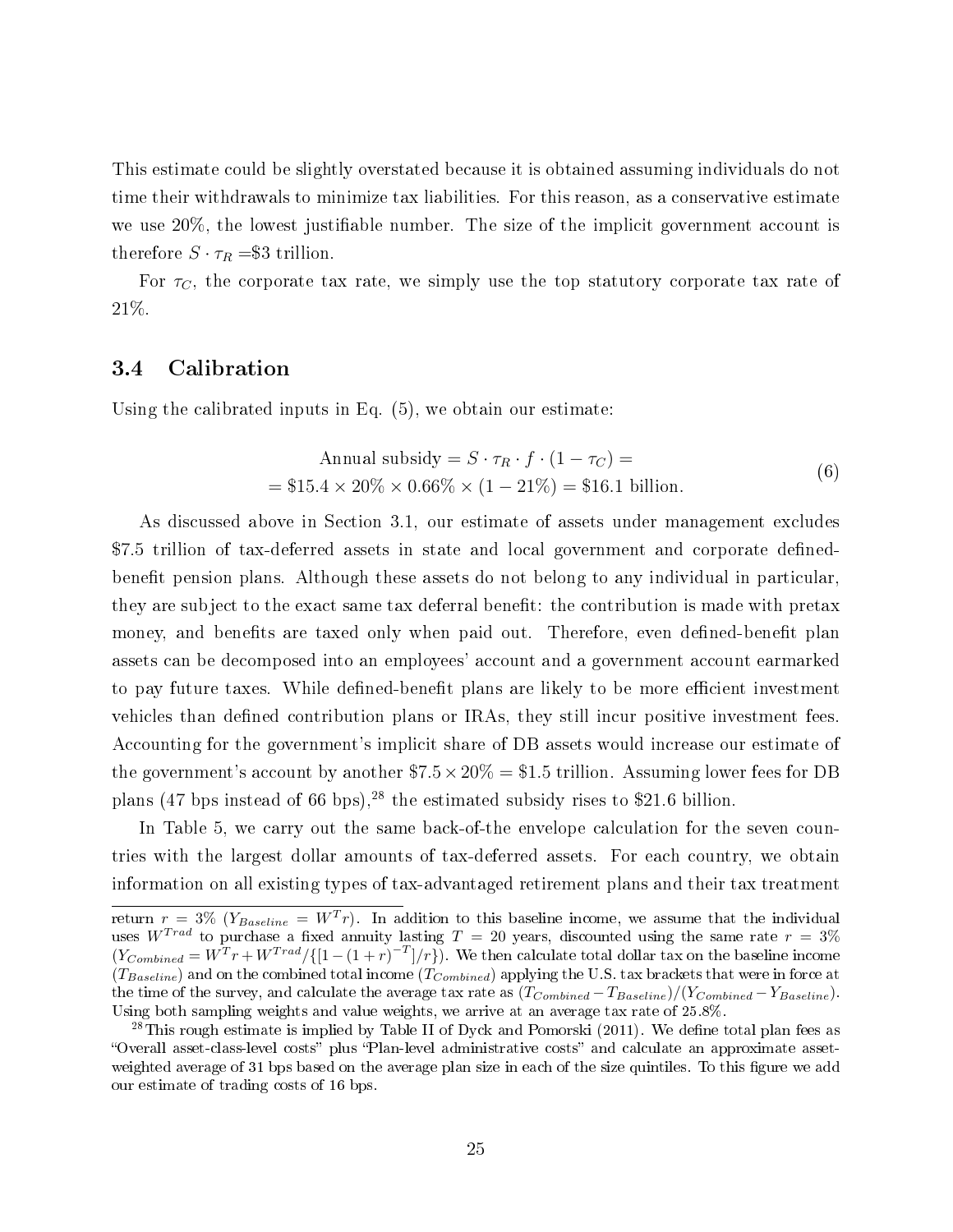This estimate could be slightly overstated because it is obtained assuming individuals do not time their withdrawals to minimize tax liabilities. For this reason, as a conservative estimate we use 20%, the lowest justifiable number. The size of the implicit government account is therefore $S \cdot \tau_R =$\$3 trillion.

For $\tau_C$, the corporate tax rate, we simply use the top statutory corporate tax rate of 21%.

### 3.4 Calibration

Using the calibrated inputs in Eq. (5), we obtain our estimate:

$$
\begin{aligned}
&\text{Annual subsidy} = S \cdot \tau_R \cdot f \cdot (1 - \tau_C) = \\
&= \$15.4 \times 20\% \times 0.66\% \times (1 - 21\%) = \$16.1 \text{ billion.}
\end{aligned}
\tag{6}
$$

As discussed above in Section 3.1, our estimate of assets under management excludes \$7.5 trillion of tax-deferred assets in state and local government and corporate defined-benefit pension plans. Although these assets do not belong to any individual in particular, they are subject to the exact same tax deferral benefit: the contribution is made with pretax money, and benefits are taxed only when paid out. Therefore, even defined-benefit plan assets can be decomposed into an employees' account and a government account earmarked to pay future taxes. While defined-benefit plans are likely to be more efficient investment vehicles than defined contribution plans or IRAs, they still incur positive investment fees. Accounting for the government's implicit share of DB assets would increase our estimate of the government's account by another $\$7.5 \times 20\% = \$1.5$ trillion. Assuming lower fees for DB plans (47 bps instead of 66 bps),[28] the estimated subsidy rises to \$21.6 billion.

In Table 5, we carry out the same back-of-the envelope calculation for the seven countries with the largest dollar amounts of tax-deferred assets. For each country, we obtain information on all existing types of tax-advantaged retirement plans and their tax treatment

---

return $r = 3\%$ ($Y_{Baseline} = W^T r$). In addition to this baseline income, we assume that the individual uses $W^{Trad}$ to purchase a fixed annuity lasting $T = 20$ years, discounted using the same rate $r = 3\%$ ($Y_{Combined} = W^T r + W^{Trad}/\{[1 - (1+r)^{-T}]/r\}$). We then calculate total dollar tax on the baseline income ($T_{Baseline}$) and on the combined total income ($T_{Combined}$) applying the U.S. tax brackets that were in force at the time of the survey, and calculate the average tax rate as $(T_{Combined} - T_{Baseline})/(Y_{Combined} - Y_{Baseline})$. Using both sampling weights and value weights, we arrive at an average tax rate of 25.8%.

[28] This rough estimate is implied by Table II of Dyck and Pomorski (2011). We define total plan fees as "Overall asset-class-level costs" plus "Plan-level administrative costs" and calculate an approximate asset-weighted average of 31 bps based on the average plan size in each of the size quintiles. To this figure we add our estimate of trading costs of 16 bps.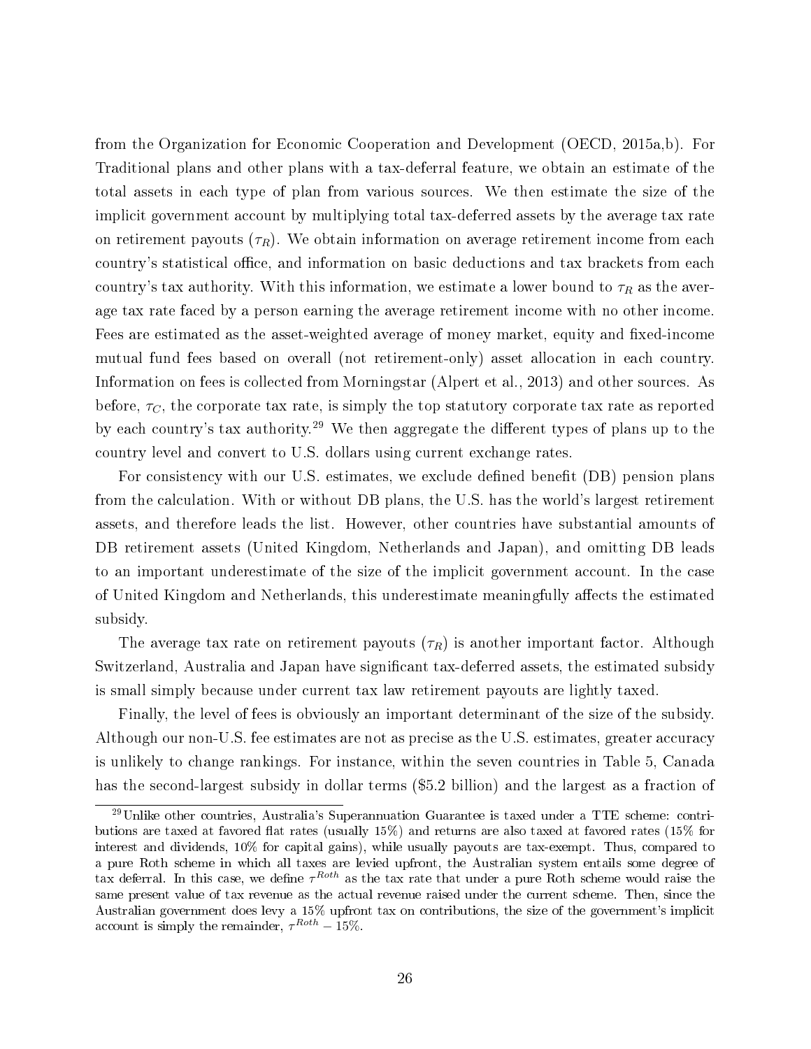from the Organization for Economic Cooperation and Development (OECD, 2015a,b). For Traditional plans and other plans with a tax-deferral feature, we obtain an estimate of the total assets in each type of plan from various sources. We then estimate the size of the implicit government account by multiplying total tax-deferred assets by the average tax rate on retirement payouts ($\tau_R$). We obtain information on average retirement income from each country's statistical office, and information on basic deductions and tax brackets from each country's tax authority. With this information, we estimate a lower bound to $\tau_R$ as the average tax rate faced by a person earning the average retirement income with no other income. Fees are estimated as the asset-weighted average of money market, equity and fixed-income mutual fund fees based on overall (not retirement-only) asset allocation in each country. Information on fees is collected from Morningstar (Alpert et al., 2013) and other sources. As before, $\tau_C$, the corporate tax rate, is simply the top statutory corporate tax rate as reported by each country's tax authority.[29] We then aggregate the different types of plans up to the country level and convert to U.S. dollars using current exchange rates.

For consistency with our U.S. estimates, we exclude defined benefit (DB) pension plans from the calculation. With or without DB plans, the U.S. has the world's largest retirement assets, and therefore leads the list. However, other countries have substantial amounts of DB retirement assets (United Kingdom, Netherlands and Japan), and omitting DB leads to an important underestimate of the size of the implicit government account. In the case of United Kingdom and Netherlands, this underestimate meaningfully affects the estimated subsidy.

The average tax rate on retirement payouts ($\tau_R$) is another important factor. Although Switzerland, Australia and Japan have significant tax-deferred assets, the estimated subsidy is small simply because under current tax law retirement payouts are lightly taxed.

Finally, the level of fees is obviously an important determinant of the size of the subsidy. Although our non-U.S. fee estimates are not as precise as the U.S. estimates, greater accuracy is unlikely to change rankings. For instance, within the seven countries in Table 5, Canada has the second-largest subsidy in dollar terms ($5.2 billion) and the largest as a fraction of

[29] Unlike other countries, Australia's Superannuation Guarantee is taxed under a TTE scheme: contributions are taxed at favored flat rates (usually 15%) and returns are also taxed at favored rates (15% for interest and dividends, 10% for capital gains), while usually payouts are tax-exempt. Thus, compared to a pure Roth scheme in which all taxes are levied upfront, the Australian system entails some degree of tax deferral. In this case, we define $\tau^{Roth}$ as the tax rate that under a pure Roth scheme would raise the same present value of tax revenue as the actual revenue raised under the current scheme. Then, since the Australian government does levy a 15% upfront tax on contributions, the size of the government's implicit account is simply the remainder, $\tau^{Roth} - 15\%$.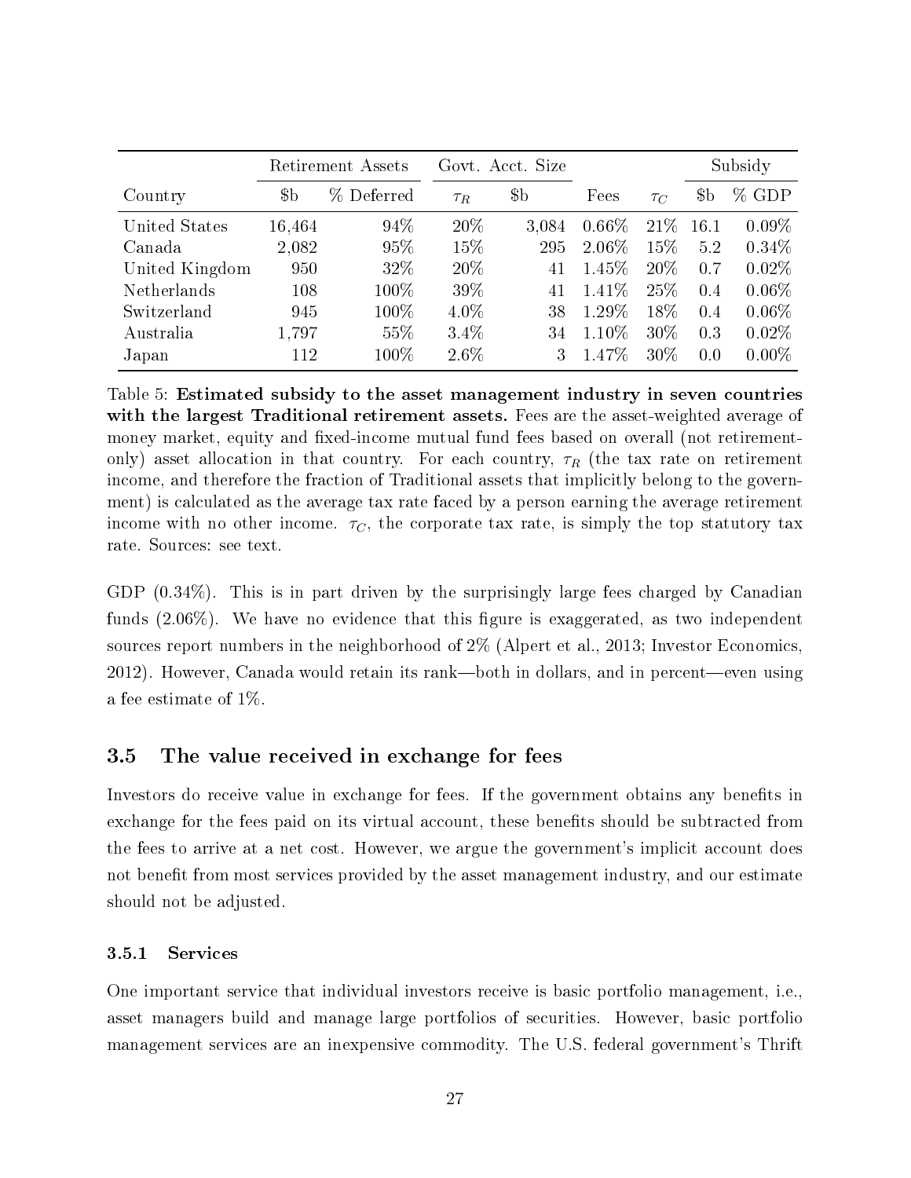| Country | Retirement Assets | | Govt. Acct. Size | | Fees | $\tau_C$ | Subsidy | |
|---|---|---|---|---|---|---|---|---|
| | \$b | % Deferred | $\tau_R$ | \$b | | | \$b | % GDP |
| United States | 16,464 | 94% | 20% | 3,084 | 0.66% | 21% | 16.1 | 0.09% |
| Canada | 2,082 | 95% | 15% | 295 | 2.06% | 15% | 5.2 | 0.34% |
| United Kingdom | 950 | 32% | 20% | 41 | 1.45% | 20% | 0.7 | 0.02% |
| Netherlands | 108 | 100% | 39% | 41 | 1.41% | 25% | 0.4 | 0.06% |
| Switzerland | 945 | 100% | 4.0% | 38 | 1.29% | 18% | 0.4 | 0.06% |
| Australia | 1,797 | 55% | 3.4% | 34 | 1.10% | 30% | 0.3 | 0.02% |
| Japan | 112 | 100% | 2.6% | 3 | 1.47% | 30% | 0.0 | 0.00% |

Table 5: **Estimated subsidy to the asset management industry in seven countries with the largest Traditional retirement assets.** Fees are the asset-weighted average of money market, equity and fixed-income mutual fund fees based on overall (not retirement-only) asset allocation in that country. For each country, $\tau_R$ (the tax rate on retirement income, and therefore the fraction of Traditional assets that implicitly belong to the government) is calculated as the average tax rate faced by a person earning the average retirement income with no other income. $\tau_C$, the corporate tax rate, is simply the top statutory tax rate. Sources: see text.

GDP (0.34%). This is in part driven by the surprisingly large fees charged by Canadian funds (2.06%). We have no evidence that this figure is exaggerated, as two independent sources report numbers in the neighborhood of 2% (Alpert et al., 2013; Investor Economics, 2012). However, Canada would retain its rank—both in dollars, and in percent—even using a fee estimate of 1%.

### 3.5 The value received in exchange for fees

Investors do receive value in exchange for fees. If the government obtains any benefits in exchange for the fees paid on its virtual account, these benefits should be subtracted from the fees to arrive at a net cost. However, we argue the government's implicit account does not benefit from most services provided by the asset management industry, and our estimate should not be adjusted.

#### 3.5.1 Services

One important service that individual investors receive is basic portfolio management, i.e., asset managers build and manage large portfolios of securities. However, basic portfolio management services are an inexpensive commodity. The U.S. federal government's Thrift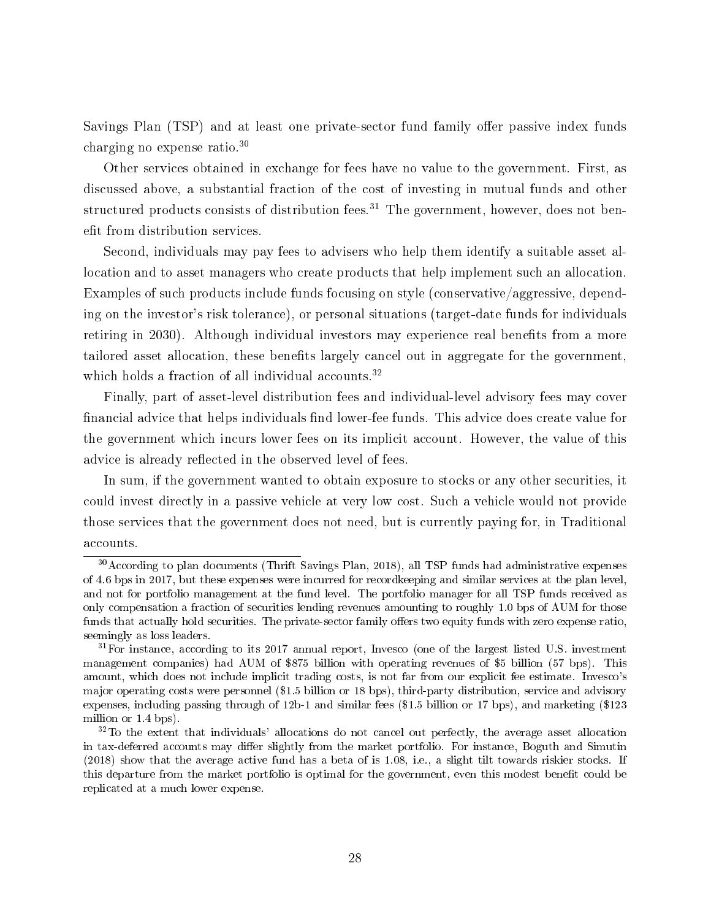Savings Plan (TSP) and at least one private-sector fund family offer passive index funds charging no expense ratio.[30]

Other services obtained in exchange for fees have no value to the government. First, as discussed above, a substantial fraction of the cost of investing in mutual funds and other structured products consists of distribution fees.[31] The government, however, does not benefit from distribution services.

Second, individuals may pay fees to advisers who help them identify a suitable asset allocation and to asset managers who create products that help implement such an allocation. Examples of such products include funds focusing on style (conservative/aggressive, depending on the investor's risk tolerance), or personal situations (target-date funds for individuals retiring in 2030). Although individual investors may experience real benefits from a more tailored asset allocation, these benefits largely cancel out in aggregate for the government, which holds a fraction of all individual accounts.[32]

Finally, part of asset-level distribution fees and individual-level advisory fees may cover financial advice that helps individuals find lower-fee funds. This advice does create value for the government which incurs lower fees on its implicit account. However, the value of this advice is already reflected in the observed level of fees.

In sum, if the government wanted to obtain exposure to stocks or any other securities, it could invest directly in a passive vehicle at very low cost. Such a vehicle would not provide those services that the government does not need, but is currently paying for, in Traditional accounts.

---

[30] According to plan documents (Thrift Savings Plan, 2018), all TSP funds had administrative expenses of 4.6 bps in 2017, but these expenses were incurred for recordkeeping and similar services at the plan level, and not for portfolio management at the fund level. The portfolio manager for all TSP funds received as only compensation a fraction of securities lending revenues amounting to roughly 1.0 bps of AUM for those funds that actually hold securities. The private-sector family offers two equity funds with zero expense ratio, seemingly as loss leaders.

[31] For instance, according to its 2017 annual report, Invesco (one of the largest listed U.S. investment management companies) had AUM of $875 billion with operating revenues of $5 billion (57 bps). This amount, which does not include implicit trading costs, is not far from our explicit fee estimate. Invesco's major operating costs were personnel ($1.5 billion or 18 bps), third-party distribution, service and advisory expenses, including passing through of 12b-1 and similar fees ($1.5 billion or 17 bps), and marketing ($123 million or 1.4 bps).

[32] To the extent that individuals' allocations do not cancel out perfectly, the average asset allocation in tax-deferred accounts may differ slightly from the market portfolio. For instance, Boguth and Simutin (2018) show that the average active fund has a beta of is 1.08, i.e., a slight tilt towards riskier stocks. If this departure from the market portfolio is optimal for the government, even this modest benefit could be replicated at a much lower expense.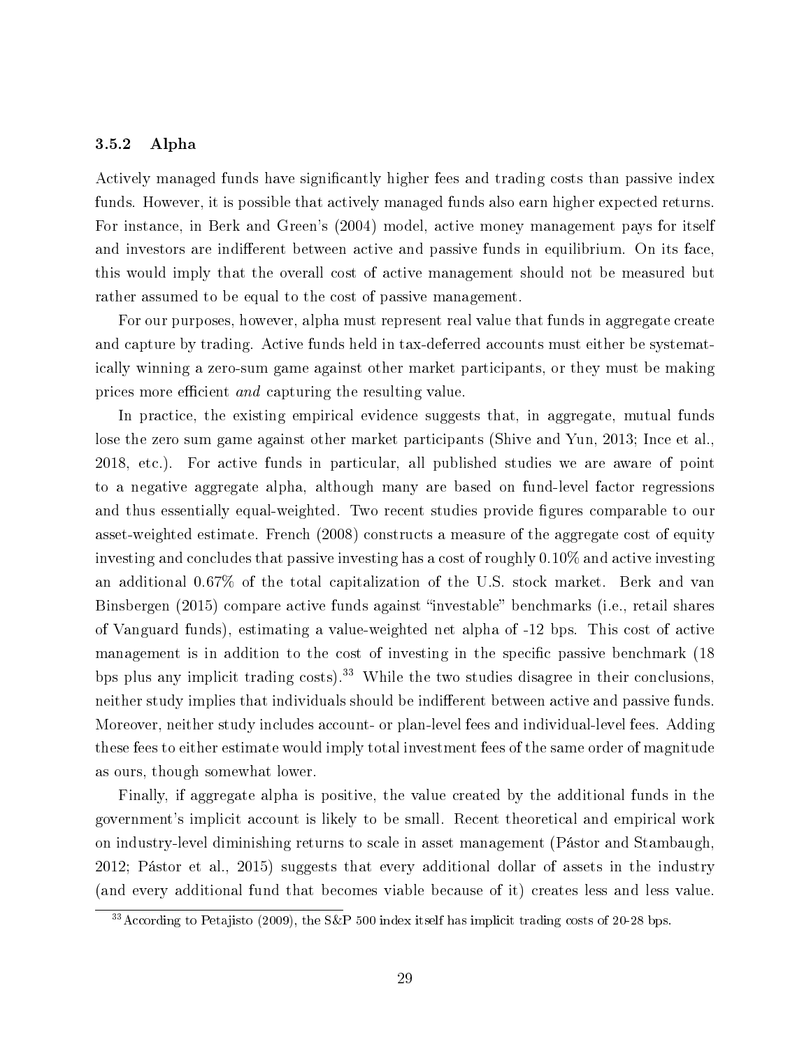### 3.5.2 Alpha

Actively managed funds have significantly higher fees and trading costs than passive index funds. However, it is possible that actively managed funds also earn higher expected returns. For instance, in Berk and Green's (2004) model, active money management pays for itself and investors are indifferent between active and passive funds in equilibrium. On its face, this would imply that the overall cost of active management should not be measured but rather assumed to be equal to the cost of passive management.

For our purposes, however, alpha must represent real value that funds in aggregate create and capture by trading. Active funds held in tax-deferred accounts must either be systematically winning a zero-sum game against other market participants, or they must be making prices more efficient *and* capturing the resulting value.

In practice, the existing empirical evidence suggests that, in aggregate, mutual funds lose the zero sum game against other market participants (Shive and Yun, 2013; Ince et al., 2018, etc.). For active funds in particular, all published studies we are aware of point to a negative aggregate alpha, although many are based on fund-level factor regressions and thus essentially equal-weighted. Two recent studies provide figures comparable to our asset-weighted estimate. French (2008) constructs a measure of the aggregate cost of equity investing and concludes that passive investing has a cost of roughly 0.10% and active investing an additional 0.67% of the total capitalization of the U.S. stock market. Berk and van Binsbergen (2015) compare active funds against "investable" benchmarks (i.e., retail shares of Vanguard funds), estimating a value-weighted net alpha of -12 bps. This cost of active management is in addition to the cost of investing in the specific passive benchmark (18 bps plus any implicit trading costs).[33] While the two studies disagree in their conclusions, neither study implies that individuals should be indifferent between active and passive funds. Moreover, neither study includes account- or plan-level fees and individual-level fees. Adding these fees to either estimate would imply total investment fees of the same order of magnitude as ours, though somewhat lower.

Finally, if aggregate alpha is positive, the value created by the additional funds in the government's implicit account is likely to be small. Recent theoretical and empirical work on industry-level diminishing returns to scale in asset management (Pástor and Stambaugh, 2012; Pástor et al., 2015) suggests that every additional dollar of assets in the industry (and every additional fund that becomes viable because of it) creates less and less value.

[33] According to Petajisto (2009), the S&P 500 index itself has implicit trading costs of 20-28 bps.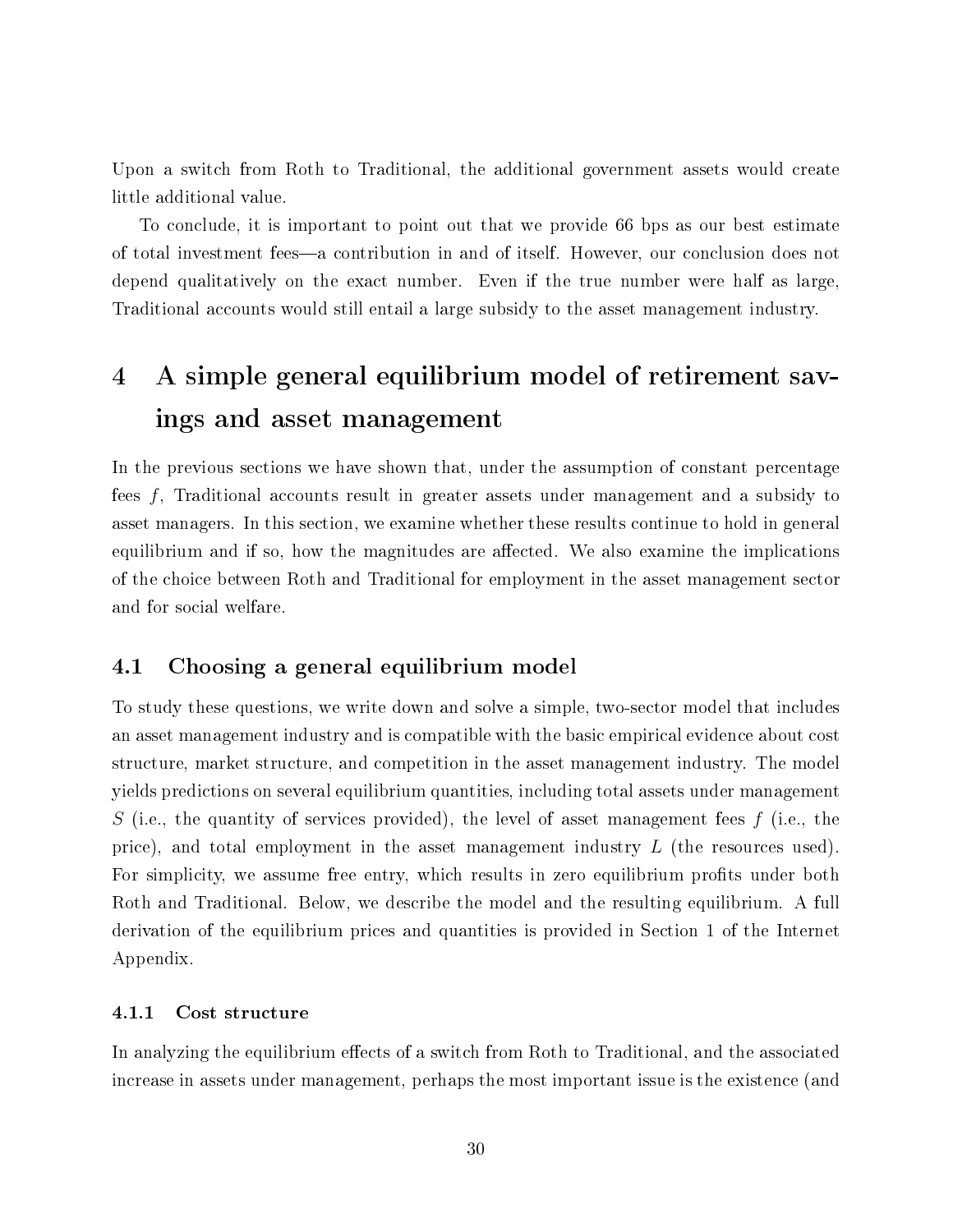Upon a switch from Roth to Traditional, the additional government assets would create little additional value.

To conclude, it is important to point out that we provide 66 bps as our best estimate of total investment fees—a contribution in and of itself. However, our conclusion does not depend qualitatively on the exact number. Even if the true number were half as large, Traditional accounts would still entail a large subsidy to the asset management industry.

# 4 A simple general equilibrium model of retirement savings and asset management

In the previous sections we have shown that, under the assumption of constant percentage fees $f$, Traditional accounts result in greater assets under management and a subsidy to asset managers. In this section, we examine whether these results continue to hold in general equilibrium and if so, how the magnitudes are affected. We also examine the implications of the choice between Roth and Traditional for employment in the asset management sector and for social welfare.

## 4.1 Choosing a general equilibrium model

To study these questions, we write down and solve a simple, two-sector model that includes an asset management industry and is compatible with the basic empirical evidence about cost structure, market structure, and competition in the asset management industry. The model yields predictions on several equilibrium quantities, including total assets under management $S$ (i.e., the quantity of services provided), the level of asset management fees $f$ (i.e., the price), and total employment in the asset management industry $L$ (the resources used). For simplicity, we assume free entry, which results in zero equilibrium profits under both Roth and Traditional. Below, we describe the model and the resulting equilibrium. A full derivation of the equilibrium prices and quantities is provided in Section 1 of the Internet Appendix.

### 4.1.1 Cost structure

In analyzing the equilibrium effects of a switch from Roth to Traditional, and the associated increase in assets under management, perhaps the most important issue is the existence (and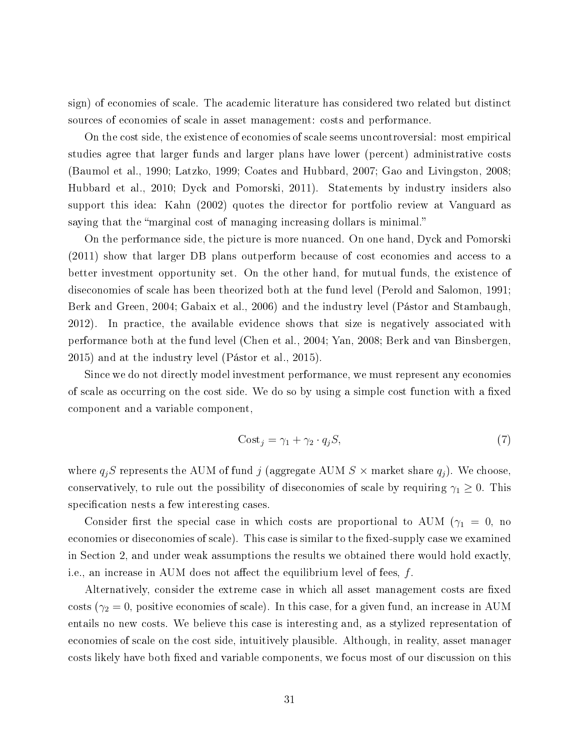sign) of economies of scale. The academic literature has considered two related but distinct sources of economies of scale in asset management: costs and performance.

On the cost side, the existence of economies of scale seems uncontroversial: most empirical studies agree that larger funds and larger plans have lower (percent) administrative costs (Baumol et al., 1990; Latzko, 1999; Coates and Hubbard, 2007; Gao and Livingston, 2008; Hubbard et al., 2010; Dyck and Pomorski, 2011). Statements by industry insiders also support this idea: Kahn (2002) quotes the director for portfolio review at Vanguard as saying that the "marginal cost of managing increasing dollars is minimal."

On the performance side, the picture is more nuanced. On one hand, Dyck and Pomorski (2011) show that larger DB plans outperform because of cost economies and access to a better investment opportunity set. On the other hand, for mutual funds, the existence of diseconomies of scale has been theorized both at the fund level (Perold and Salomon, 1991; Berk and Green, 2004; Gabaix et al., 2006) and the industry level (Pástor and Stambaugh, 2012). In practice, the available evidence shows that size is negatively associated with performance both at the fund level (Chen et al., 2004; Yan, 2008; Berk and van Binsbergen, 2015) and at the industry level (Pástor et al., 2015).

Since we do not directly model investment performance, we must represent any economies of scale as occurring on the cost side. We do so by using a simple cost function with a fixed component and a variable component,

$$\text{Cost}_j = \gamma_1 + \gamma_2 \cdot q_j S, \tag{7}$$

where $q_j S$ represents the AUM of fund $j$ (aggregate AUM $S$ × market share $q_j$). We choose, conservatively, to rule out the possibility of diseconomies of scale by requiring $\gamma_1 \geq 0$. This specification nests a few interesting cases.

Consider first the special case in which costs are proportional to AUM ($\gamma_1 = 0$, no economies or diseconomies of scale). This case is similar to the fixed-supply case we examined in Section 2, and under weak assumptions the results we obtained there would hold exactly, i.e., an increase in AUM does not affect the equilibrium level of fees, $f$.

Alternatively, consider the extreme case in which all asset management costs are fixed costs ($\gamma_2 = 0$, positive economies of scale). In this case, for a given fund, an increase in AUM entails no new costs. We believe this case is interesting and, as a stylized representation of economies of scale on the cost side, intuitively plausible. Although, in reality, asset manager costs likely have both fixed and variable components, we focus most of our discussion on this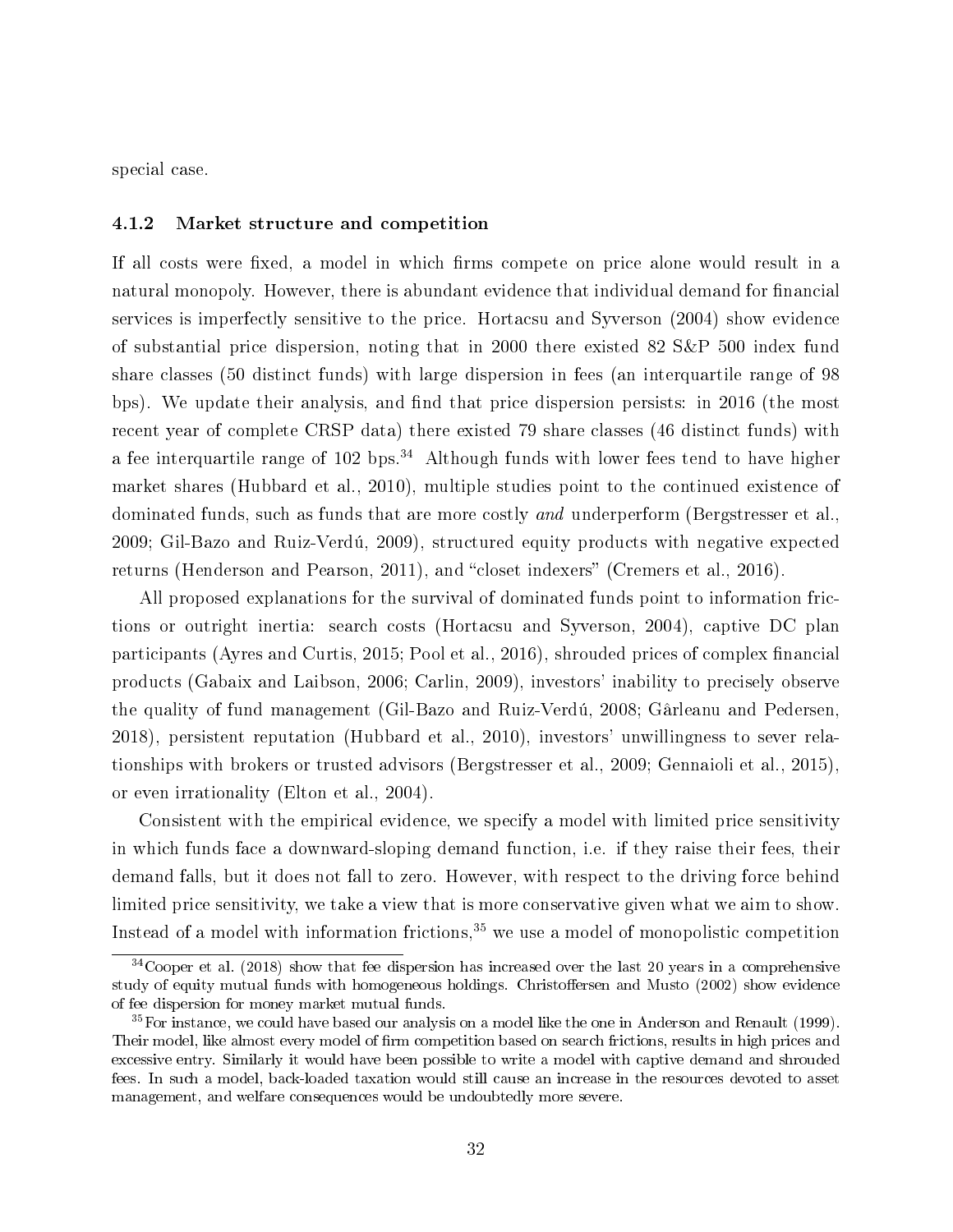special case.

### 4.1.2 Market structure and competition

If all costs were fixed, a model in which firms compete on price alone would result in a natural monopoly. However, there is abundant evidence that individual demand for financial services is imperfectly sensitive to the price. Hortacsu and Syverson (2004) show evidence of substantial price dispersion, noting that in 2000 there existed 82 S&P 500 index fund share classes (50 distinct funds) with large dispersion in fees (an interquartile range of 98 bps). We update their analysis, and find that price dispersion persists: in 2016 (the most recent year of complete CRSP data) there existed 79 share classes (46 distinct funds) with a fee interquartile range of 102 bps.[34] Although funds with lower fees tend to have higher market shares (Hubbard et al., 2010), multiple studies point to the continued existence of dominated funds, such as funds that are more costly *and* underperform (Bergstresser et al., 2009; Gil-Bazo and Ruiz-Verdú, 2009), structured equity products with negative expected returns (Henderson and Pearson, 2011), and "closet indexers" (Cremers et al., 2016).

All proposed explanations for the survival of dominated funds point to information frictions or outright inertia: search costs (Hortacsu and Syverson, 2004), captive DC plan participants (Ayres and Curtis, 2015; Pool et al., 2016), shrouded prices of complex financial products (Gabaix and Laibson, 2006; Carlin, 2009), investors' inability to precisely observe the quality of fund management (Gil-Bazo and Ruiz-Verdú, 2008; Gârleanu and Pedersen, 2018), persistent reputation (Hubbard et al., 2010), investors' unwillingness to sever relationships with brokers or trusted advisors (Bergstresser et al., 2009; Gennaioli et al., 2015), or even irrationality (Elton et al., 2004).

Consistent with the empirical evidence, we specify a model with limited price sensitivity in which funds face a downward-sloping demand function, i.e. if they raise their fees, their demand falls, but it does not fall to zero. However, with respect to the driving force behind limited price sensitivity, we take a view that is more conservative given what we aim to show. Instead of a model with information frictions,[35] we use a model of monopolistic competition

[34] Cooper et al. (2018) show that fee dispersion has increased over the last 20 years in a comprehensive study of equity mutual funds with homogeneous holdings. Christoffersen and Musto (2002) show evidence of fee dispersion for money market mutual funds.

[35] For instance, we could have based our analysis on a model like the one in Anderson and Renault (1999). Their model, like almost every model of firm competition based on search frictions, results in high prices and excessive entry. Similarly it would have been possible to write a model with captive demand and shrouded fees. In such a model, back-loaded taxation would still cause an increase in the resources devoted to asset management, and welfare consequences would be undoubtedly more severe.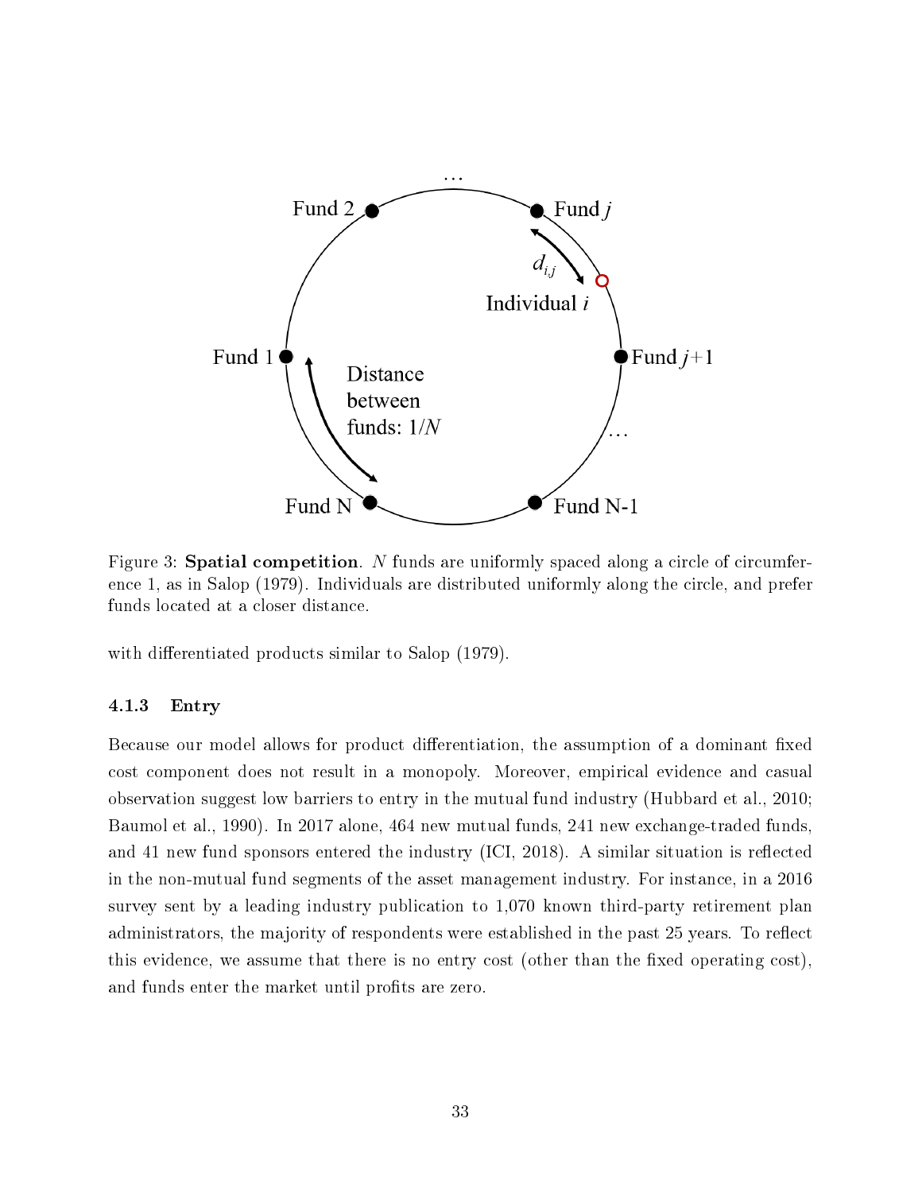Figure 3: **Spatial competition**. $N$ funds are uniformly spaced along a circle of circumference 1, as in Salop (1979). Individuals are distributed uniformly along the circle, and prefer funds located at a closer distance.

with differentiated products similar to Salop (1979).

### 4.1.3 Entry

Because our model allows for product differentiation, the assumption of a dominant fixed cost component does not result in a monopoly. Moreover, empirical evidence and casual observation suggest low barriers to entry in the mutual fund industry (Hubbard et al., 2010; Baumol et al., 1990). In 2017 alone, 464 new mutual funds, 241 new exchange-traded funds, and 41 new fund sponsors entered the industry (ICI, 2018). A similar situation is reflected in the non-mutual fund segments of the asset management industry. For instance, in a 2016 survey sent by a leading industry publication to 1,070 known third-party retirement plan administrators, the majority of respondents were established in the past 25 years. To reflect this evidence, we assume that there is no entry cost (other than the fixed operating cost), and funds enter the market until profits are zero.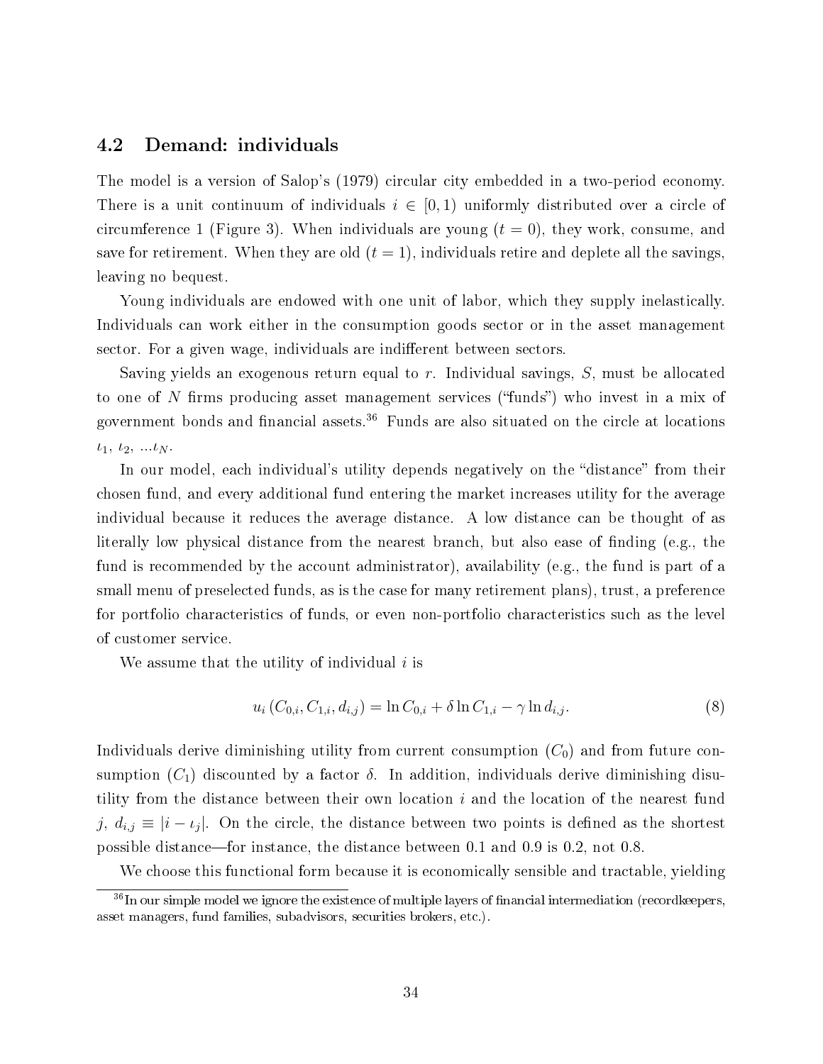## 4.2 Demand: individuals

The model is a version of Salop's (1979) circular city embedded in a two-period economy. There is a unit continuum of individuals $i \in [0, 1)$ uniformly distributed over a circle of circumference 1 (Figure 3). When individuals are young ($t = 0$), they work, consume, and save for retirement. When they are old ($t = 1$), individuals retire and deplete all the savings, leaving no bequest.

Young individuals are endowed with one unit of labor, which they supply inelastically. Individuals can work either in the consumption goods sector or in the asset management sector. For a given wage, individuals are indifferent between sectors.

Saving yields an exogenous return equal to $r$. Individual savings, $S$, must be allocated to one of $N$ firms producing asset management services ("funds") who invest in a mix of government bonds and financial assets.[36] Funds are also situated on the circle at locations $\iota_1$, $\iota_2$, $...\iota_N$.

In our model, each individual's utility depends negatively on the "distance" from their chosen fund, and every additional fund entering the market increases utility for the average individual because it reduces the average distance. A low distance can be thought of as literally low physical distance from the nearest branch, but also ease of finding (e.g., the fund is recommended by the account administrator), availability (e.g., the fund is part of a small menu of preselected funds, as is the case for many retirement plans), trust, a preference for portfolio characteristics of funds, or even non-portfolio characteristics such as the level of customer service.

We assume that the utility of individual $i$ is

$$u_i\left(C_{0,i}, C_{1,i}, d_{i,j}\right) = \ln C_{0,i} + \delta \ln C_{1,i} - \gamma \ln d_{i,j}. \tag{8}$$

Individuals derive diminishing utility from current consumption ($C_0$) and from future consumption ($C_1$) discounted by a factor $\delta$. In addition, individuals derive diminishing disutility from the distance between their own location $i$ and the location of the nearest fund $j$, $d_{i,j} \equiv |i - \iota_j|$. On the circle, the distance between two points is defined as the shortest possible distance—for instance, the distance between 0.1 and 0.9 is 0.2, not 0.8.

We choose this functional form because it is economically sensible and tractable, yielding

[36] In our simple model we ignore the existence of multiple layers of financial intermediation (recordkeepers, asset managers, fund families, subadvisors, securities brokers, etc.).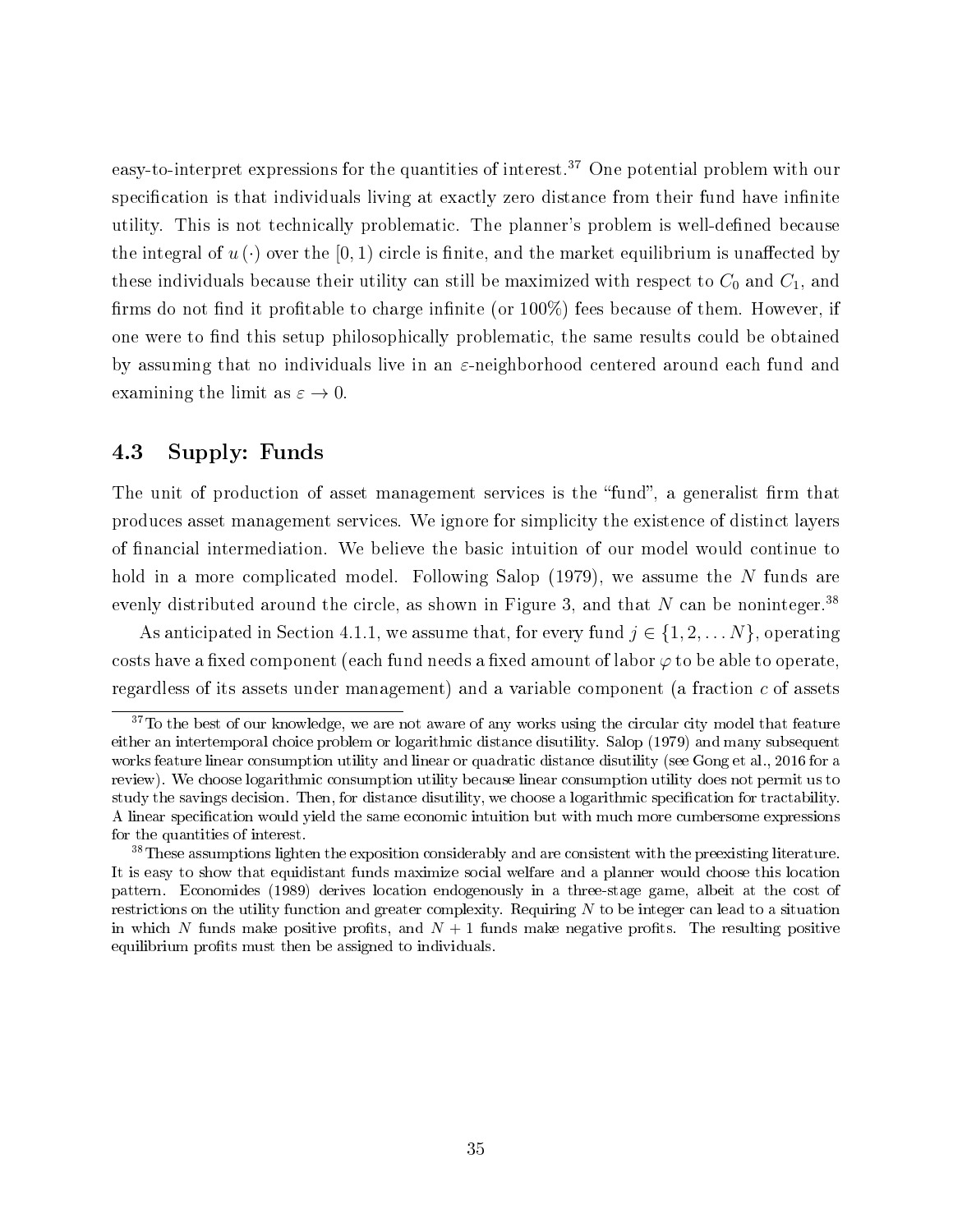easy-to-interpret expressions for the quantities of interest.[37] One potential problem with our specification is that individuals living at exactly zero distance from their fund have infinite utility. This is not technically problematic. The planner's problem is well-defined because the integral of $u(\cdot)$ over the $[0, 1)$ circle is finite, and the market equilibrium is unaffected by these individuals because their utility can still be maximized with respect to $C_0$ and $C_1$, and firms do not find it profitable to charge infinite (or 100%) fees because of them. However, if one were to find this setup philosophically problematic, the same results could be obtained by assuming that no individuals live in an $\varepsilon$-neighborhood centered around each fund and examining the limit as $\varepsilon \to 0$.

### 4.3 Supply: Funds

The unit of production of asset management services is the "fund", a generalist firm that produces asset management services. We ignore for simplicity the existence of distinct layers of financial intermediation. We believe the basic intuition of our model would continue to hold in a more complicated model. Following Salop (1979), we assume the $N$ funds are evenly distributed around the circle, as shown in Figure 3, and that $N$ can be noninteger.[38]

As anticipated in Section 4.1.1, we assume that, for every fund $j \in \{1, 2, \ldots N\}$, operating costs have a fixed component (each fund needs a fixed amount of labor $\varphi$ to be able to operate, regardless of its assets under management) and a variable component (a fraction $c$ of assets

[37] To the best of our knowledge, we are not aware of any works using the circular city model that feature either an intertemporal choice problem or logarithmic distance disutility. Salop (1979) and many subsequent works feature linear consumption utility and linear or quadratic distance disutility (see Gong et al., 2016 for a review). We choose logarithmic consumption utility because linear consumption utility does not permit us to study the savings decision. Then, for distance disutility, we choose a logarithmic specification for tractability. A linear specification would yield the same economic intuition but with much more cumbersome expressions for the quantities of interest.

[38] These assumptions lighten the exposition considerably and are consistent with the preexisting literature. It is easy to show that equidistant funds maximize social welfare and a planner would choose this location pattern. Economides (1989) derives location endogenously in a three-stage game, albeit at the cost of restrictions on the utility function and greater complexity. Requiring $N$ to be integer can lead to a situation in which $N$ funds make positive profits, and $N + 1$ funds make negative profits. The resulting positive equilibrium profits must then be assigned to individuals.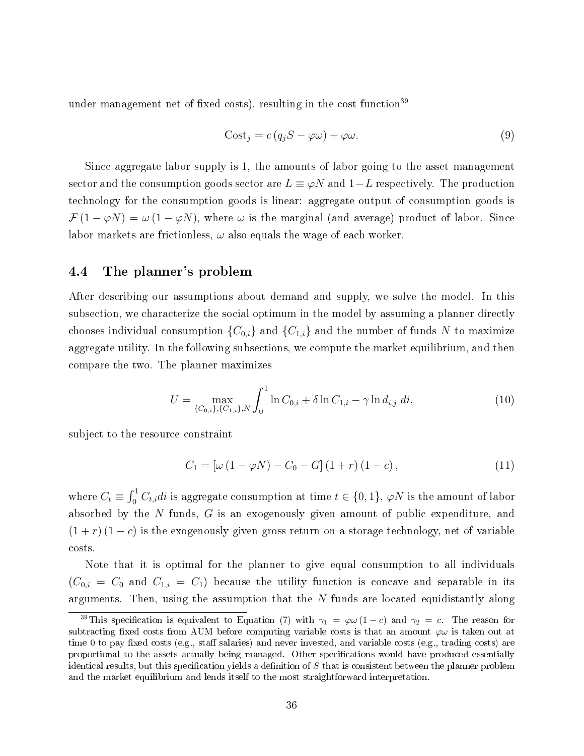under management net of fixed costs), resulting in the cost function[39]

$$\text{Cost}_j = c\left(q_j S - \varphi\omega\right) + \varphi\omega. \tag{9}$$

Since aggregate labor supply is 1, the amounts of labor going to the asset management sector and the consumption goods sector are $L \equiv \varphi N$ and $1-L$ respectively. The production technology for the consumption goods is linear: aggregate output of consumption goods is $\mathcal{F}\left(1-\varphi N\right) = \omega\left(1-\varphi N\right)$, where $\omega$ is the marginal (and average) product of labor. Since labor markets are frictionless, $\omega$ also equals the wage of each worker.

### 4.4 The planner's problem

After describing our assumptions about demand and supply, we solve the model. In this subsection, we characterize the social optimum in the model by assuming a planner directly chooses individual consumption $\{C_{0,i}\}$ and $\{C_{1,i}\}$ and the number of funds $N$ to maximize aggregate utility. In the following subsections, we compute the market equilibrium, and then compare the two. The planner maximizes

$$U = \max_{\{C_{0,i}\},\{C_{1,i}\},N} \int_0^1 \ln C_{0,i} + \delta \ln C_{1,i} - \gamma \ln d_{i,j} \; di, \tag{10}$$

subject to the resource constraint

$$C_1 = \left[\omega\left(1-\varphi N\right) - C_0 - G\right]\left(1+r\right)\left(1-c\right), \tag{11}$$

where $C_t \equiv \int_0^1 C_{t,i} di$ is aggregate consumption at time $t \in \{0,1\}$, $\varphi N$ is the amount of labor absorbed by the $N$ funds, $G$ is an exogenously given amount of public expenditure, and $\left(1+r\right)\left(1-c\right)$ is the exogenously given gross return on a storage technology, net of variable costs.

Note that it is optimal for the planner to give equal consumption to all individuals ($C_{0,i} = C_0$ and $C_{1,i} = C_1$) because the utility function is concave and separable in its arguments. Then, using the assumption that the $N$ funds are located equidistantly along

[39] This specification is equivalent to Equation (7) with $\gamma_1 = \varphi\omega\left(1-c\right)$ and $\gamma_2 = c$. The reason for subtracting fixed costs from AUM before computing variable costs is that an amount $\varphi\omega$ is taken out at time 0 to pay fixed costs (e.g., staff salaries) and never invested, and variable costs (e.g., trading costs) are proportional to the assets actually being managed. Other specifications would have produced essentially identical results, but this specification yields a definition of $S$ that is consistent between the planner problem and the market equilibrium and lends itself to the most straightforward interpretation.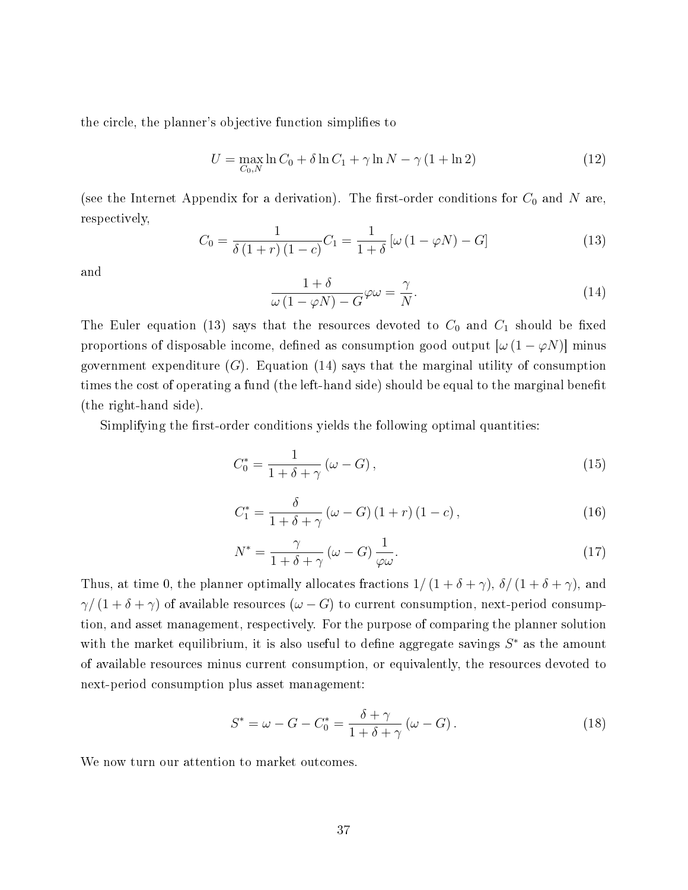the circle, the planner's objective function simplifies to

$$U = \max_{C_0, N} \ln C_0 + \delta \ln C_1 + \gamma \ln N - \gamma \left(1 + \ln 2\right) \tag{12}$$

(see the Internet Appendix for a derivation). The first-order conditions for $C_0$ and $N$ are, respectively,

$$C_0 = \frac{1}{\delta \left(1 + r\right) \left(1 - c\right)} C_1 = \frac{1}{1 + \delta} \left[\omega \left(1 - \varphi N\right) - G\right] \tag{13}$$

and

$$\frac{1 + \delta}{\omega \left(1 - \varphi N\right) - G} \varphi \omega = \frac{\gamma}{N}. \tag{14}$$

The Euler equation (13) says that the resources devoted to $C_0$ and $C_1$ should be fixed proportions of disposable income, defined as consumption good output $[\omega (1 - \varphi N)]$ minus government expenditure ($G$). Equation (14) says that the marginal utility of consumption times the cost of operating a fund (the left-hand side) should be equal to the marginal benefit (the right-hand side).

Simplifying the first-order conditions yields the following optimal quantities:

$$C_0^* = \frac{1}{1 + \delta + \gamma} \left(\omega - G\right), \tag{15}$$

$$C_1^* = \frac{\delta}{1 + \delta + \gamma} \left(\omega - G\right) \left(1 + r\right) \left(1 - c\right), \tag{16}$$

$$N^* = \frac{\gamma}{1 + \delta + \gamma} \left(\omega - G\right) \frac{1}{\varphi \omega}. \tag{17}$$

Thus, at time 0, the planner optimally allocates fractions $1/\left(1 + \delta + \gamma\right)$, $\delta/\left(1 + \delta + \gamma\right)$, and $\gamma/\left(1 + \delta + \gamma\right)$ of available resources $(\omega - G)$ to current consumption, next-period consumption, and asset management, respectively. For the purpose of comparing the planner solution with the market equilibrium, it is also useful to define aggregate savings $S^*$ as the amount of available resources minus current consumption, or equivalently, the resources devoted to next-period consumption plus asset management:

$$S^* = \omega - G - C_0^* = \frac{\delta + \gamma}{1 + \delta + \gamma} \left(\omega - G\right). \tag{18}$$

We now turn our attention to market outcomes.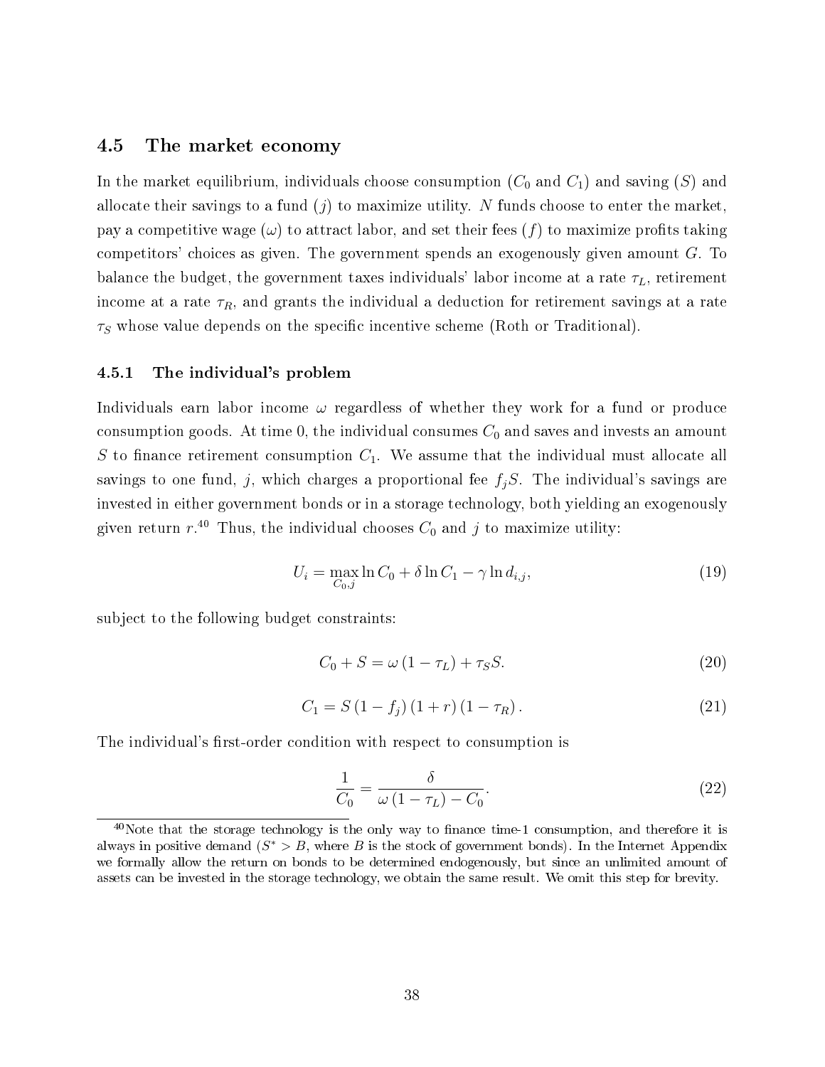## 4.5 The market economy

In the market equilibrium, individuals choose consumption ($C_0$ and $C_1$) and saving ($S$) and allocate their savings to a fund ($j$) to maximize utility. $N$ funds choose to enter the market, pay a competitive wage ($\omega$) to attract labor, and set their fees ($f$) to maximize profits taking competitors' choices as given. The government spends an exogenously given amount $G$. To balance the budget, the government taxes individuals' labor income at a rate $\tau_L$, retirement income at a rate $\tau_R$, and grants the individual a deduction for retirement savings at a rate $\tau_S$ whose value depends on the specific incentive scheme (Roth or Traditional).

### 4.5.1 The individual's problem

Individuals earn labor income $\omega$ regardless of whether they work for a fund or produce consumption goods. At time 0, the individual consumes $C_0$ and saves and invests an amount $S$ to finance retirement consumption $C_1$. We assume that the individual must allocate all savings to one fund, $j$, which charges a proportional fee $f_j S$. The individual's savings are invested in either government bonds or in a storage technology, both yielding an exogenously given return $r$.[40] Thus, the individual chooses $C_0$ and $j$ to maximize utility:

$$U_i = \max_{C_0, j} \ln C_0 + \delta \ln C_1 - \gamma \ln d_{i,j}, \tag{19}$$

subject to the following budget constraints:

$$C_0 + S = \omega (1 - \tau_L) + \tau_S S. \tag{20}$$

$$C_1 = S (1 - f_j)(1 + r)(1 - \tau_R). \tag{21}$$

The individual's first-order condition with respect to consumption is

$$\frac{1}{C_0} = \frac{\delta}{\omega (1 - \tau_L) - C_0}. \tag{22}$$

[40] Note that the storage technology is the only way to finance time-1 consumption, and therefore it is always in positive demand ($S^* > B$, where $B$ is the stock of government bonds). In the Internet Appendix we formally allow the return on bonds to be determined endogenously, but since an unlimited amount of assets can be invested in the storage technology, we obtain the same result. We omit this step for brevity.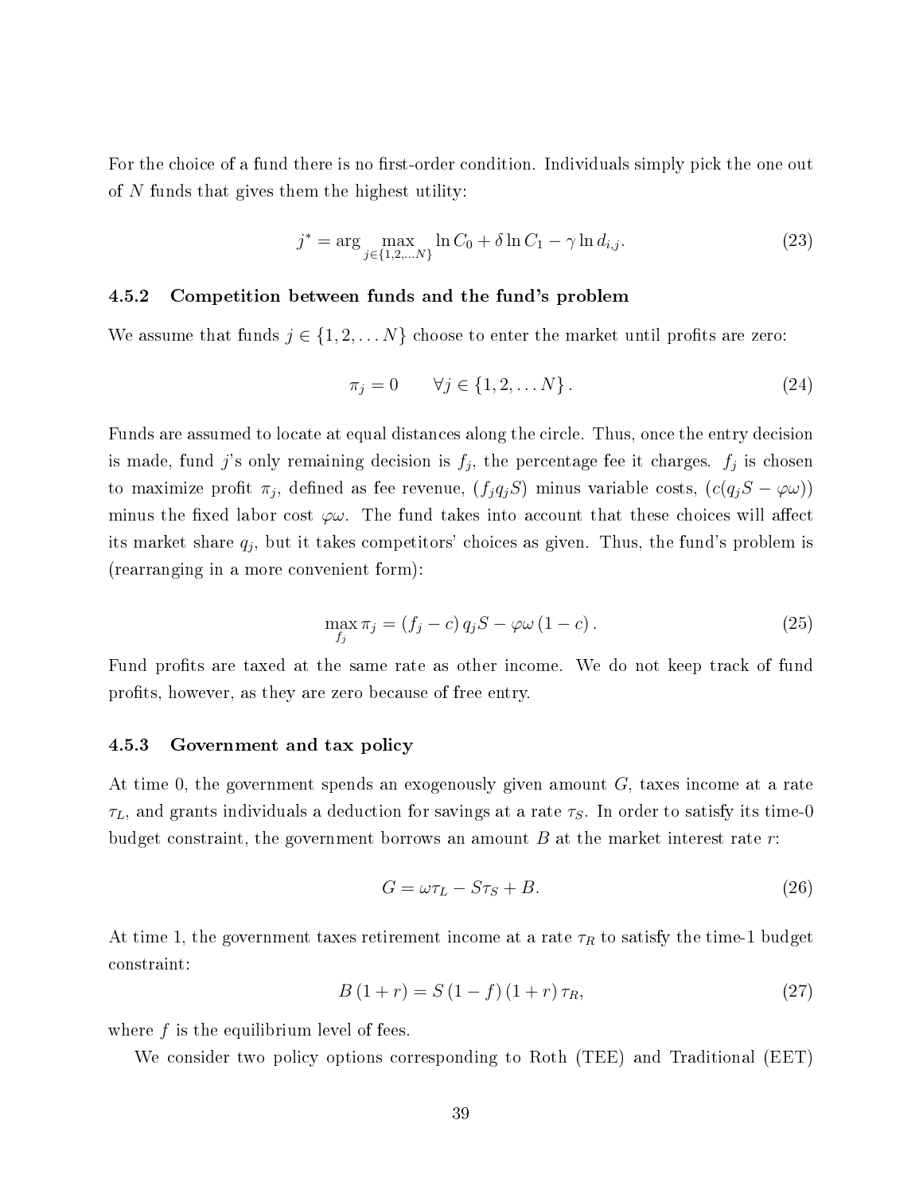For the choice of a fund there is no first-order condition. Individuals simply pick the one out of $N$ funds that gives them the highest utility:

$$j^* = \arg \max_{j \in \{1,2,\dots N\}} \ln C_0 + \delta \ln C_1 - \gamma \ln d_{i,j}. \tag{23}$$

### 4.5.2 Competition between funds and the fund's problem

We assume that funds $j \in \{1, 2, \dots N\}$ choose to enter the market until profits are zero:

$$\pi_j = 0 \qquad \forall j \in \{1, 2, \dots N\}. \tag{24}$$

Funds are assumed to locate at equal distances along the circle. Thus, once the entry decision is made, fund $j$'s only remaining decision is $f_j$, the percentage fee it charges. $f_j$ is chosen to maximize profit $\pi_j$, defined as fee revenue, $(f_j q_j S)$ minus variable costs, $(c(q_j S - \varphi\omega))$ minus the fixed labor cost $\varphi\omega$. The fund takes into account that these choices will affect its market share $q_j$, but it takes competitors' choices as given. Thus, the fund's problem is (rearranging in a more convenient form):

$$\max_{f_j} \pi_j = (f_j - c)\, q_j S - \varphi\omega\,(1 - c). \tag{25}$$

Fund profits are taxed at the same rate as other income. We do not keep track of fund profits, however, as they are zero because of free entry.

### 4.5.3 Government and tax policy

At time 0, the government spends an exogenously given amount $G$, taxes income at a rate $\tau_L$, and grants individuals a deduction for savings at a rate $\tau_S$. In order to satisfy its time-0 budget constraint, the government borrows an amount $B$ at the market interest rate $r$:

$$G = \omega\tau_L - S\tau_S + B. \tag{26}$$

At time 1, the government taxes retirement income at a rate $\tau_R$ to satisfy the time-1 budget constraint:

$$B\,(1 + r) = S\,(1 - f)\,(1 + r)\,\tau_R, \tag{27}$$

where $f$ is the equilibrium level of fees.

We consider two policy options corresponding to Roth (TEE) and Traditional (EET)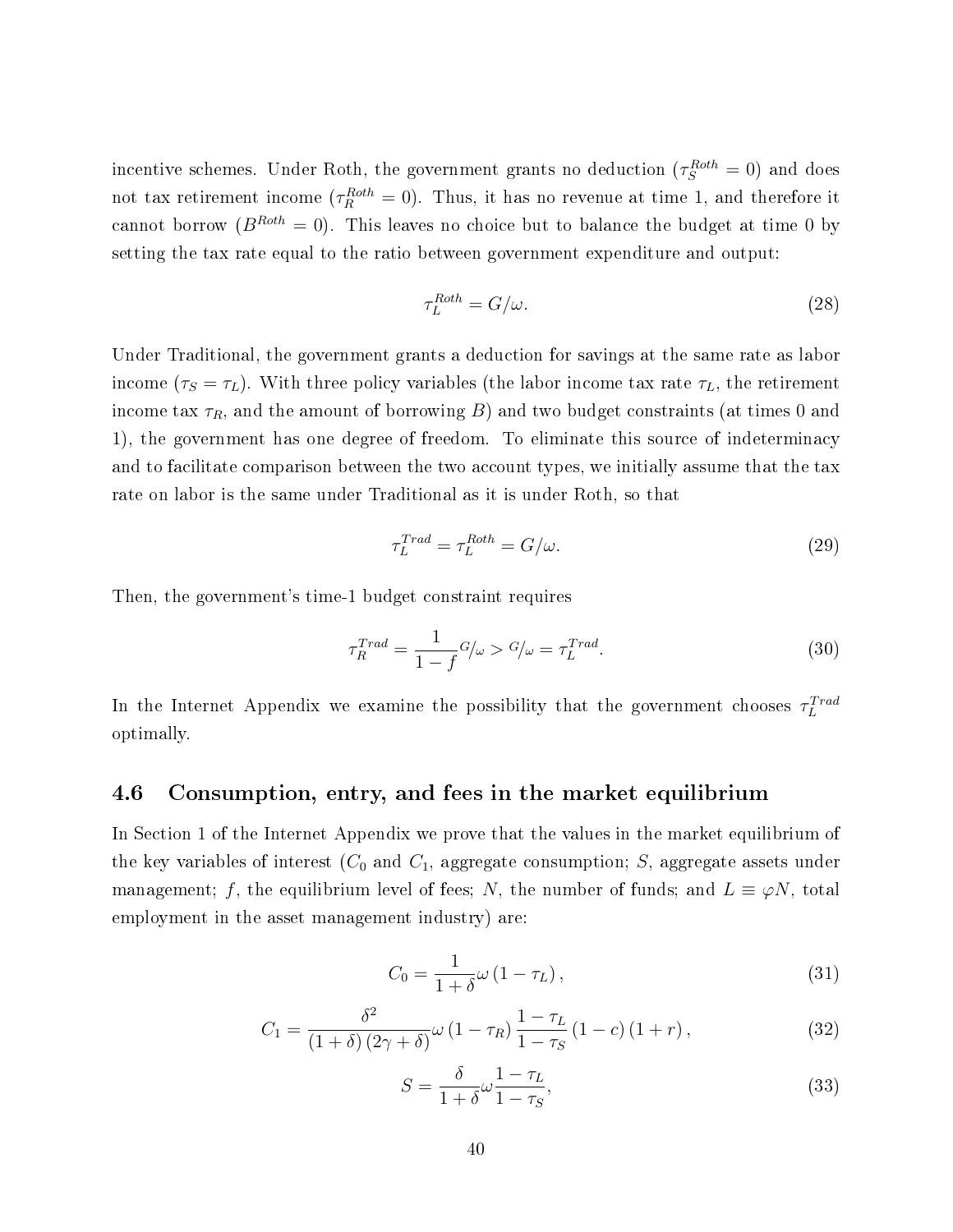incentive schemes. Under Roth, the government grants no deduction ($\tau_S^{Roth} = 0$) and does not tax retirement income ($\tau_R^{Roth} = 0$). Thus, it has no revenue at time 1, and therefore it cannot borrow ($B^{Roth} = 0$). This leaves no choice but to balance the budget at time 0 by setting the tax rate equal to the ratio between government expenditure and output:

$$\tau_L^{Roth} = G/\omega. \tag{28}$$

Under Traditional, the government grants a deduction for savings at the same rate as labor income ($\tau_S = \tau_L$). With three policy variables (the labor income tax rate $\tau_L$, the retirement income tax $\tau_R$, and the amount of borrowing $B$) and two budget constraints (at times 0 and 1), the government has one degree of freedom. To eliminate this source of indeterminacy and to facilitate comparison between the two account types, we initially assume that the tax rate on labor is the same under Traditional as it is under Roth, so that

$$\tau_L^{Trad} = \tau_L^{Roth} = G/\omega. \tag{29}$$

Then, the government's time-1 budget constraint requires

$$\tau_R^{Trad} = \frac{1}{1-f} {}^{G}\!/\!{}_{\omega} > {}^{G}\!/\!{}_{\omega} = \tau_L^{Trad}. \tag{30}$$

In the Internet Appendix we examine the possibility that the government chooses $\tau_L^{Trad}$ optimally.

### 4.6 Consumption, entry, and fees in the market equilibrium

In Section 1 of the Internet Appendix we prove that the values in the market equilibrium of the key variables of interest ($C_0$ and $C_1$, aggregate consumption; $S$, aggregate assets under management; $f$, the equilibrium level of fees; $N$, the number of funds; and $L \equiv \varphi N$, total employment in the asset management industry) are:

$$C_0 = \frac{1}{1+\delta}\omega\left(1-\tau_L\right), \tag{31}$$

$$C_1 = \frac{\delta^2}{\left(1+\delta\right)\left(2\gamma+\delta\right)}\omega\left(1-\tau_R\right)\frac{1-\tau_L}{1-\tau_S}\left(1-c\right)\left(1+r\right), \tag{32}$$

$$S = \frac{\delta}{1+\delta}\omega\frac{1-\tau_L}{1-\tau_S}, \tag{33}$$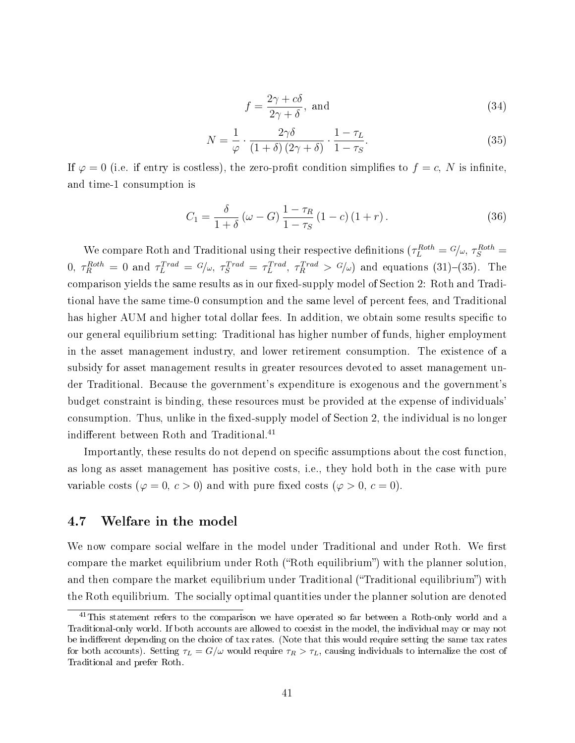$$f = \frac{2\gamma + c\delta}{2\gamma + \delta}, \text{ and} \tag{34}$$

$$N = \frac{1}{\varphi} \cdot \frac{2\gamma\delta}{(1+\delta)(2\gamma+\delta)} \cdot \frac{1-\tau_L}{1-\tau_S}. \tag{35}$$

If $\varphi = 0$ (i.e. if entry is costless), the zero-profit condition simplifies to $f = c$, $N$ is infinite, and time-1 consumption is

$$C_1 = \frac{\delta}{1+\delta}(\omega - G)\frac{1-\tau_R}{1-\tau_S}(1-c)(1+r). \tag{36}$$

We compare Roth and Traditional using their respective definitions ($\tau_L^{Roth} = G/\omega$, $\tau_S^{Roth} = 0$, $\tau_R^{Roth} = 0$ and $\tau_L^{Trad} = G/\omega$, $\tau_S^{Trad} = \tau_L^{Trad}$, $\tau_R^{Trad} > G/\omega$) and equations (31)–(35). The comparison yields the same results as in our fixed-supply model of Section 2: Roth and Traditional have the same time-0 consumption and the same level of percent fees, and Traditional has higher AUM and higher total dollar fees. In addition, we obtain some results specific to our general equilibrium setting: Traditional has higher number of funds, higher employment in the asset management industry, and lower retirement consumption. The existence of a subsidy for asset management results in greater resources devoted to asset management under Traditional. Because the government's expenditure is exogenous and the government's budget constraint is binding, these resources must be provided at the expense of individuals' consumption. Thus, unlike in the fixed-supply model of Section 2, the individual is no longer indifferent between Roth and Traditional.[41]

Importantly, these results do not depend on specific assumptions about the cost function, as long as asset management has positive costs, i.e., they hold both in the case with pure variable costs ($\varphi = 0$, $c > 0$) and with pure fixed costs ($\varphi > 0$, $c = 0$).

## 4.7 Welfare in the model

We now compare social welfare in the model under Traditional and under Roth. We first compare the market equilibrium under Roth ("Roth equilibrium") with the planner solution, and then compare the market equilibrium under Traditional ("Traditional equilibrium") with the Roth equilibrium. The socially optimal quantities under the planner solution are denoted

[41] This statement refers to the comparison we have operated so far between a Roth-only world and a Traditional-only world. If both accounts are allowed to coexist in the model, the individual may or may not be indifferent depending on the choice of tax rates. (Note that this would require setting the same tax rates for both accounts). Setting $\tau_L = G/\omega$ would require $\tau_R > \tau_L$, causing individuals to internalize the cost of Traditional and prefer Roth.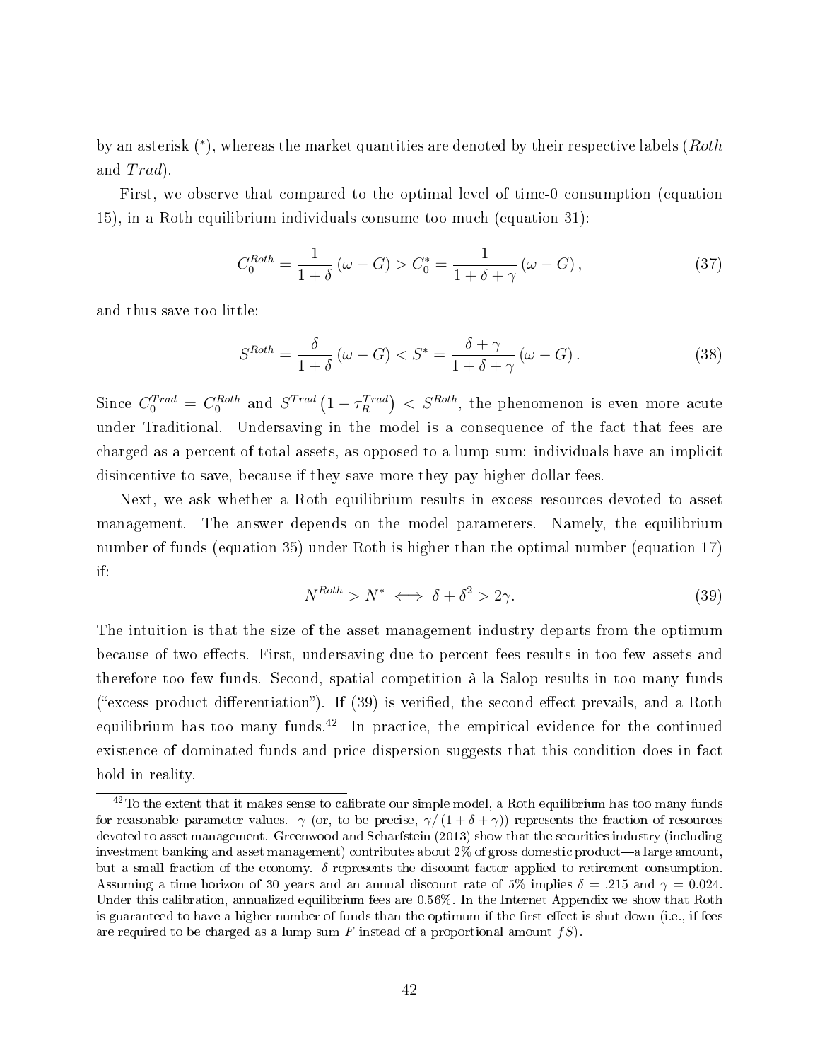by an asterisk (*), whereas the market quantities are denoted by their respective labels (*Roth* and *Trad*).

First, we observe that compared to the optimal level of time-0 consumption (equation 15), in a Roth equilibrium individuals consume too much (equation 31):

$$C_0^{Roth} = \frac{1}{1+\delta}(\omega - G) > C_0^* = \frac{1}{1+\delta+\gamma}(\omega - G), \tag{37}$$

and thus save too little:

$$S^{Roth} = \frac{\delta}{1+\delta}(\omega - G) < S^* = \frac{\delta+\gamma}{1+\delta+\gamma}(\omega - G). \tag{38}$$

Since $C_0^{Trad} = C_0^{Roth}$ and $S^{Trad}\left(1-\tau_R^{Trad}\right) < S^{Roth}$, the phenomenon is even more acute under Traditional. Undersaving in the model is a consequence of the fact that fees are charged as a percent of total assets, as opposed to a lump sum: individuals have an implicit disincentive to save, because if they save more they pay higher dollar fees.

Next, we ask whether a Roth equilibrium results in excess resources devoted to asset management. The answer depends on the model parameters. Namely, the equilibrium number of funds (equation 35) under Roth is higher than the optimal number (equation 17) if:

$$N^{Roth} > N^* \iff \delta + \delta^2 > 2\gamma. \tag{39}$$

The intuition is that the size of the asset management industry departs from the optimum because of two effects. First, undersaving due to percent fees results in too few assets and therefore too few funds. Second, spatial competition à la Salop results in too many funds ("excess product differentiation"). If (39) is verified, the second effect prevails, and a Roth equilibrium has too many funds.[42] In practice, the empirical evidence for the continued existence of dominated funds and price dispersion suggests that this condition does in fact hold in reality.

[42] To the extent that it makes sense to calibrate our simple model, a Roth equilibrium has too many funds for reasonable parameter values. $\gamma$ (or, to be precise, $\gamma/(1+\delta+\gamma)$) represents the fraction of resources devoted to asset management. Greenwood and Scharfstein (2013) show that the securities industry (including investment banking and asset management) contributes about 2% of gross domestic product—a large amount, but a small fraction of the economy. $\delta$ represents the discount factor applied to retirement consumption. Assuming a time horizon of 30 years and an annual discount rate of 5% implies $\delta = .215$ and $\gamma = 0.024$. Under this calibration, annualized equilibrium fees are 0.56%. In the Internet Appendix we show that Roth is guaranteed to have a higher number of funds than the optimum if the first effect is shut down (i.e., if fees are required to be charged as a lump sum $F$ instead of a proportional amount $fS$).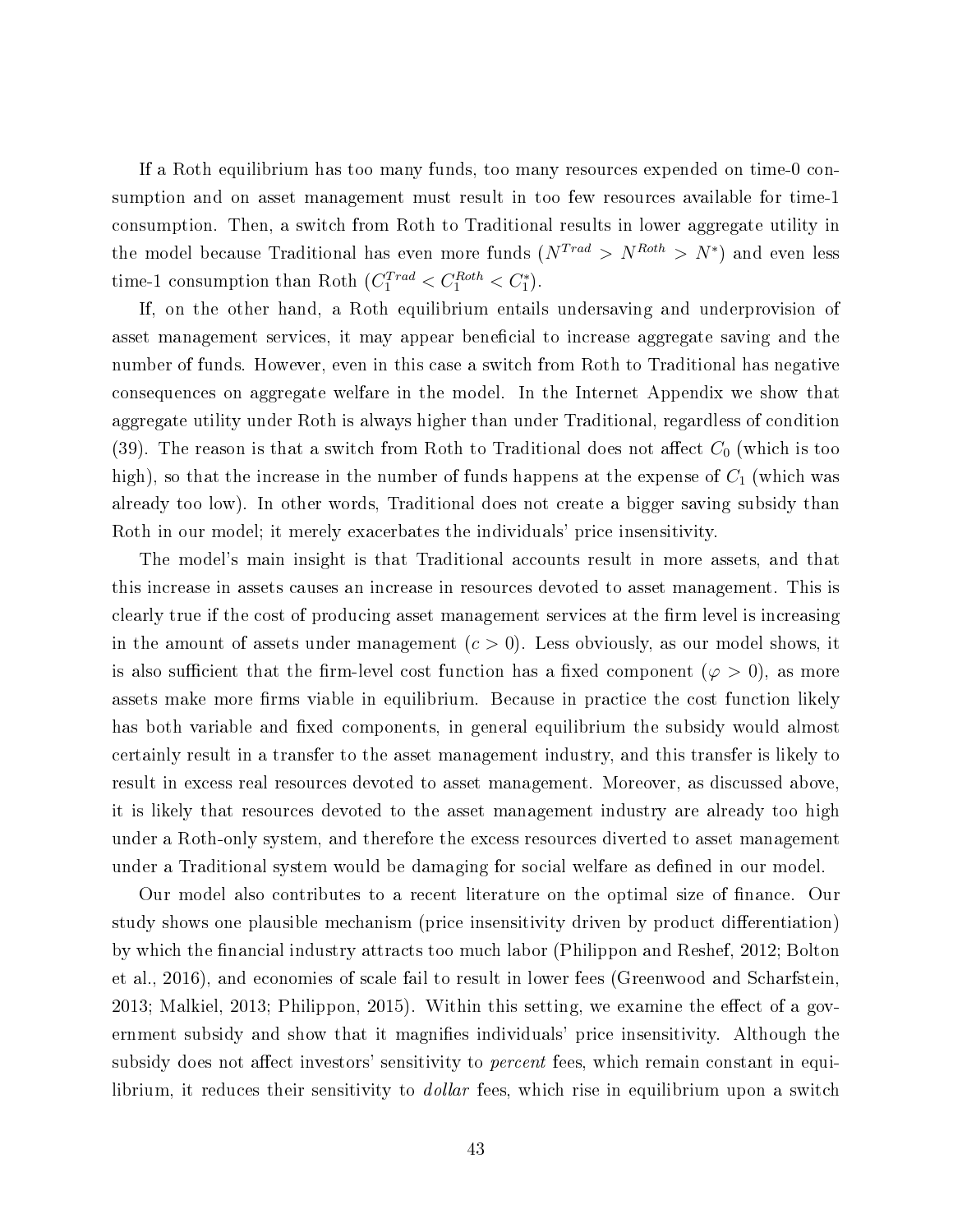If a Roth equilibrium has too many funds, too many resources expended on time-0 consumption and on asset management must result in too few resources available for time-1 consumption. Then, a switch from Roth to Traditional results in lower aggregate utility in the model because Traditional has even more funds ($N^{Trad} > N^{Roth} > N^*$) and even less time-1 consumption than Roth ($C_1^{Trad} < C_1^{Roth} < C_1^*$).

If, on the other hand, a Roth equilibrium entails undersaving and underprovision of asset management services, it may appear beneficial to increase aggregate saving and the number of funds. However, even in this case a switch from Roth to Traditional has negative consequences on aggregate welfare in the model. In the Internet Appendix we show that aggregate utility under Roth is always higher than under Traditional, regardless of condition (39). The reason is that a switch from Roth to Traditional does not affect $C_0$ (which is too high), so that the increase in the number of funds happens at the expense of $C_1$ (which was already too low). In other words, Traditional does not create a bigger saving subsidy than Roth in our model; it merely exacerbates the individuals' price insensitivity.

The model's main insight is that Traditional accounts result in more assets, and that this increase in assets causes an increase in resources devoted to asset management. This is clearly true if the cost of producing asset management services at the firm level is increasing in the amount of assets under management ($c > 0$). Less obviously, as our model shows, it is also sufficient that the firm-level cost function has a fixed component ($\varphi > 0$), as more assets make more firms viable in equilibrium. Because in practice the cost function likely has both variable and fixed components, in general equilibrium the subsidy would almost certainly result in a transfer to the asset management industry, and this transfer is likely to result in excess real resources devoted to asset management. Moreover, as discussed above, it is likely that resources devoted to the asset management industry are already too high under a Roth-only system, and therefore the excess resources diverted to asset management under a Traditional system would be damaging for social welfare as defined in our model.

Our model also contributes to a recent literature on the optimal size of finance. Our study shows one plausible mechanism (price insensitivity driven by product differentiation) by which the financial industry attracts too much labor (Philippon and Reshef, 2012; Bolton et al., 2016), and economies of scale fail to result in lower fees (Greenwood and Scharfstein, 2013; Malkiel, 2013; Philippon, 2015). Within this setting, we examine the effect of a government subsidy and show that it magnifies individuals' price insensitivity. Although the subsidy does not affect investors' sensitivity to *percent* fees, which remain constant in equilibrium, it reduces their sensitivity to *dollar* fees, which rise in equilibrium upon a switch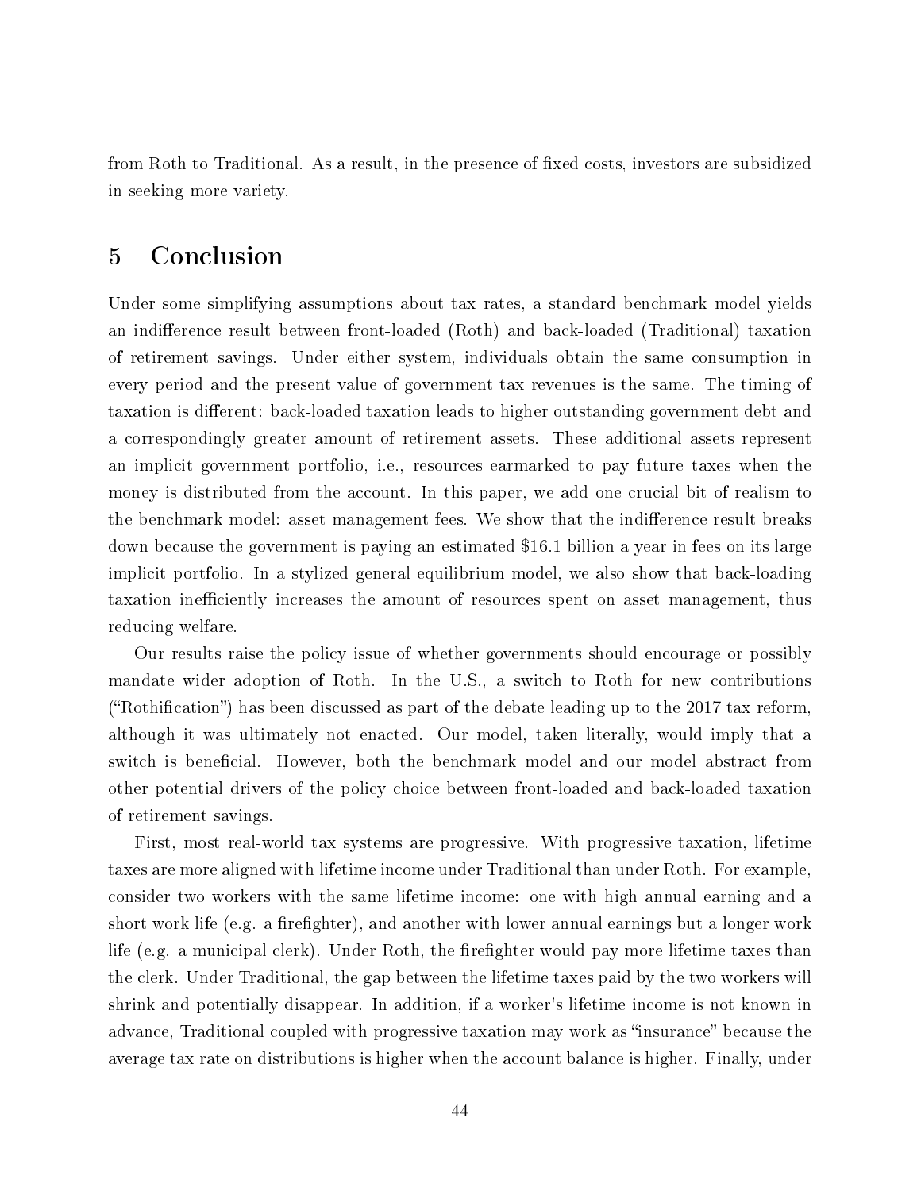from Roth to Traditional. As a result, in the presence of fixed costs, investors are subsidized in seeking more variety.

# 5 Conclusion

Under some simplifying assumptions about tax rates, a standard benchmark model yields an indifference result between front-loaded (Roth) and back-loaded (Traditional) taxation of retirement savings. Under either system, individuals obtain the same consumption in every period and the present value of government tax revenues is the same. The timing of taxation is different: back-loaded taxation leads to higher outstanding government debt and a correspondingly greater amount of retirement assets. These additional assets represent an implicit government portfolio, i.e., resources earmarked to pay future taxes when the money is distributed from the account. In this paper, we add one crucial bit of realism to the benchmark model: asset management fees. We show that the indifference result breaks down because the government is paying an estimated $16.1 billion a year in fees on its large implicit portfolio. In a stylized general equilibrium model, we also show that back-loading taxation inefficiently increases the amount of resources spent on asset management, thus reducing welfare.

Our results raise the policy issue of whether governments should encourage or possibly mandate wider adoption of Roth. In the U.S., a switch to Roth for new contributions ("Rothification") has been discussed as part of the debate leading up to the 2017 tax reform, although it was ultimately not enacted. Our model, taken literally, would imply that a switch is beneficial. However, both the benchmark model and our model abstract from other potential drivers of the policy choice between front-loaded and back-loaded taxation of retirement savings.

First, most real-world tax systems are progressive. With progressive taxation, lifetime taxes are more aligned with lifetime income under Traditional than under Roth. For example, consider two workers with the same lifetime income: one with high annual earning and a short work life (e.g. a firefighter), and another with lower annual earnings but a longer work life (e.g. a municipal clerk). Under Roth, the firefighter would pay more lifetime taxes than the clerk. Under Traditional, the gap between the lifetime taxes paid by the two workers will shrink and potentially disappear. In addition, if a worker's lifetime income is not known in advance, Traditional coupled with progressive taxation may work as "insurance" because the average tax rate on distributions is higher when the account balance is higher. Finally, under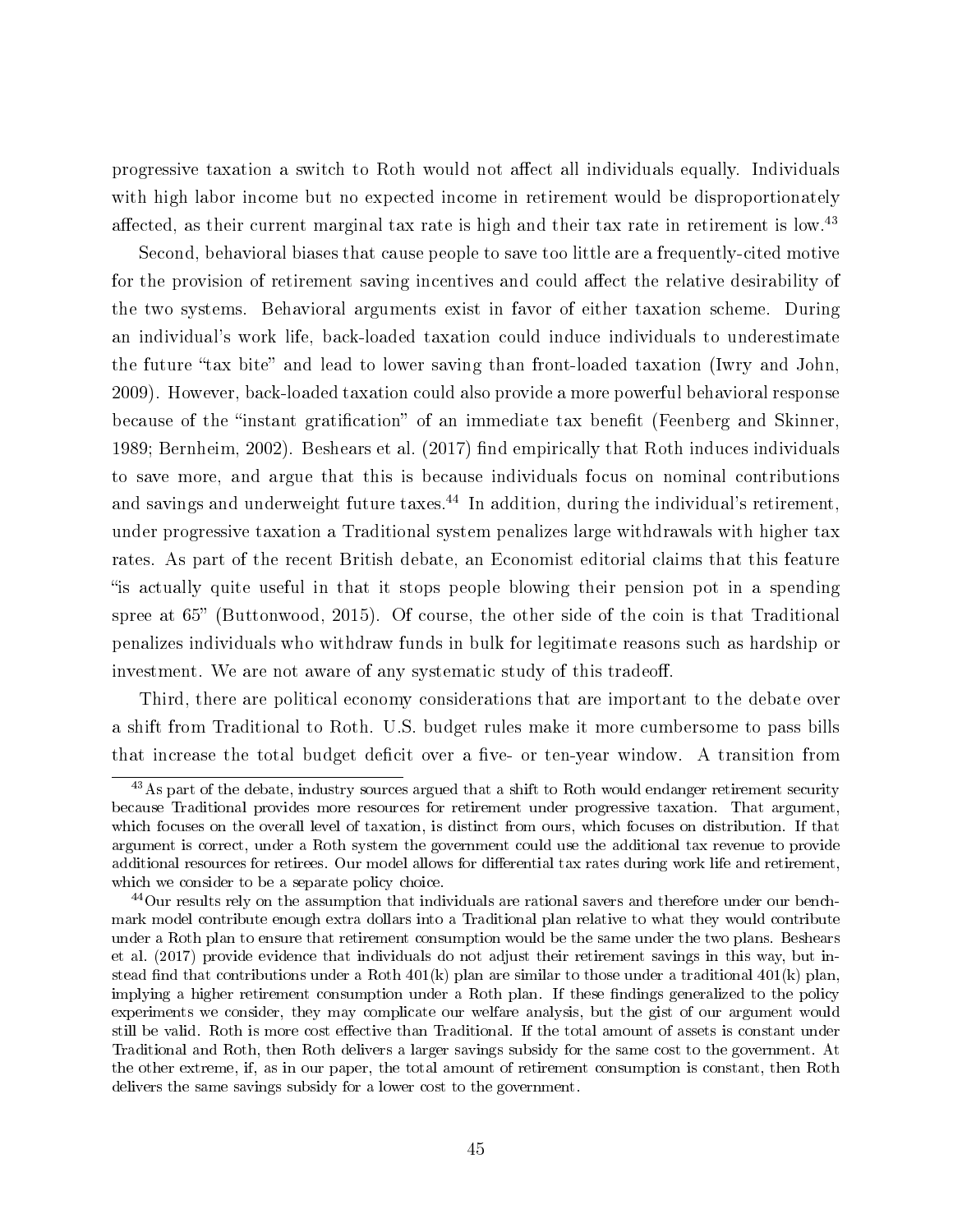progressive taxation a switch to Roth would not affect all individuals equally. Individuals with high labor income but no expected income in retirement would be disproportionately affected, as their current marginal tax rate is high and their tax rate in retirement is low.[43]

Second, behavioral biases that cause people to save too little are a frequently-cited motive for the provision of retirement saving incentives and could affect the relative desirability of the two systems. Behavioral arguments exist in favor of either taxation scheme. During an individual's work life, back-loaded taxation could induce individuals to underestimate the future "tax bite" and lead to lower saving than front-loaded taxation (Iwry and John, 2009). However, back-loaded taxation could also provide a more powerful behavioral response because of the "instant gratification" of an immediate tax benefit (Feenberg and Skinner, 1989; Bernheim, 2002). Beshears et al. (2017) find empirically that Roth induces individuals to save more, and argue that this is because individuals focus on nominal contributions and savings and underweight future taxes.[44] In addition, during the individual's retirement, under progressive taxation a Traditional system penalizes large withdrawals with higher tax rates. As part of the recent British debate, an Economist editorial claims that this feature "is actually quite useful in that it stops people blowing their pension pot in a spending spree at 65" (Buttonwood, 2015). Of course, the other side of the coin is that Traditional penalizes individuals who withdraw funds in bulk for legitimate reasons such as hardship or investment. We are not aware of any systematic study of this tradeoff.

Third, there are political economy considerations that are important to the debate over a shift from Traditional to Roth. U.S. budget rules make it more cumbersome to pass bills that increase the total budget deficit over a five- or ten-year window. A transition from

[43] As part of the debate, industry sources argued that a shift to Roth would endanger retirement security because Traditional provides more resources for retirement under progressive taxation. That argument, which focuses on the overall level of taxation, is distinct from ours, which focuses on distribution. If that argument is correct, under a Roth system the government could use the additional tax revenue to provide additional resources for retirees. Our model allows for differential tax rates during work life and retirement, which we consider to be a separate policy choice.

[44] Our results rely on the assumption that individuals are rational savers and therefore under our benchmark model contribute enough extra dollars into a Traditional plan relative to what they would contribute under a Roth plan to ensure that retirement consumption would be the same under the two plans. Beshears et al. (2017) provide evidence that individuals do not adjust their retirement savings in this way, but instead find that contributions under a Roth 401(k) plan are similar to those under a traditional 401(k) plan, implying a higher retirement consumption under a Roth plan. If these findings generalized to the policy experiments we consider, they may complicate our welfare analysis, but the gist of our argument would still be valid. Roth is more cost effective than Traditional. If the total amount of assets is constant under Traditional and Roth, then Roth delivers a larger savings subsidy for the same cost to the government. At the other extreme, if, as in our paper, the total amount of retirement consumption is constant, then Roth delivers the same savings subsidy for a lower cost to the government.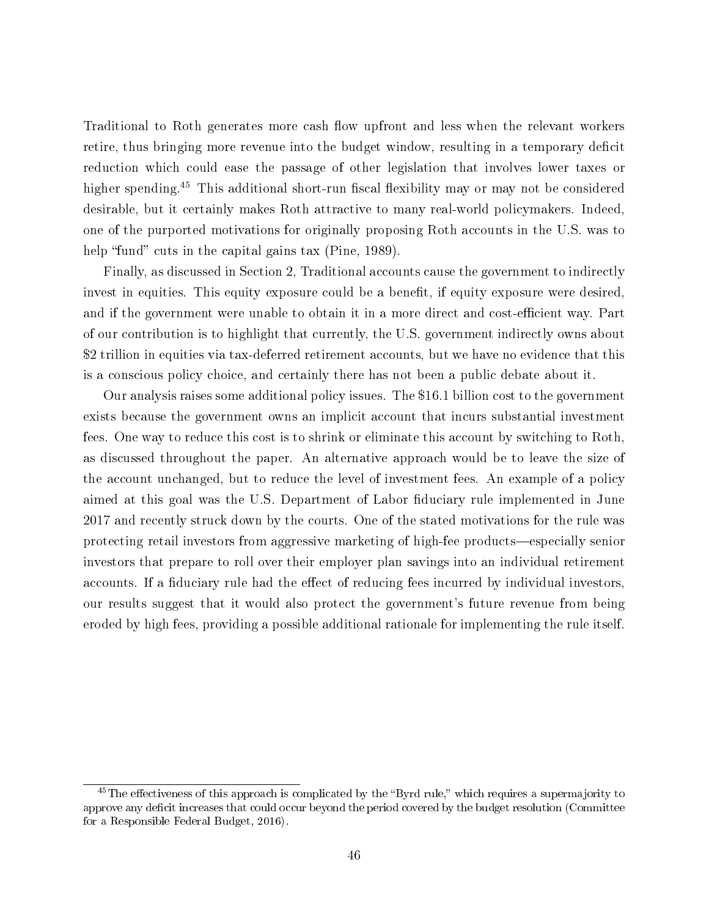Traditional to Roth generates more cash flow upfront and less when the relevant workers retire, thus bringing more revenue into the budget window, resulting in a temporary deficit reduction which could ease the passage of other legislation that involves lower taxes or higher spending.[45] This additional short-run fiscal flexibility may or may not be considered desirable, but it certainly makes Roth attractive to many real-world policymakers. Indeed, one of the purported motivations for originally proposing Roth accounts in the U.S. was to help "fund" cuts in the capital gains tax (Pine, 1989).

Finally, as discussed in Section 2, Traditional accounts cause the government to indirectly invest in equities. This equity exposure could be a benefit, if equity exposure were desired, and if the government were unable to obtain it in a more direct and cost-efficient way. Part of our contribution is to highlight that currently, the U.S. government indirectly owns about $2 trillion in equities via tax-deferred retirement accounts, but we have no evidence that this is a conscious policy choice, and certainly there has not been a public debate about it.

Our analysis raises some additional policy issues. The $16.1 billion cost to the government exists because the government owns an implicit account that incurs substantial investment fees. One way to reduce this cost is to shrink or eliminate this account by switching to Roth, as discussed throughout the paper. An alternative approach would be to leave the size of the account unchanged, but to reduce the level of investment fees. An example of a policy aimed at this goal was the U.S. Department of Labor fiduciary rule implemented in June 2017 and recently struck down by the courts. One of the stated motivations for the rule was protecting retail investors from aggressive marketing of high-fee products—especially senior investors that prepare to roll over their employer plan savings into an individual retirement accounts. If a fiduciary rule had the effect of reducing fees incurred by individual investors, our results suggest that it would also protect the government's future revenue from being eroded by high fees, providing a possible additional rationale for implementing the rule itself.

[45] The effectiveness of this approach is complicated by the "Byrd rule," which requires a supermajority to approve any deficit increases that could occur beyond the period covered by the budget resolution (Committee for a Responsible Federal Budget, 2016).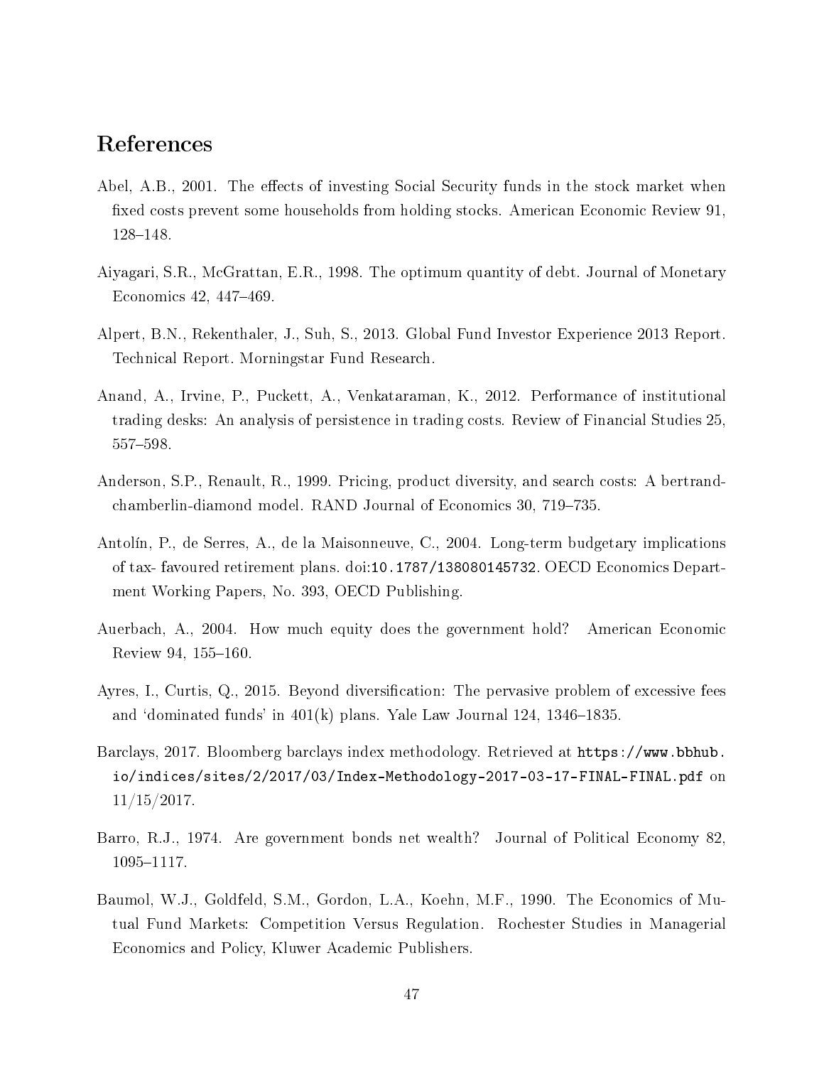## References

Abel, A.B., 2001. The effects of investing Social Security funds in the stock market when fixed costs prevent some households from holding stocks. American Economic Review 91, 128–148.

Aiyagari, S.R., McGrattan, E.R., 1998. The optimum quantity of debt. Journal of Monetary Economics 42, 447–469.

Alpert, B.N., Rekenthaler, J., Suh, S., 2013. Global Fund Investor Experience 2013 Report. Technical Report. Morningstar Fund Research.

Anand, A., Irvine, P., Puckett, A., Venkataraman, K., 2012. Performance of institutional trading desks: An analysis of persistence in trading costs. Review of Financial Studies 25, 557–598.

Anderson, S.P., Renault, R., 1999. Pricing, product diversity, and search costs: A bertrand-chamberlin-diamond model. RAND Journal of Economics 30, 719–735.

Antolín, P., de Serres, A., de la Maisonneuve, C., 2004. Long-term budgetary implications of tax- favoured retirement plans. doi:`10.1787/138080145732`. OECD Economics Department Working Papers, No. 393, OECD Publishing.

Auerbach, A., 2004. How much equity does the government hold? American Economic Review 94, 155–160.

Ayres, I., Curtis, Q., 2015. Beyond diversification: The pervasive problem of excessive fees and 'dominated funds' in 401(k) plans. Yale Law Journal 124, 1346–1835.

Barclays, 2017. Bloomberg barclays index methodology. Retrieved at `https://www.bbhub.io/indices/sites/2/2017/03/Index-Methodology-2017-03-17-FINAL-FINAL.pdf` on 11/15/2017.

Barro, R.J., 1974. Are government bonds net wealth? Journal of Political Economy 82, 1095–1117.

Baumol, W.J., Goldfeld, S.M., Gordon, L.A., Koehn, M.F., 1990. The Economics of Mutual Fund Markets: Competition Versus Regulation. Rochester Studies in Managerial Economics and Policy, Kluwer Academic Publishers.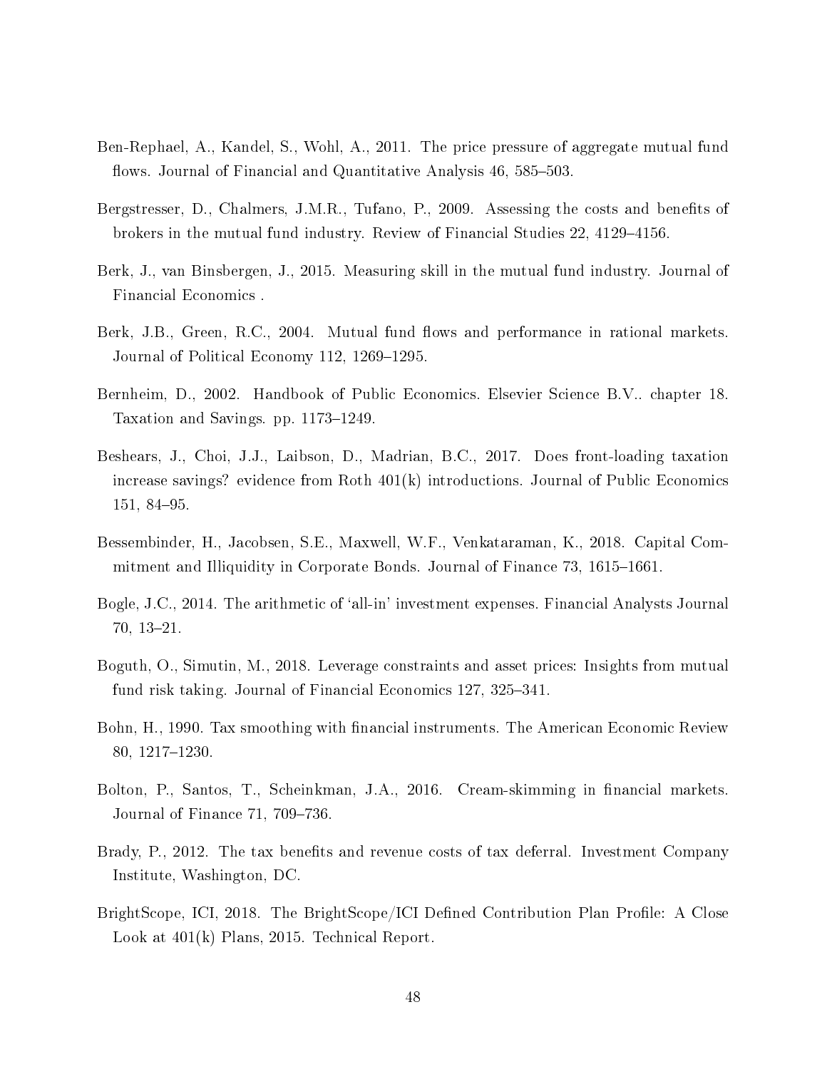Ben-Rephael, A., Kandel, S., Wohl, A., 2011. The price pressure of aggregate mutual fund flows. Journal of Financial and Quantitative Analysis 46, 585–503.

Bergstresser, D., Chalmers, J.M.R., Tufano, P., 2009. Assessing the costs and benefits of brokers in the mutual fund industry. Review of Financial Studies 22, 4129–4156.

Berk, J., van Binsbergen, J., 2015. Measuring skill in the mutual fund industry. Journal of Financial Economics .

Berk, J.B., Green, R.C., 2004. Mutual fund flows and performance in rational markets. Journal of Political Economy 112, 1269–1295.

Bernheim, D., 2002. Handbook of Public Economics. Elsevier Science B.V.. chapter 18. Taxation and Savings. pp. 1173–1249.

Beshears, J., Choi, J.J., Laibson, D., Madrian, B.C., 2017. Does front-loading taxation increase savings? evidence from Roth 401(k) introductions. Journal of Public Economics 151, 84–95.

Bessembinder, H., Jacobsen, S.E., Maxwell, W.F., Venkataraman, K., 2018. Capital Commitment and Illiquidity in Corporate Bonds. Journal of Finance 73, 1615–1661.

Bogle, J.C., 2014. The arithmetic of 'all-in' investment expenses. Financial Analysts Journal 70, 13–21.

Boguth, O., Simutin, M., 2018. Leverage constraints and asset prices: Insights from mutual fund risk taking. Journal of Financial Economics 127, 325–341.

Bohn, H., 1990. Tax smoothing with financial instruments. The American Economic Review 80, 1217–1230.

Bolton, P., Santos, T., Scheinkman, J.A., 2016. Cream-skimming in financial markets. Journal of Finance 71, 709–736.

Brady, P., 2012. The tax benefits and revenue costs of tax deferral. Investment Company Institute, Washington, DC.

BrightScope, ICI, 2018. The BrightScope/ICI Defined Contribution Plan Profile: A Close Look at 401(k) Plans, 2015. Technical Report.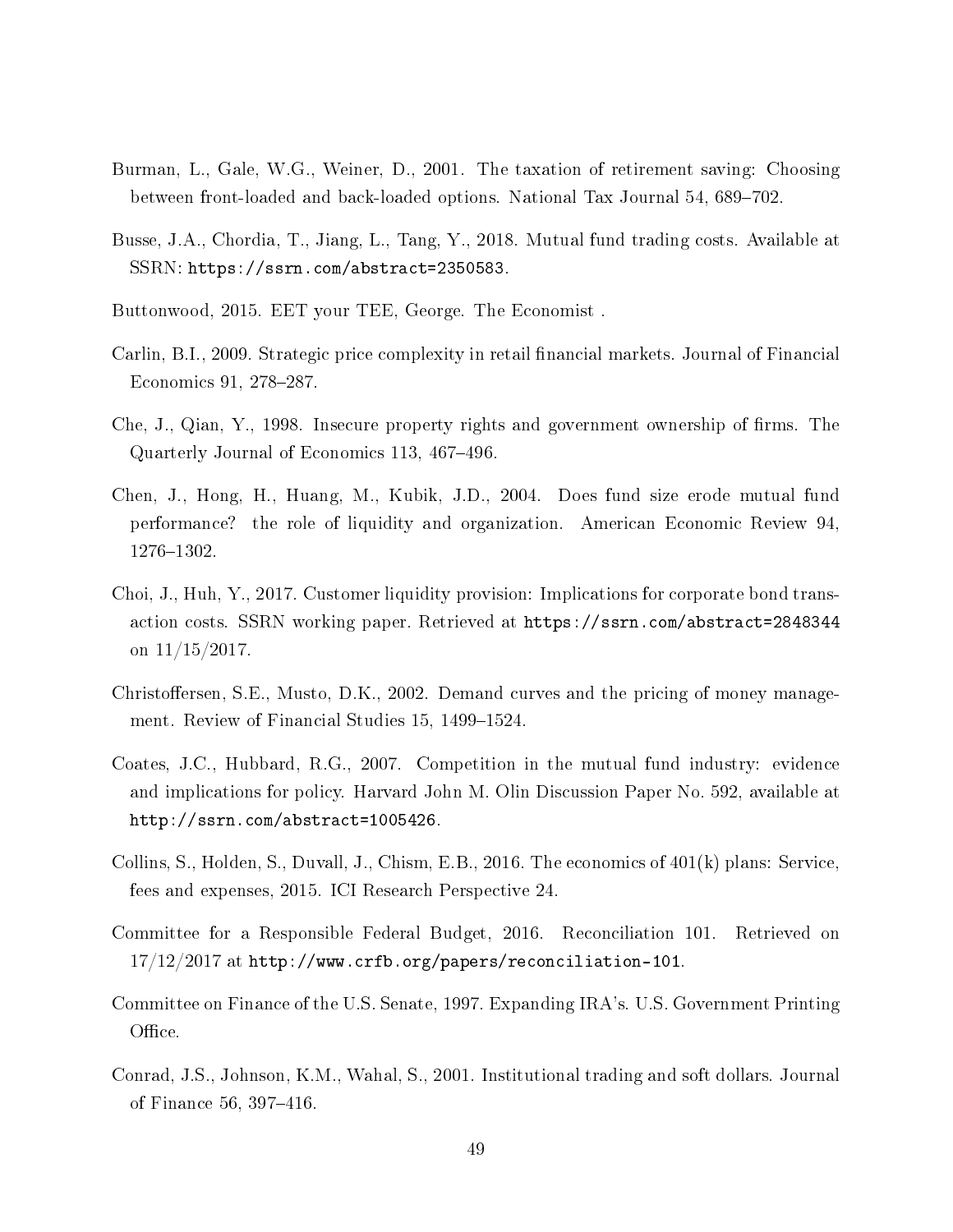Burman, L., Gale, W.G., Weiner, D., 2001. The taxation of retirement saving: Choosing between front-loaded and back-loaded options. National Tax Journal 54, 689–702.

Busse, J.A., Chordia, T., Jiang, L., Tang, Y., 2018. Mutual fund trading costs. Available at SSRN: https://ssrn.com/abstract=2350583.

Buttonwood, 2015. EET your TEE, George. The Economist .

Carlin, B.I., 2009. Strategic price complexity in retail financial markets. Journal of Financial Economics 91, 278–287.

Che, J., Qian, Y., 1998. Insecure property rights and government ownership of firms. The Quarterly Journal of Economics 113, 467–496.

Chen, J., Hong, H., Huang, M., Kubik, J.D., 2004. Does fund size erode mutual fund performance? the role of liquidity and organization. American Economic Review 94, 1276–1302.

Choi, J., Huh, Y., 2017. Customer liquidity provision: Implications for corporate bond transaction costs. SSRN working paper. Retrieved at https://ssrn.com/abstract=2848344 on 11/15/2017.

Christoffersen, S.E., Musto, D.K., 2002. Demand curves and the pricing of money management. Review of Financial Studies 15, 1499–1524.

Coates, J.C., Hubbard, R.G., 2007. Competition in the mutual fund industry: evidence and implications for policy. Harvard John M. Olin Discussion Paper No. 592, available at http://ssrn.com/abstract=1005426.

Collins, S., Holden, S., Duvall, J., Chism, E.B., 2016. The economics of 401(k) plans: Service, fees and expenses, 2015. ICI Research Perspective 24.

Committee for a Responsible Federal Budget, 2016. Reconciliation 101. Retrieved on 17/12/2017 at http://www.crfb.org/papers/reconciliation-101.

Committee on Finance of the U.S. Senate, 1997. Expanding IRA's. U.S. Government Printing Office.

Conrad, J.S., Johnson, K.M., Wahal, S., 2001. Institutional trading and soft dollars. Journal of Finance 56, 397–416.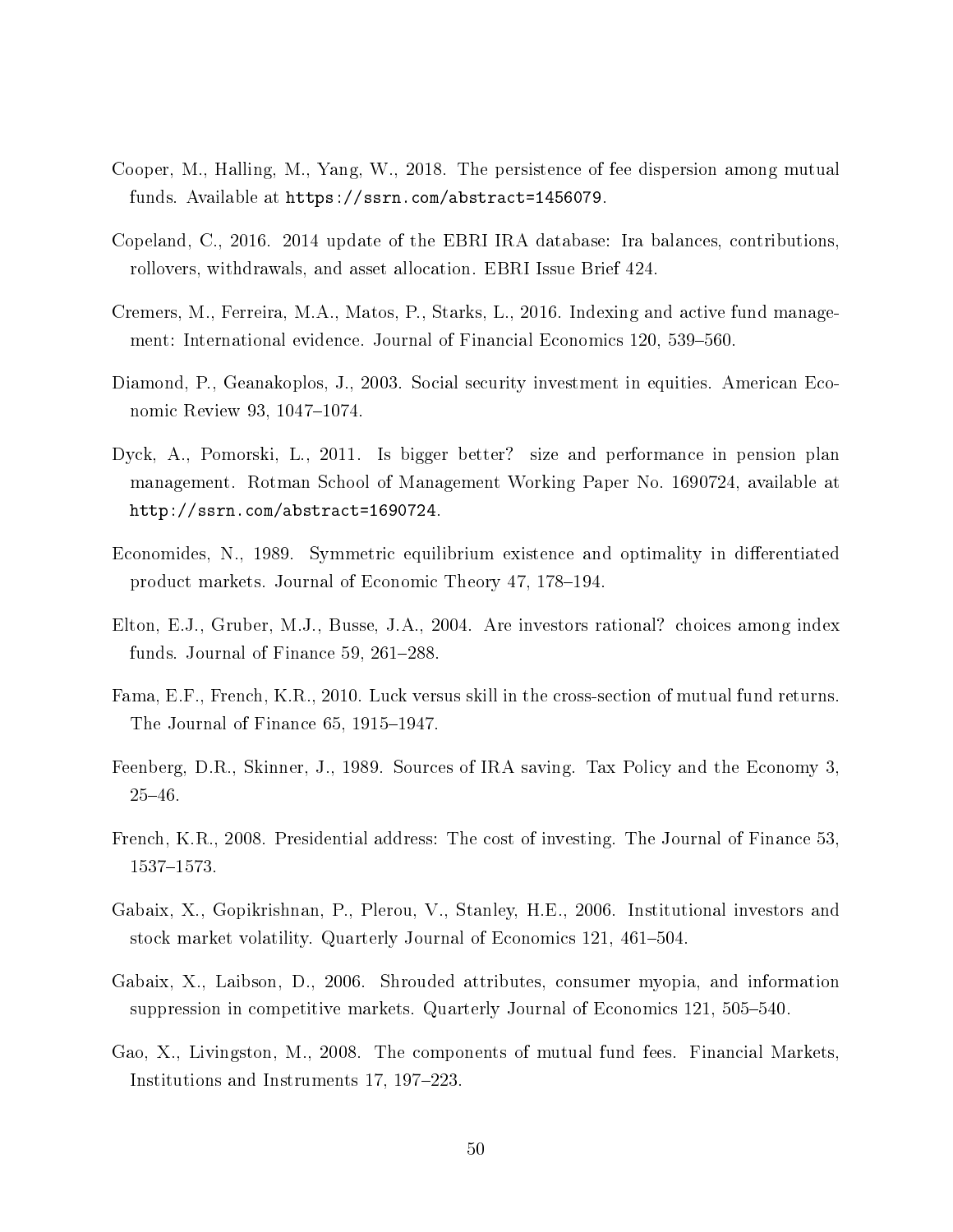Cooper, M., Halling, M., Yang, W., 2018. The persistence of fee dispersion among mutual funds. Available at https://ssrn.com/abstract=1456079.

Copeland, C., 2016. 2014 update of the EBRI IRA database: Ira balances, contributions, rollovers, withdrawals, and asset allocation. EBRI Issue Brief 424.

Cremers, M., Ferreira, M.A., Matos, P., Starks, L., 2016. Indexing and active fund management: International evidence. Journal of Financial Economics 120, 539–560.

Diamond, P., Geanakoplos, J., 2003. Social security investment in equities. American Economic Review 93, 1047–1074.

Dyck, A., Pomorski, L., 2011. Is bigger better? size and performance in pension plan management. Rotman School of Management Working Paper No. 1690724, available at http://ssrn.com/abstract=1690724.

Economides, N., 1989. Symmetric equilibrium existence and optimality in differentiated product markets. Journal of Economic Theory 47, 178–194.

Elton, E.J., Gruber, M.J., Busse, J.A., 2004. Are investors rational? choices among index funds. Journal of Finance 59, 261–288.

Fama, E.F., French, K.R., 2010. Luck versus skill in the cross-section of mutual fund returns. The Journal of Finance 65, 1915–1947.

Feenberg, D.R., Skinner, J., 1989. Sources of IRA saving. Tax Policy and the Economy 3, 25–46.

French, K.R., 2008. Presidential address: The cost of investing. The Journal of Finance 53, 1537–1573.

Gabaix, X., Gopikrishnan, P., Plerou, V., Stanley, H.E., 2006. Institutional investors and stock market volatility. Quarterly Journal of Economics 121, 461–504.

Gabaix, X., Laibson, D., 2006. Shrouded attributes, consumer myopia, and information suppression in competitive markets. Quarterly Journal of Economics 121, 505–540.

Gao, X., Livingston, M., 2008. The components of mutual fund fees. Financial Markets, Institutions and Instruments 17, 197–223.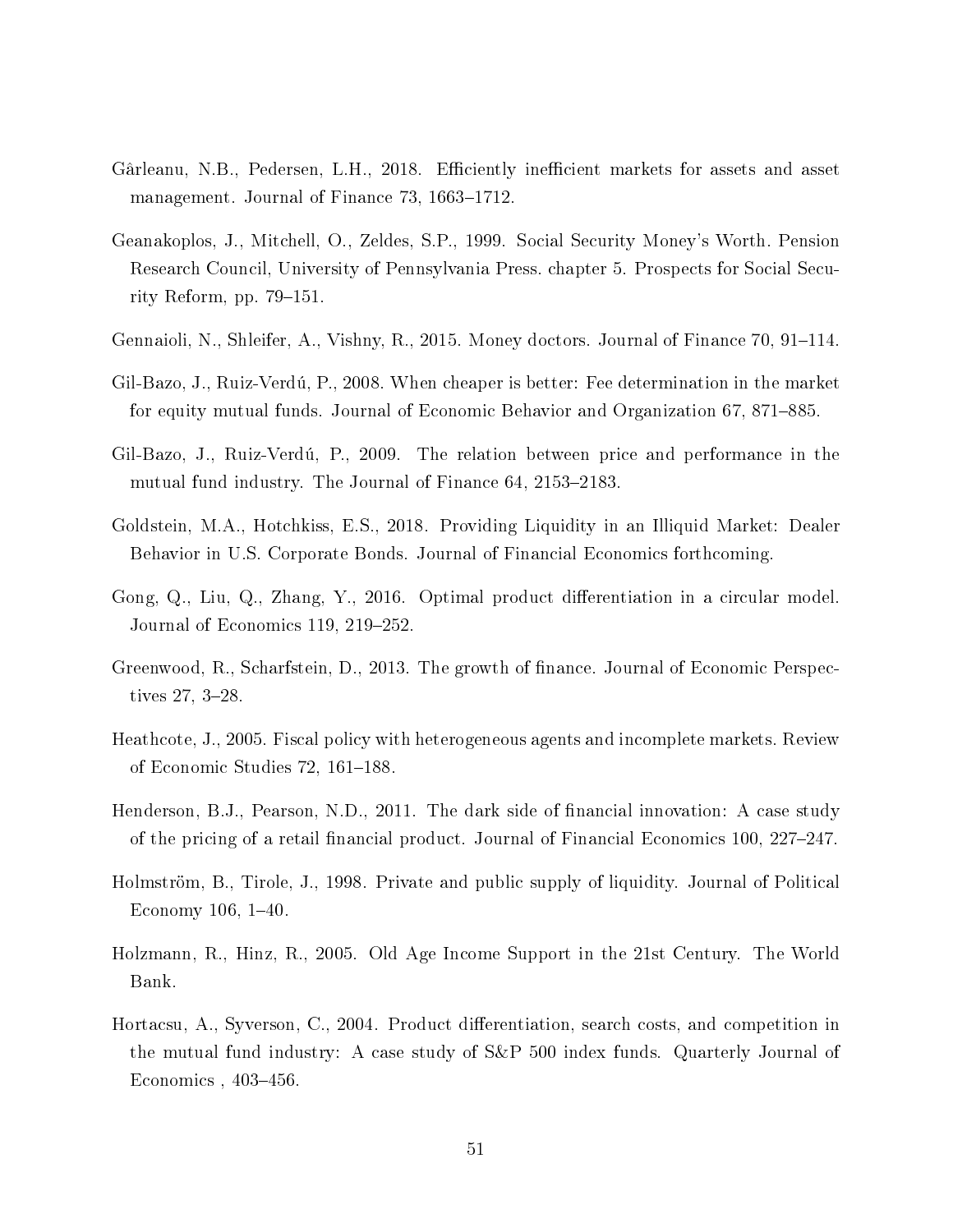Gârleanu, N.B., Pedersen, L.H., 2018. Efficiently inefficient markets for assets and asset management. Journal of Finance 73, 1663–1712.

Geanakoplos, J., Mitchell, O., Zeldes, S.P., 1999. Social Security Money's Worth. Pension Research Council, University of Pennsylvania Press. chapter 5. Prospects for Social Security Reform, pp. 79–151.

Gennaioli, N., Shleifer, A., Vishny, R., 2015. Money doctors. Journal of Finance 70, 91–114.

Gil-Bazo, J., Ruiz-Verdú, P., 2008. When cheaper is better: Fee determination in the market for equity mutual funds. Journal of Economic Behavior and Organization 67, 871–885.

Gil-Bazo, J., Ruiz-Verdú, P., 2009. The relation between price and performance in the mutual fund industry. The Journal of Finance 64, 2153–2183.

Goldstein, M.A., Hotchkiss, E.S., 2018. Providing Liquidity in an Illiquid Market: Dealer Behavior in U.S. Corporate Bonds. Journal of Financial Economics forthcoming.

Gong, Q., Liu, Q., Zhang, Y., 2016. Optimal product differentiation in a circular model. Journal of Economics 119, 219–252.

Greenwood, R., Scharfstein, D., 2013. The growth of finance. Journal of Economic Perspectives 27, 3–28.

Heathcote, J., 2005. Fiscal policy with heterogeneous agents and incomplete markets. Review of Economic Studies 72, 161–188.

Henderson, B.J., Pearson, N.D., 2011. The dark side of financial innovation: A case study of the pricing of a retail financial product. Journal of Financial Economics 100, 227–247.

Holmström, B., Tirole, J., 1998. Private and public supply of liquidity. Journal of Political Economy 106, 1–40.

Holzmann, R., Hinz, R., 2005. Old Age Income Support in the 21st Century. The World Bank.

Hortacsu, A., Syverson, C., 2004. Product differentiation, search costs, and competition in the mutual fund industry: A case study of S&P 500 index funds. Quarterly Journal of Economics , 403–456.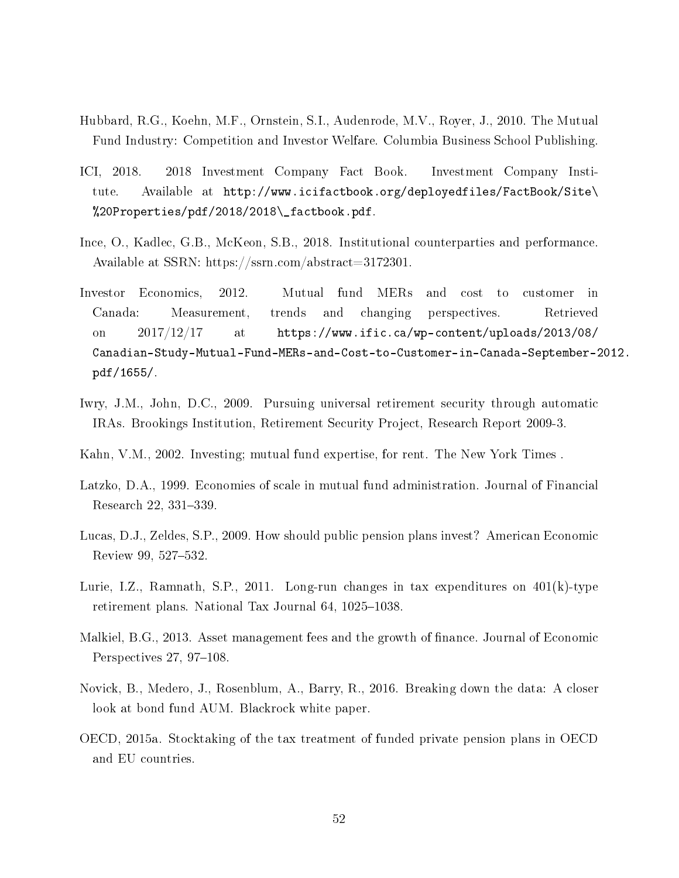Hubbard, R.G., Koehn, M.F., Ornstein, S.I., Audenrode, M.V., Royer, J., 2010. The Mutual Fund Industry: Competition and Investor Welfare. Columbia Business School Publishing.

ICI, 2018. 2018 Investment Company Fact Book. Investment Company Institute. Available at http://www.icifactbook.org/deployedfiles/FactBook/Site\%20Properties/pdf/2018/2018\_factbook.pdf.

Ince, O., Kadlec, G.B., McKeon, S.B., 2018. Institutional counterparties and performance. Available at SSRN: https://ssrn.com/abstract=3172301.

Investor Economics, 2012. Mutual fund MERs and cost to customer in Canada: Measurement, trends and changing perspectives. Retrieved on 2017/12/17 at https://www.ific.ca/wp-content/uploads/2013/08/Canadian-Study-Mutual-Fund-MERs-and-Cost-to-Customer-in-Canada-September-2012.pdf/1655/.

Iwry, J.M., John, D.C., 2009. Pursuing universal retirement security through automatic IRAs. Brookings Institution, Retirement Security Project, Research Report 2009-3.

Kahn, V.M., 2002. Investing; mutual fund expertise, for rent. The New York Times .

Latzko, D.A., 1999. Economies of scale in mutual fund administration. Journal of Financial Research 22, 331–339.

Lucas, D.J., Zeldes, S.P., 2009. How should public pension plans invest? American Economic Review 99, 527–532.

Lurie, I.Z., Ramnath, S.P., 2011. Long-run changes in tax expenditures on 401(k)-type retirement plans. National Tax Journal 64, 1025–1038.

Malkiel, B.G., 2013. Asset management fees and the growth of finance. Journal of Economic Perspectives 27, 97–108.

Novick, B., Medero, J., Rosenblum, A., Barry, R., 2016. Breaking down the data: A closer look at bond fund AUM. Blackrock white paper.

OECD, 2015a. Stocktaking of the tax treatment of funded private pension plans in OECD and EU countries.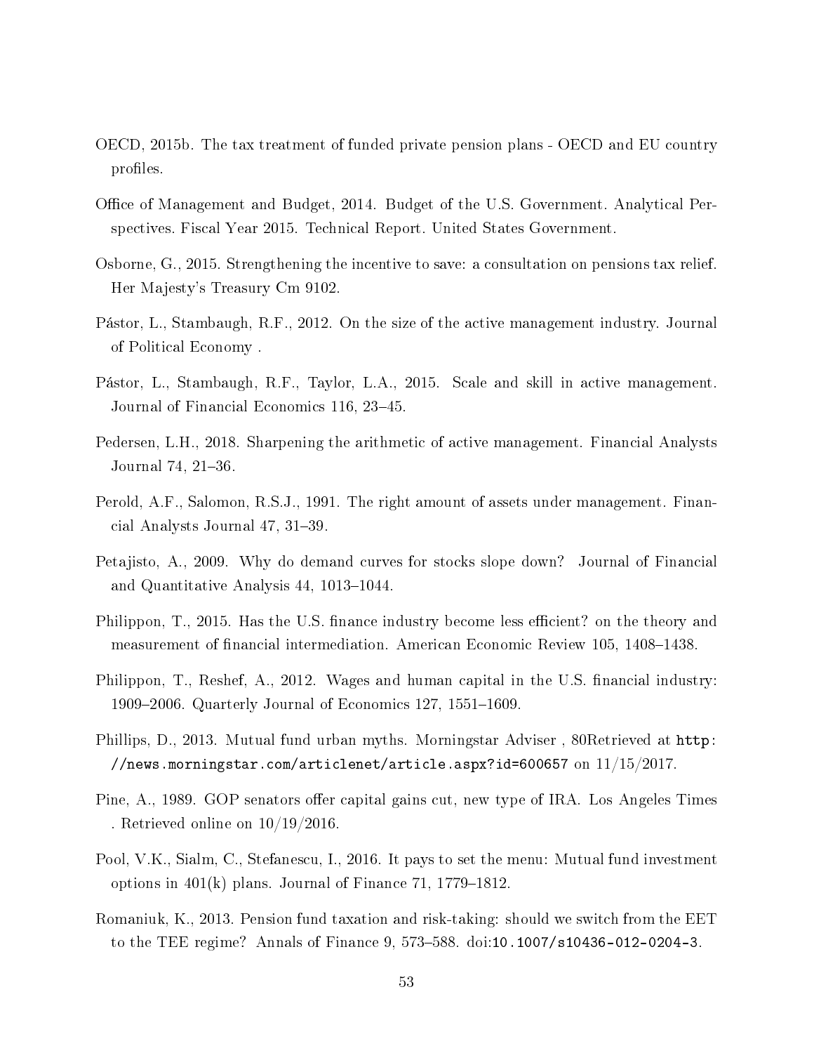OECD, 2015b. The tax treatment of funded private pension plans - OECD and EU country profiles.

Office of Management and Budget, 2014. Budget of the U.S. Government. Analytical Perspectives. Fiscal Year 2015. Technical Report. United States Government.

Osborne, G., 2015. Strengthening the incentive to save: a consultation on pensions tax relief. Her Majesty's Treasury Cm 9102.

Pástor, L., Stambaugh, R.F., 2012. On the size of the active management industry. Journal of Political Economy .

Pástor, L., Stambaugh, R.F., Taylor, L.A., 2015. Scale and skill in active management. Journal of Financial Economics 116, 23–45.

Pedersen, L.H., 2018. Sharpening the arithmetic of active management. Financial Analysts Journal 74, 21–36.

Perold, A.F., Salomon, R.S.J., 1991. The right amount of assets under management. Financial Analysts Journal 47, 31–39.

Petajisto, A., 2009. Why do demand curves for stocks slope down? Journal of Financial and Quantitative Analysis 44, 1013–1044.

Philippon, T., 2015. Has the U.S. finance industry become less efficient? on the theory and measurement of financial intermediation. American Economic Review 105, 1408–1438.

Philippon, T., Reshef, A., 2012. Wages and human capital in the U.S. financial industry: 1909–2006. Quarterly Journal of Economics 127, 1551–1609.

Phillips, D., 2013. Mutual fund urban myths. Morningstar Adviser , 80Retrieved at http://news.morningstar.com/articlenet/article.aspx?id=600657 on 11/15/2017.

Pine, A., 1989. GOP senators offer capital gains cut, new type of IRA. Los Angeles Times . Retrieved online on 10/19/2016.

Pool, V.K., Sialm, C., Stefanescu, I., 2016. It pays to set the menu: Mutual fund investment options in 401(k) plans. Journal of Finance 71, 1779–1812.

Romaniuk, K., 2013. Pension fund taxation and risk-taking: should we switch from the EET to the TEE regime? Annals of Finance 9, 573–588. doi:10.1007/s10436-012-0204-3.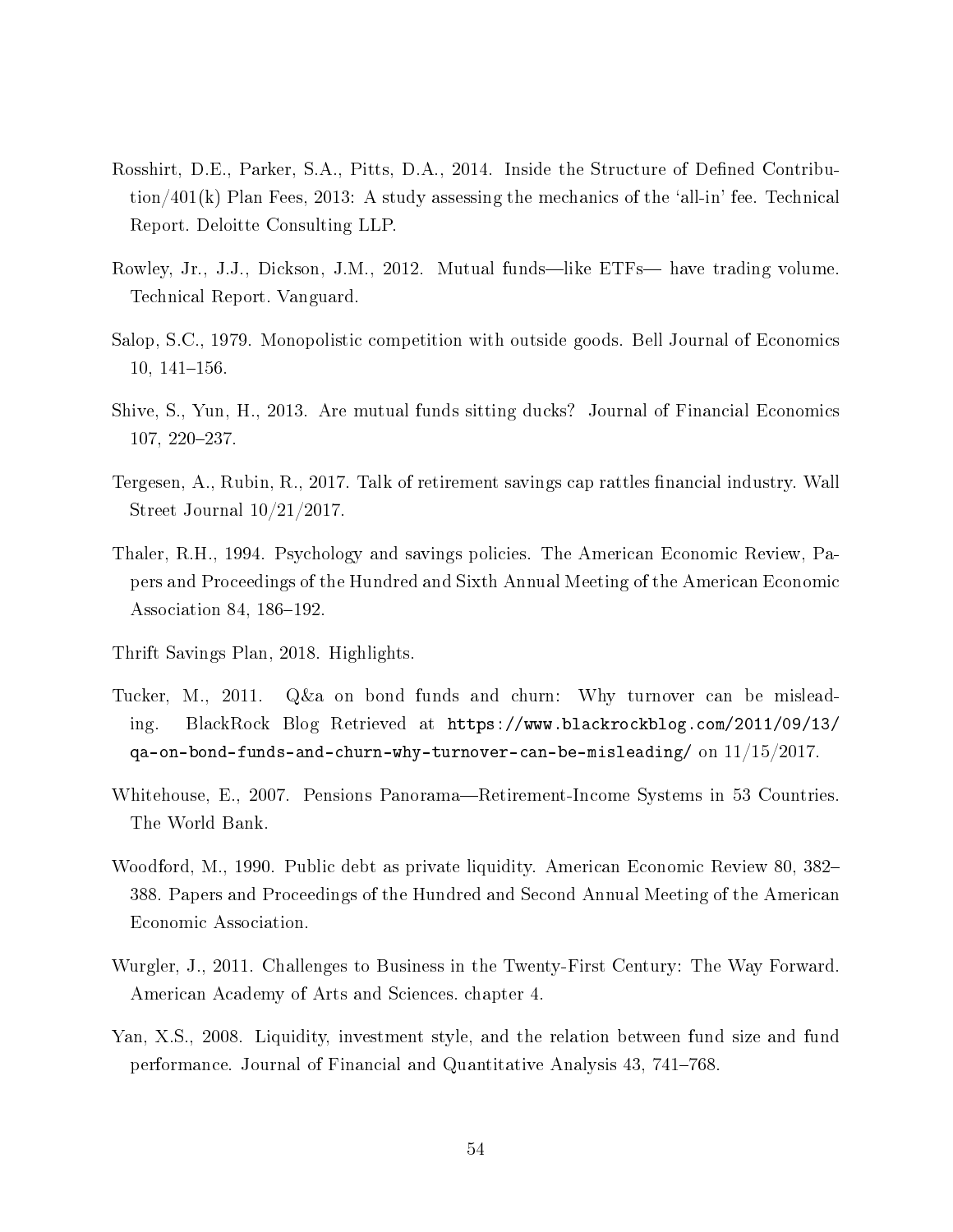Rosshirt, D.E., Parker, S.A., Pitts, D.A., 2014. Inside the Structure of Defined Contribution/401(k) Plan Fees, 2013: A study assessing the mechanics of the 'all-in' fee. Technical Report. Deloitte Consulting LLP.

Rowley, Jr., J.J., Dickson, J.M., 2012. Mutual funds—like ETFs— have trading volume. Technical Report. Vanguard.

Salop, S.C., 1979. Monopolistic competition with outside goods. Bell Journal of Economics 10, 141–156.

Shive, S., Yun, H., 2013. Are mutual funds sitting ducks? Journal of Financial Economics 107, 220–237.

Tergesen, A., Rubin, R., 2017. Talk of retirement savings cap rattles financial industry. Wall Street Journal 10/21/2017.

Thaler, R.H., 1994. Psychology and savings policies. The American Economic Review, Papers and Proceedings of the Hundred and Sixth Annual Meeting of the American Economic Association 84, 186–192.

Thrift Savings Plan, 2018. Highlights.

Tucker, M., 2011. Q&a on bond funds and churn: Why turnover can be misleading. BlackRock Blog Retrieved at `https://www.blackrockblog.com/2011/09/13/qa-on-bond-funds-and-churn-why-turnover-can-be-misleading/` on 11/15/2017.

Whitehouse, E., 2007. Pensions Panorama—Retirement-Income Systems in 53 Countries. The World Bank.

Woodford, M., 1990. Public debt as private liquidity. American Economic Review 80, 382–388. Papers and Proceedings of the Hundred and Second Annual Meeting of the American Economic Association.

Wurgler, J., 2011. Challenges to Business in the Twenty-First Century: The Way Forward. American Academy of Arts and Sciences. chapter 4.

Yan, X.S., 2008. Liquidity, investment style, and the relation between fund size and fund performance. Journal of Financial and Quantitative Analysis 43, 741–768.